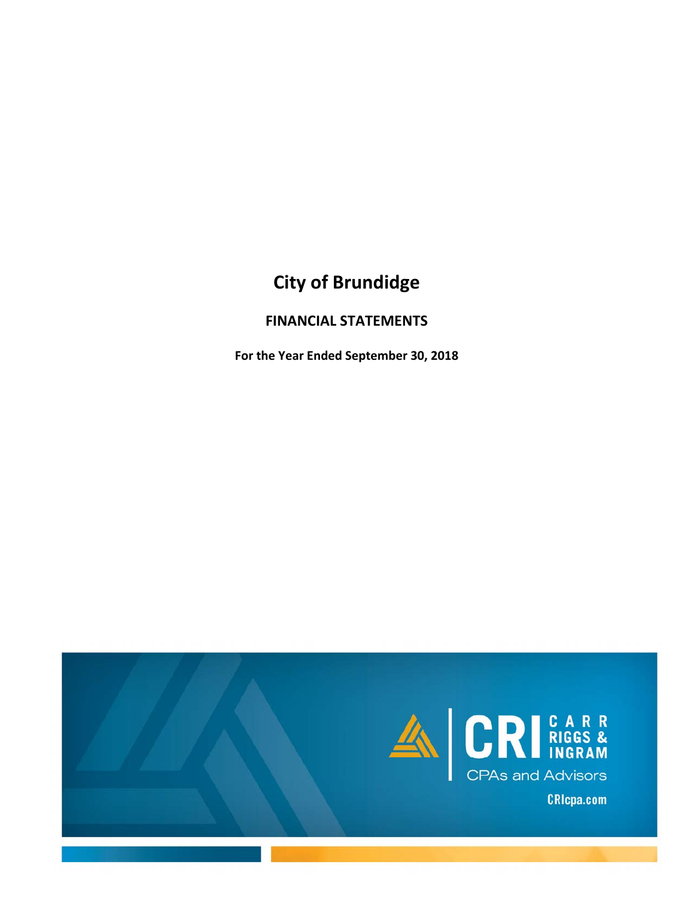# City of Brundidge

## FINANCIAL STATEMENTS

**For the Year Ended September 30, 2018**

CRI CARR RIGGS & INGRAM

CPAs and Advisors

CRIcpa.com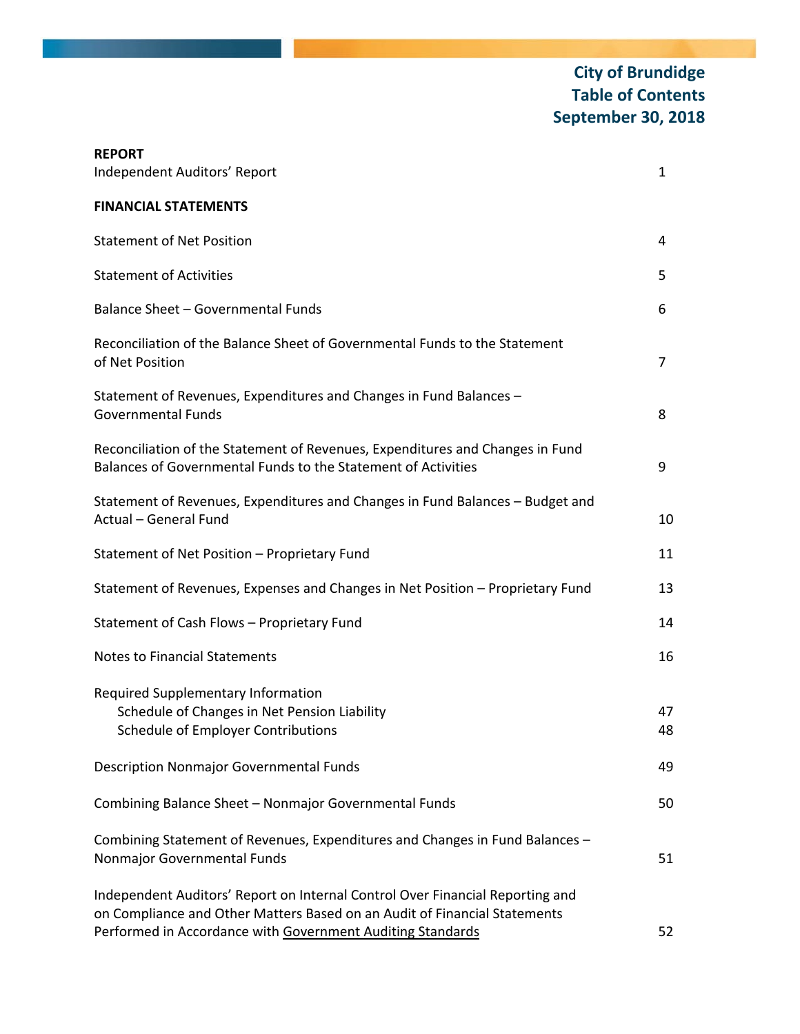# City of Brundidge
# Table of Contents
# September 30, 2018

| | |
|---|---|
| **REPORT** | |
| Independent Auditors' Report | 1 |
| **FINANCIAL STATEMENTS** | |
| Statement of Net Position | 4 |
| Statement of Activities | 5 |
| Balance Sheet – Governmental Funds | 6 |
| Reconciliation of the Balance Sheet of Governmental Funds to the Statement of Net Position | 7 |
| Statement of Revenues, Expenditures and Changes in Fund Balances – Governmental Funds | 8 |
| Reconciliation of the Statement of Revenues, Expenditures and Changes in Fund Balances of Governmental Funds to the Statement of Activities | 9 |
| Statement of Revenues, Expenditures and Changes in Fund Balances – Budget and Actual – General Fund | 10 |
| Statement of Net Position – Proprietary Fund | 11 |
| Statement of Revenues, Expenses and Changes in Net Position – Proprietary Fund | 13 |
| Statement of Cash Flows – Proprietary Fund | 14 |
| Notes to Financial Statements | 16 |
| Required Supplementary Information | |
| Schedule of Changes in Net Pension Liability | 47 |
| Schedule of Employer Contributions | 48 |
| Description Nonmajor Governmental Funds | 49 |
| Combining Balance Sheet – Nonmajor Governmental Funds | 50 |
| Combining Statement of Revenues, Expenditures and Changes in Fund Balances – Nonmajor Governmental Funds | 51 |
| Independent Auditors' Report on Internal Control Over Financial Reporting and on Compliance and Other Matters Based on an Audit of Financial Statements Performed in Accordance with Government Auditing Standards | 52 |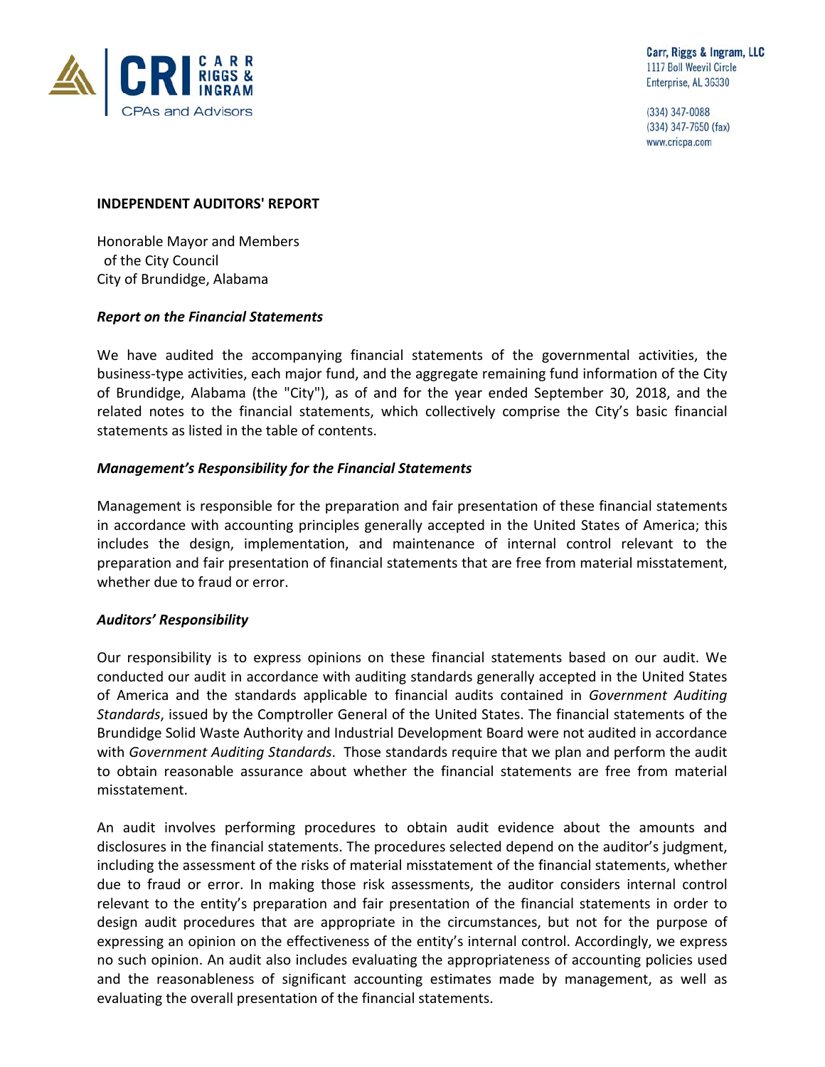Carr, Riggs & Ingram, LLC
1117 Boll Weevil Circle
Enterprise, AL 36330

(334) 347-0088
(334) 347-7650 (fax)
www.cricpa.com

**INDEPENDENT AUDITORS' REPORT**

Honorable Mayor and Members
of the City Council
City of Brundidge, Alabama

***Report on the Financial Statements***

We have audited the accompanying financial statements of the governmental activities, the business-type activities, each major fund, and the aggregate remaining fund information of the City of Brundidge, Alabama (the "City"), as of and for the year ended September 30, 2018, and the related notes to the financial statements, which collectively comprise the City's basic financial statements as listed in the table of contents.

***Management's Responsibility for the Financial Statements***

Management is responsible for the preparation and fair presentation of these financial statements in accordance with accounting principles generally accepted in the United States of America; this includes the design, implementation, and maintenance of internal control relevant to the preparation and fair presentation of financial statements that are free from material misstatement, whether due to fraud or error.

***Auditors' Responsibility***

Our responsibility is to express opinions on these financial statements based on our audit. We conducted our audit in accordance with auditing standards generally accepted in the United States of America and the standards applicable to financial audits contained in *Government Auditing Standards*, issued by the Comptroller General of the United States. The financial statements of the Brundidge Solid Waste Authority and Industrial Development Board were not audited in accordance with *Government Auditing Standards*. Those standards require that we plan and perform the audit to obtain reasonable assurance about whether the financial statements are free from material misstatement.

An audit involves performing procedures to obtain audit evidence about the amounts and disclosures in the financial statements. The procedures selected depend on the auditor's judgment, including the assessment of the risks of material misstatement of the financial statements, whether due to fraud or error. In making those risk assessments, the auditor considers internal control relevant to the entity's preparation and fair presentation of the financial statements in order to design audit procedures that are appropriate in the circumstances, but not for the purpose of expressing an opinion on the effectiveness of the entity's internal control. Accordingly, we express no such opinion. An audit also includes evaluating the appropriateness of accounting policies used and the reasonableness of significant accounting estimates made by management, as well as evaluating the overall presentation of the financial statements.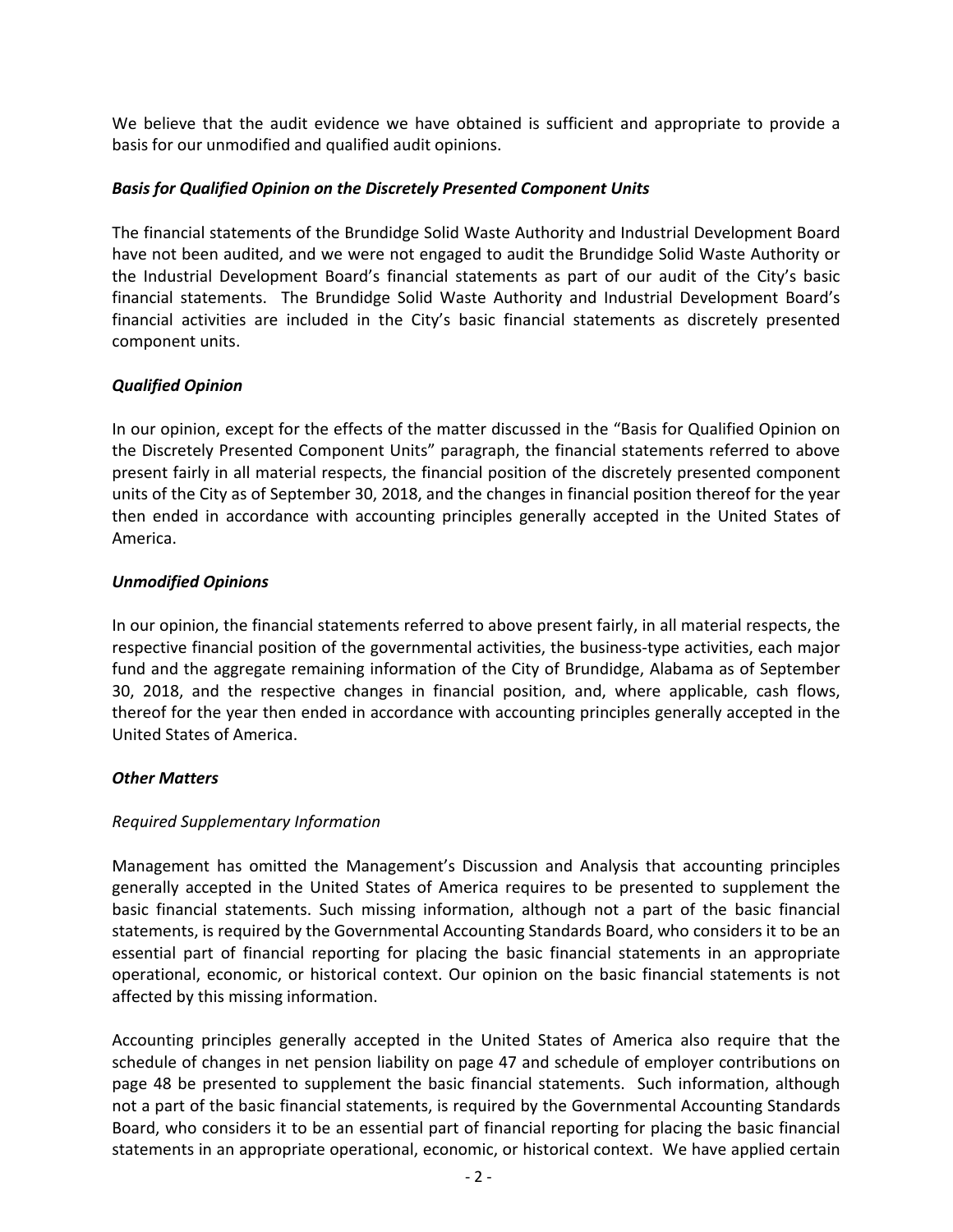We believe that the audit evidence we have obtained is sufficient and appropriate to provide a basis for our unmodified and qualified audit opinions.

***Basis for Qualified Opinion on the Discretely Presented Component Units***

The financial statements of the Brundidge Solid Waste Authority and Industrial Development Board have not been audited, and we were not engaged to audit the Brundidge Solid Waste Authority or the Industrial Development Board's financial statements as part of our audit of the City's basic financial statements. The Brundidge Solid Waste Authority and Industrial Development Board's financial activities are included in the City's basic financial statements as discretely presented component units.

***Qualified Opinion***

In our opinion, except for the effects of the matter discussed in the "Basis for Qualified Opinion on the Discretely Presented Component Units" paragraph, the financial statements referred to above present fairly in all material respects, the financial position of the discretely presented component units of the City as of September 30, 2018, and the changes in financial position thereof for the year then ended in accordance with accounting principles generally accepted in the United States of America.

***Unmodified Opinions***

In our opinion, the financial statements referred to above present fairly, in all material respects, the respective financial position of the governmental activities, the business-type activities, each major fund and the aggregate remaining information of the City of Brundidge, Alabama as of September 30, 2018, and the respective changes in financial position, and, where applicable, cash flows, thereof for the year then ended in accordance with accounting principles generally accepted in the United States of America.

***Other Matters***

*Required Supplementary Information*

Management has omitted the Management's Discussion and Analysis that accounting principles generally accepted in the United States of America requires to be presented to supplement the basic financial statements. Such missing information, although not a part of the basic financial statements, is required by the Governmental Accounting Standards Board, who considers it to be an essential part of financial reporting for placing the basic financial statements in an appropriate operational, economic, or historical context. Our opinion on the basic financial statements is not affected by this missing information.

Accounting principles generally accepted in the United States of America also require that the schedule of changes in net pension liability on page 47 and schedule of employer contributions on page 48 be presented to supplement the basic financial statements. Such information, although not a part of the basic financial statements, is required by the Governmental Accounting Standards Board, who considers it to be an essential part of financial reporting for placing the basic financial statements in an appropriate operational, economic, or historical context. We have applied certain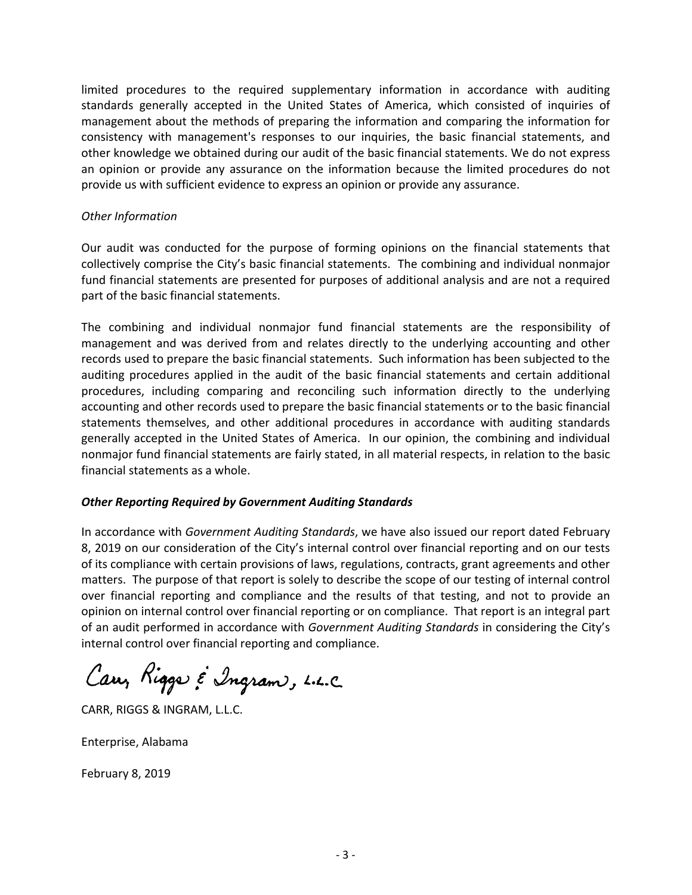limited procedures to the required supplementary information in accordance with auditing standards generally accepted in the United States of America, which consisted of inquiries of management about the methods of preparing the information and comparing the information for consistency with management's responses to our inquiries, the basic financial statements, and other knowledge we obtained during our audit of the basic financial statements. We do not express an opinion or provide any assurance on the information because the limited procedures do not provide us with sufficient evidence to express an opinion or provide any assurance.

*Other Information*

Our audit was conducted for the purpose of forming opinions on the financial statements that collectively comprise the City's basic financial statements. The combining and individual nonmajor fund financial statements are presented for purposes of additional analysis and are not a required part of the basic financial statements.

The combining and individual nonmajor fund financial statements are the responsibility of management and was derived from and relates directly to the underlying accounting and other records used to prepare the basic financial statements. Such information has been subjected to the auditing procedures applied in the audit of the basic financial statements and certain additional procedures, including comparing and reconciling such information directly to the underlying accounting and other records used to prepare the basic financial statements or to the basic financial statements themselves, and other additional procedures in accordance with auditing standards generally accepted in the United States of America. In our opinion, the combining and individual nonmajor fund financial statements are fairly stated, in all material respects, in relation to the basic financial statements as a whole.

***Other Reporting Required by Government Auditing Standards***

In accordance with *Government Auditing Standards*, we have also issued our report dated February 8, 2019 on our consideration of the City's internal control over financial reporting and on our tests of its compliance with certain provisions of laws, regulations, contracts, grant agreements and other matters. The purpose of that report is solely to describe the scope of our testing of internal control over financial reporting and compliance and the results of that testing, and not to provide an opinion on internal control over financial reporting or on compliance. That report is an integral part of an audit performed in accordance with *Government Auditing Standards* in considering the City's internal control over financial reporting and compliance.

Carr, Riggs & Ingram, L.L.C.

CARR, RIGGS & INGRAM, L.L.C.

Enterprise, Alabama

February 8, 2019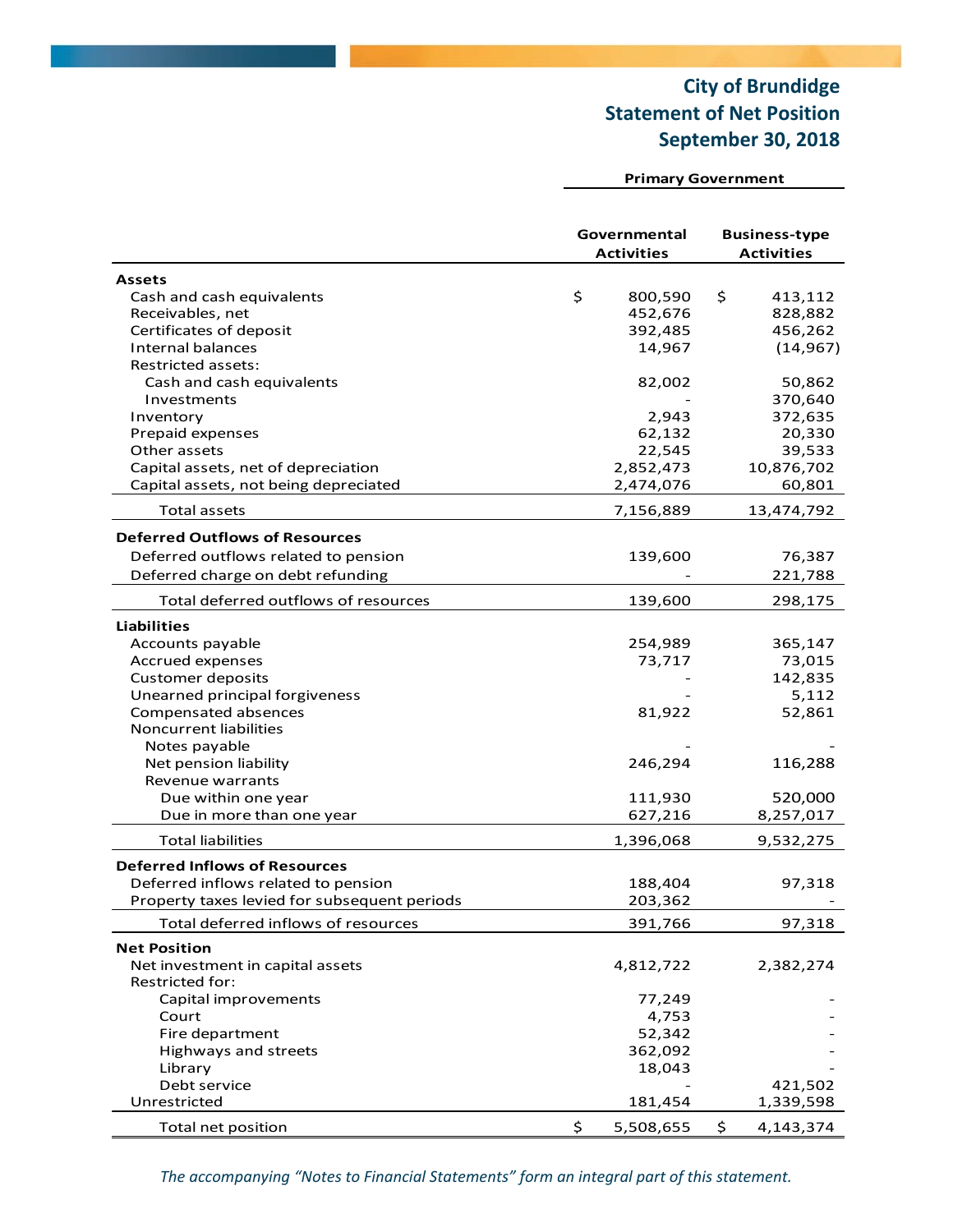# City of Brundidge
## Statement of Net Position
## September 30, 2018

| | Primary Government | |
|---|---|---|
| | **Governmental Activities** | **Business-type Activities** |
| **Assets** | | |
| Cash and cash equivalents | $ 800,590 | $ 413,112 |
| Receivables, net | 452,676 | 828,882 |
| Certificates of deposit | 392,485 | 456,262 |
| Internal balances | 14,967 | (14,967) |
| Restricted assets: | | |
| Cash and cash equivalents | 82,002 | 50,862 |
| Investments | - | 370,640 |
| Inventory | 2,943 | 372,635 |
| Prepaid expenses | 62,132 | 20,330 |
| Other assets | 22,545 | 39,533 |
| Capital assets, net of depreciation | 2,852,473 | 10,876,702 |
| Capital assets, not being depreciated | 2,474,076 | 60,801 |
| Total assets | 7,156,889 | 13,474,792 |
| **Deferred Outflows of Resources** | | |
| Deferred outflows related to pension | 139,600 | 76,387 |
| Deferred charge on debt refunding | - | 221,788 |
| Total deferred outflows of resources | 139,600 | 298,175 |
| **Liabilities** | | |
| Accounts payable | 254,989 | 365,147 |
| Accrued expenses | 73,717 | 73,015 |
| Customer deposits | - | 142,835 |
| Unearned principal forgiveness | - | 5,112 |
| Compensated absences | 81,922 | 52,861 |
| Noncurrent liabilities | | |
| Notes payable | - | - |
| Net pension liability | 246,294 | 116,288 |
| Revenue warrants | | |
| Due within one year | 111,930 | 520,000 |
| Due in more than one year | 627,216 | 8,257,017 |
| Total liabilities | 1,396,068 | 9,532,275 |
| **Deferred Inflows of Resources** | | |
| Deferred inflows related to pension | 188,404 | 97,318 |
| Property taxes levied for subsequent periods | 203,362 | - |
| Total deferred inflows of resources | 391,766 | 97,318 |
| **Net Position** | | |
| Net investment in capital assets | 4,812,722 | 2,382,274 |
| Restricted for: | | |
| Capital improvements | 77,249 | - |
| Court | 4,753 | - |
| Fire department | 52,342 | - |
| Highways and streets | 362,092 | - |
| Library | 18,043 | - |
| Debt service | - | 421,502 |
| Unrestricted | 181,454 | 1,339,598 |
| Total net position | $ 5,508,655 | $ 4,143,374 |

*The accompanying "Notes to Financial Statements" form an integral part of this statement.*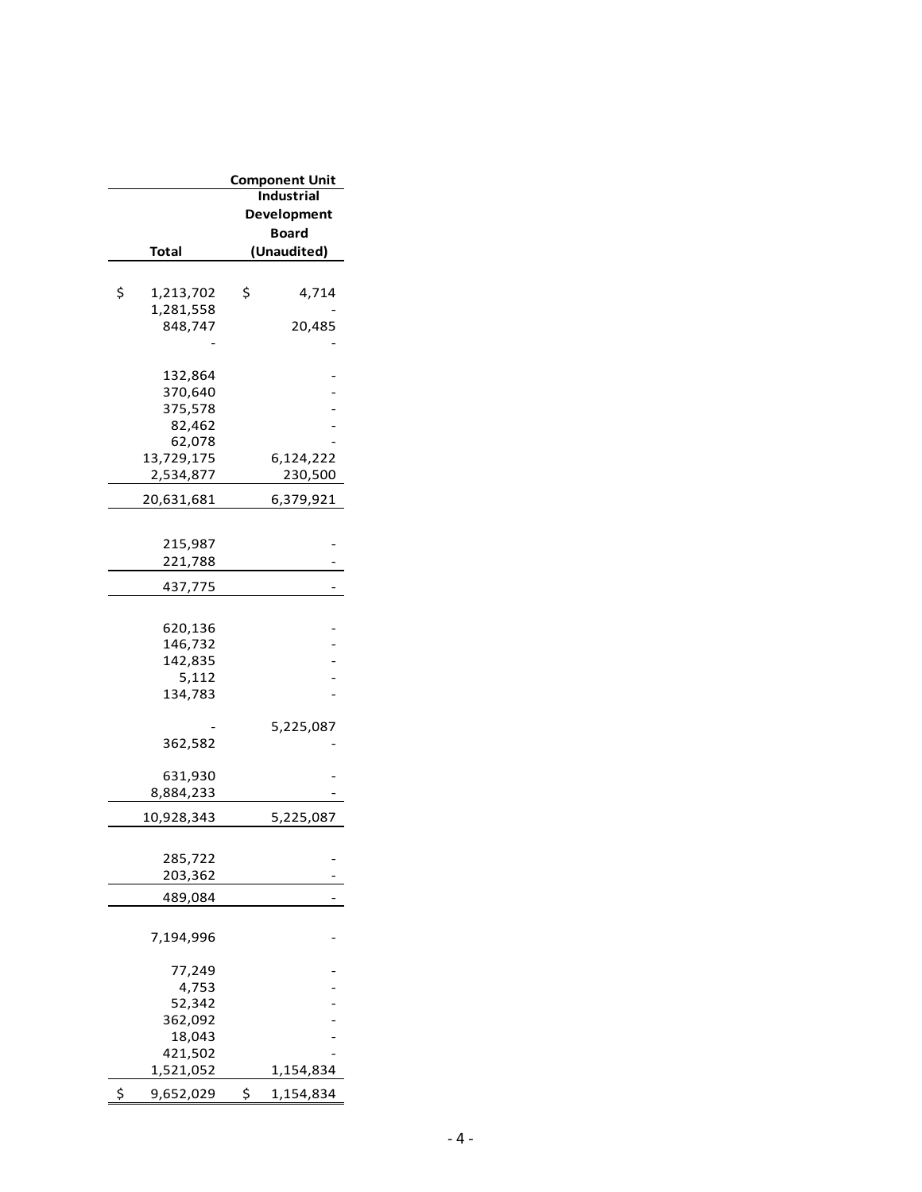| Total | Component Unit Industrial Development Board (Unaudited) |
|---|---|
| $ 1,213,702 | $ 4,714 |
| 1,281,558 | - |
| 848,747 | 20,485 |
| - | - |
| 132,864 | - |
| 370,640 | - |
| 375,578 | - |
| 82,462 | - |
| 62,078 | - |
| 13,729,175 | 6,124,222 |
| 2,534,877 | 230,500 |
| 20,631,681 | 6,379,921 |
| 215,987 | - |
| 221,788 | - |
| 437,775 | - |
| 620,136 | - |
| 146,732 | - |
| 142,835 | - |
| 5,112 | - |
| 134,783 | - |
| - | 5,225,087 |
| 362,582 | - |
| 631,930 | - |
| 8,884,233 | - |
| 10,928,343 | 5,225,087 |
| 285,722 | - |
| 203,362 | - |
| 489,084 | - |
| 7,194,996 | - |
| 77,249 | - |
| 4,753 | - |
| 52,342 | - |
| 362,092 | - |
| 18,043 | - |
| 421,502 | - |
| 1,521,052 | 1,154,834 |
| $ 9,652,029 | $ 1,154,834 |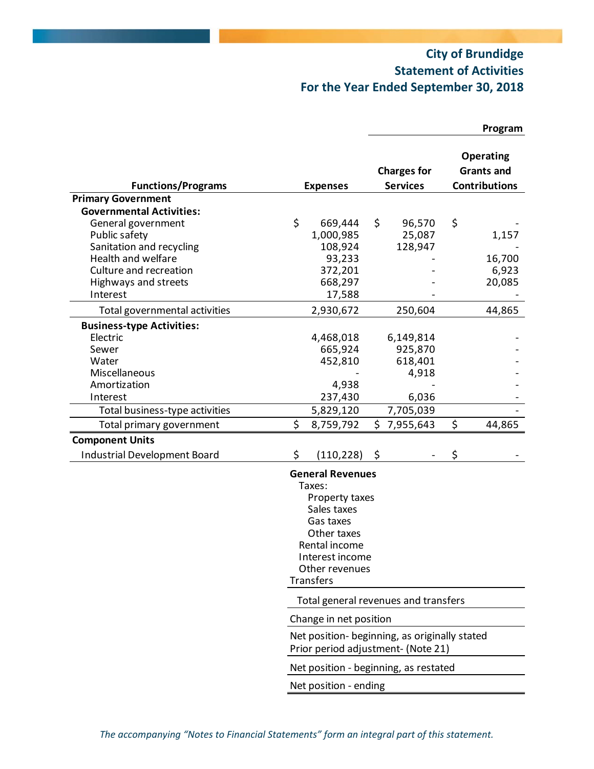# City of Brundidge
## Statement of Activities
### For the Year Ended September 30, 2018

| Functions/Programs | Expenses | Program Charges for Services | Operating Grants and Contributions |
|---|---|---|---|
| **Primary Government** | | | |
| **Governmental Activities:** | | | |
| General government | $ 669,444 | $ 96,570 | $ - |
| Public safety | 1,000,985 | 25,087 | 1,157 |
| Sanitation and recycling | 108,924 | 128,947 | - |
| Health and welfare | 93,233 | - | 16,700 |
| Culture and recreation | 372,201 | - | 6,923 |
| Highways and streets | 668,297 | - | 20,085 |
| Interest | 17,588 | - | - |
| Total governmental activities | 2,930,672 | 250,604 | 44,865 |
| **Business-type Activities:** | | | |
| Electric | 4,468,018 | 6,149,814 | - |
| Sewer | 665,924 | 925,870 | - |
| Water | 452,810 | 618,401 | - |
| Miscellaneous | - | 4,918 | - |
| Amortization | 4,938 | - | - |
| Interest | 237,430 | 6,036 | - |
| Total business-type activities | 5,829,120 | 7,705,039 | - |
| Total primary government | $ 8,759,792 | $ 7,955,643 | $ 44,865 |
| **Component Units** | | | |
| Industrial Development Board | $ (110,228) | $ - | $ - |

**General Revenues**
- Taxes:
  - Property taxes
  - Sales taxes
  - Gas taxes
  - Other taxes
- Rental income
- Interest income
- Other revenues

Transfers

Total general revenues and transfers

Change in net position

Net position- beginning, as originally stated

Prior period adjustment- (Note 21)

Net position - beginning, as restated

Net position - ending

*The accompanying "Notes to Financial Statements" form an integral part of this statement.*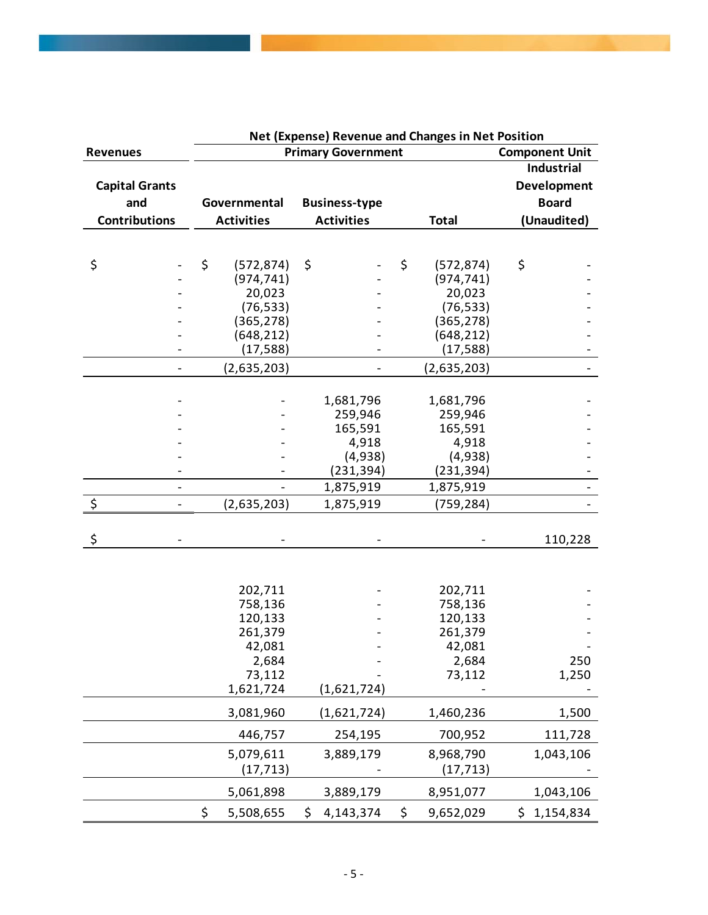| Revenues | Net (Expense) Revenue and Changes in Net Position | | | |
|---|---|---|---|---|
| | Primary Government | | | Component Unit |
| Capital Grants and Contributions | Governmental Activities | Business-type Activities | Total | Industrial Development Board (Unaudited) |
| $ - | $ (572,874) | $ - | $ (572,874) | $ - |
| - | (974,741) | - | (974,741) | - |
| - | 20,023 | - | 20,023 | - |
| - | (76,533) | - | (76,533) | - |
| - | (365,278) | - | (365,278) | - |
| - | (648,212) | - | (648,212) | - |
| - | (17,588) | - | (17,588) | - |
| - | (2,635,203) | - | (2,635,203) | - |
| - | - | 1,681,796 | 1,681,796 | - |
| - | - | 259,946 | 259,946 | - |
| - | - | 165,591 | 165,591 | - |
| - | - | 4,918 | 4,918 | - |
| - | - | (4,938) | (4,938) | - |
| - | - | (231,394) | (231,394) | - |
| - | - | 1,875,919 | 1,875,919 | - |
| $ - | (2,635,203) | 1,875,919 | (759,284) | - |
| $ - | - | - | - | 110,228 |
| | 202,711 | - | 202,711 | - |
| | 758,136 | - | 758,136 | - |
| | 120,133 | - | 120,133 | - |
| | 261,379 | - | 261,379 | - |
| | 42,081 | - | 42,081 | - |
| | 2,684 | - | 2,684 | 250 |
| | 73,112 | - | 73,112 | 1,250 |
| | 1,621,724 | (1,621,724) | - | - |
| | 3,081,960 | (1,621,724) | 1,460,236 | 1,500 |
| | 446,757 | 254,195 | 700,952 | 111,728 |
| | 5,079,611 | 3,889,179 | 8,968,790 | 1,043,106 |
| | (17,713) | - | (17,713) | - |
| | 5,061,898 | 3,889,179 | 8,951,077 | 1,043,106 |
| | $ 5,508,655 | $ 4,143,374 | $ 9,652,029 | $ 1,154,834 |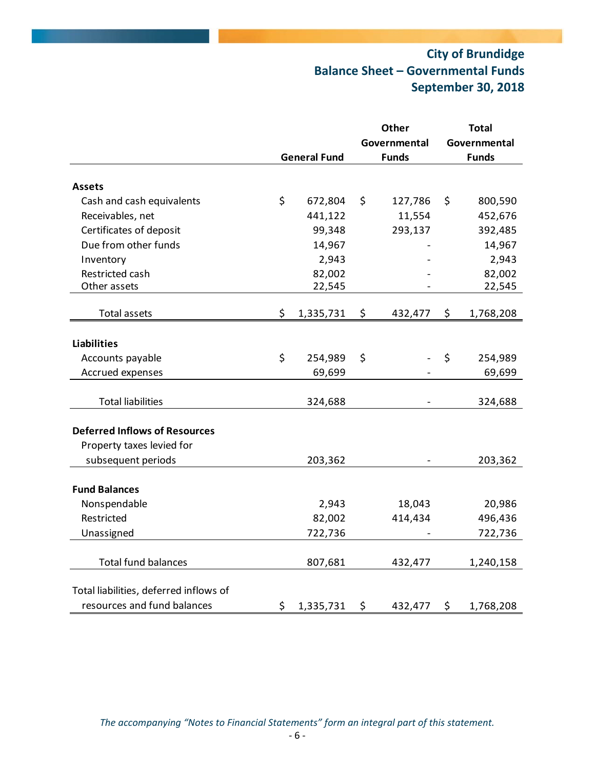# City of Brundidge
## Balance Sheet – Governmental Funds
## September 30, 2018

| | General Fund | Other Governmental Funds | Total Governmental Funds |
|---|---|---|---|
| **Assets** | | | |
| Cash and cash equivalents | $ 672,804 | $ 127,786 | $ 800,590 |
| Receivables, net | 441,122 | 11,554 | 452,676 |
| Certificates of deposit | 99,348 | 293,137 | 392,485 |
| Due from other funds | 14,967 | - | 14,967 |
| Inventory | 2,943 | - | 2,943 |
| Restricted cash | 82,002 | - | 82,002 |
| Other assets | 22,545 | - | 22,545 |
| Total assets | $ 1,335,731 | $ 432,477 | $ 1,768,208 |
| **Liabilities** | | | |
| Accounts payable | $ 254,989 | $ - | $ 254,989 |
| Accrued expenses | 69,699 | - | 69,699 |
| Total liabilities | 324,688 | - | 324,688 |
| **Deferred Inflows of Resources** | | | |
| Property taxes levied for subsequent periods | 203,362 | - | 203,362 |
| **Fund Balances** | | | |
| Nonspendable | 2,943 | 18,043 | 20,986 |
| Restricted | 82,002 | 414,434 | 496,436 |
| Unassigned | 722,736 | - | 722,736 |
| Total fund balances | 807,681 | 432,477 | 1,240,158 |
| Total liabilities, deferred inflows of resources and fund balances | $ 1,335,731 | $ 432,477 | $ 1,768,208 |

*The accompanying "Notes to Financial Statements" form an integral part of this statement.*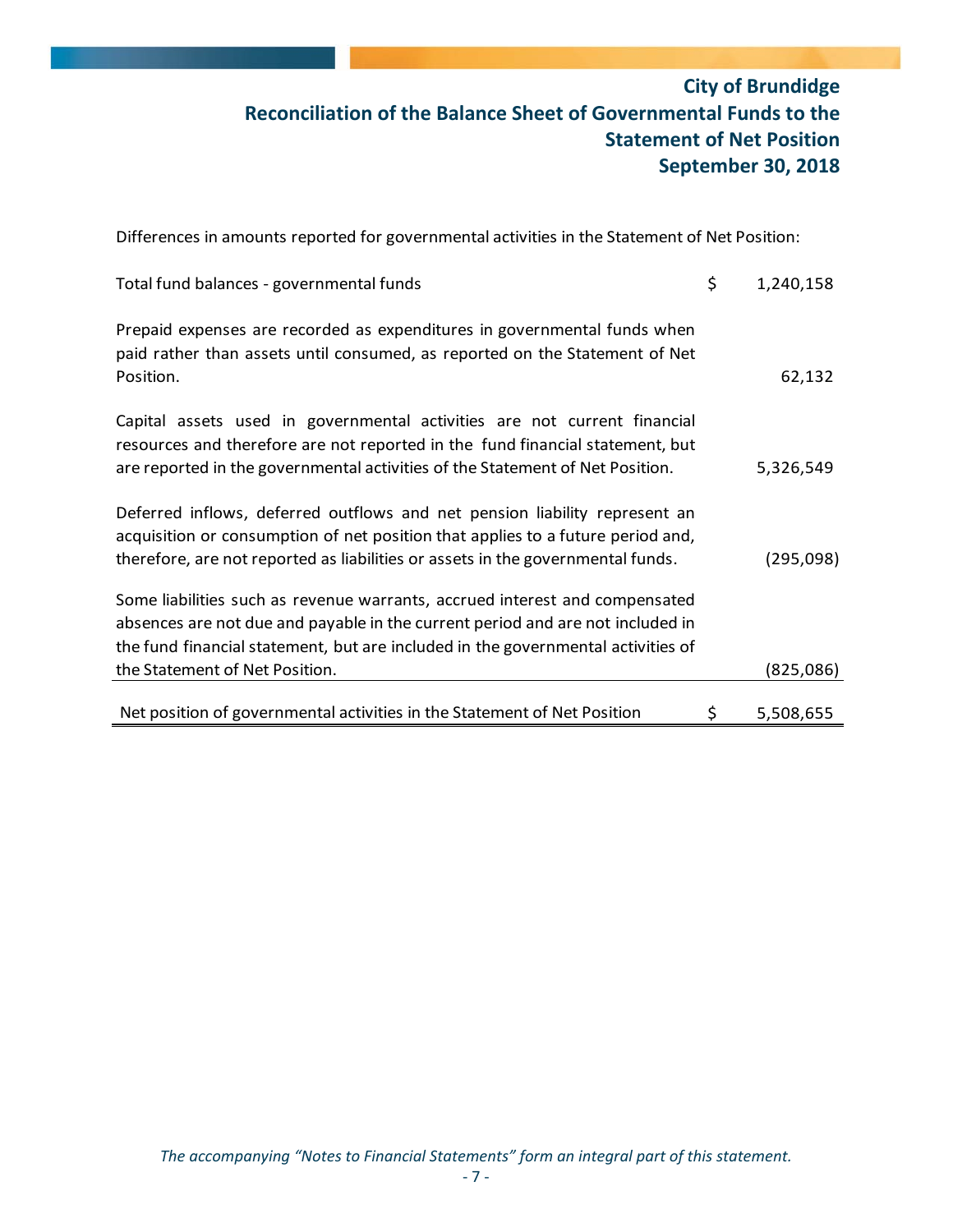# City of Brundidge
## Reconciliation of the Balance Sheet of Governmental Funds to the Statement of Net Position
## September 30, 2018

Differences in amounts reported for governmental activities in the Statement of Net Position:

| | | |
|---|---|---|
| Total fund balances - governmental funds | $ | 1,240,158 |
| Prepaid expenses are recorded as expenditures in governmental funds when paid rather than assets until consumed, as reported on the Statement of Net Position. | | 62,132 |
| Capital assets used in governmental activities are not current financial resources and therefore are not reported in the fund financial statement, but are reported in the governmental activities of the Statement of Net Position. | | 5,326,549 |
| Deferred inflows, deferred outflows and net pension liability represent an acquisition or consumption of net position that applies to a future period and, therefore, are not reported as liabilities or assets in the governmental funds. | | (295,098) |
| Some liabilities such as revenue warrants, accrued interest and compensated absences are not due and payable in the current period and are not included in the fund financial statement, but are included in the governmental activities of the Statement of Net Position. | | (825,086) |
| Net position of governmental activities in the Statement of Net Position | $ | 5,508,655 |

*The accompanying "Notes to Financial Statements" form an integral part of this statement.*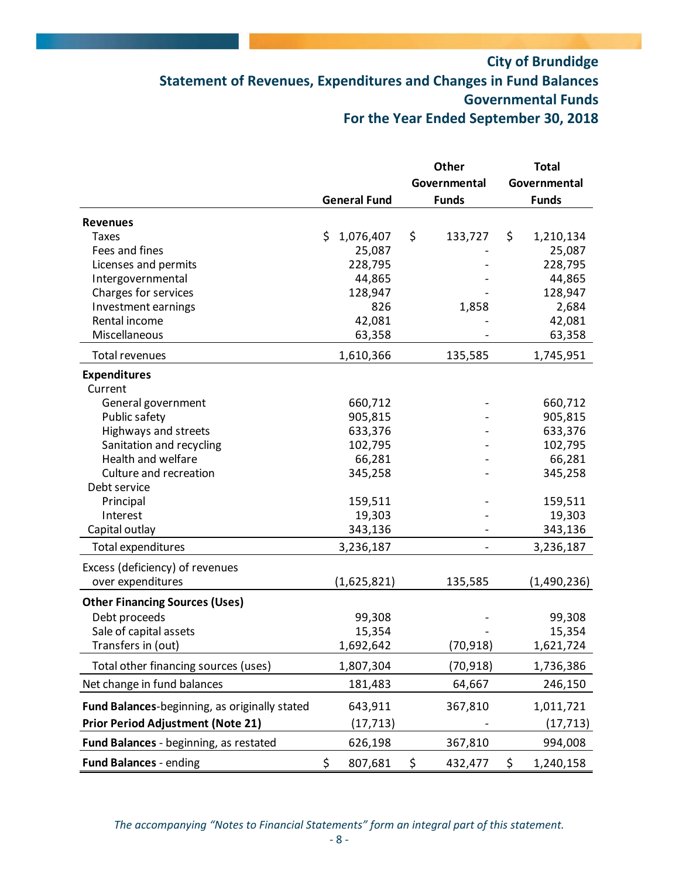# City of Brundidge
## Statement of Revenues, Expenditures and Changes in Fund Balances
## Governmental Funds
## For the Year Ended September 30, 2018

| | General Fund | Other Governmental Funds | Total Governmental Funds |
|---|---|---|---|
| **Revenues** | | | |
| Taxes | $ 1,076,407 | $ 133,727 | $ 1,210,134 |
| Fees and fines | 25,087 | - | 25,087 |
| Licenses and permits | 228,795 | - | 228,795 |
| Intergovernmental | 44,865 | - | 44,865 |
| Charges for services | 128,947 | - | 128,947 |
| Investment earnings | 826 | 1,858 | 2,684 |
| Rental income | 42,081 | - | 42,081 |
| Miscellaneous | 63,358 | - | 63,358 |
| Total revenues | 1,610,366 | 135,585 | 1,745,951 |
| **Expenditures** | | | |
| Current | | | |
| General government | 660,712 | - | 660,712 |
| Public safety | 905,815 | - | 905,815 |
| Highways and streets | 633,376 | - | 633,376 |
| Sanitation and recycling | 102,795 | - | 102,795 |
| Health and welfare | 66,281 | - | 66,281 |
| Culture and recreation | 345,258 | - | 345,258 |
| Debt service | | | |
| Principal | 159,511 | - | 159,511 |
| Interest | 19,303 | - | 19,303 |
| Capital outlay | 343,136 | - | 343,136 |
| Total expenditures | 3,236,187 | - | 3,236,187 |
| Excess (deficiency) of revenues over expenditures | (1,625,821) | 135,585 | (1,490,236) |
| **Other Financing Sources (Uses)** | | | |
| Debt proceeds | 99,308 | - | 99,308 |
| Sale of capital assets | 15,354 | - | 15,354 |
| Transfers in (out) | 1,692,642 | (70,918) | 1,621,724 |
| Total other financing sources (uses) | 1,807,304 | (70,918) | 1,736,386 |
| Net change in fund balances | 181,483 | 64,667 | 246,150 |
| **Fund Balances**-beginning, as originally stated | 643,911 | 367,810 | 1,011,721 |
| **Prior Period Adjustment (Note 21)** | (17,713) | - | (17,713) |
| **Fund Balances** - beginning, as restated | 626,198 | 367,810 | 994,008 |
| **Fund Balances** - ending | $ 807,681 | $ 432,477 | $ 1,240,158 |

*The accompanying "Notes to Financial Statements" form an integral part of this statement.*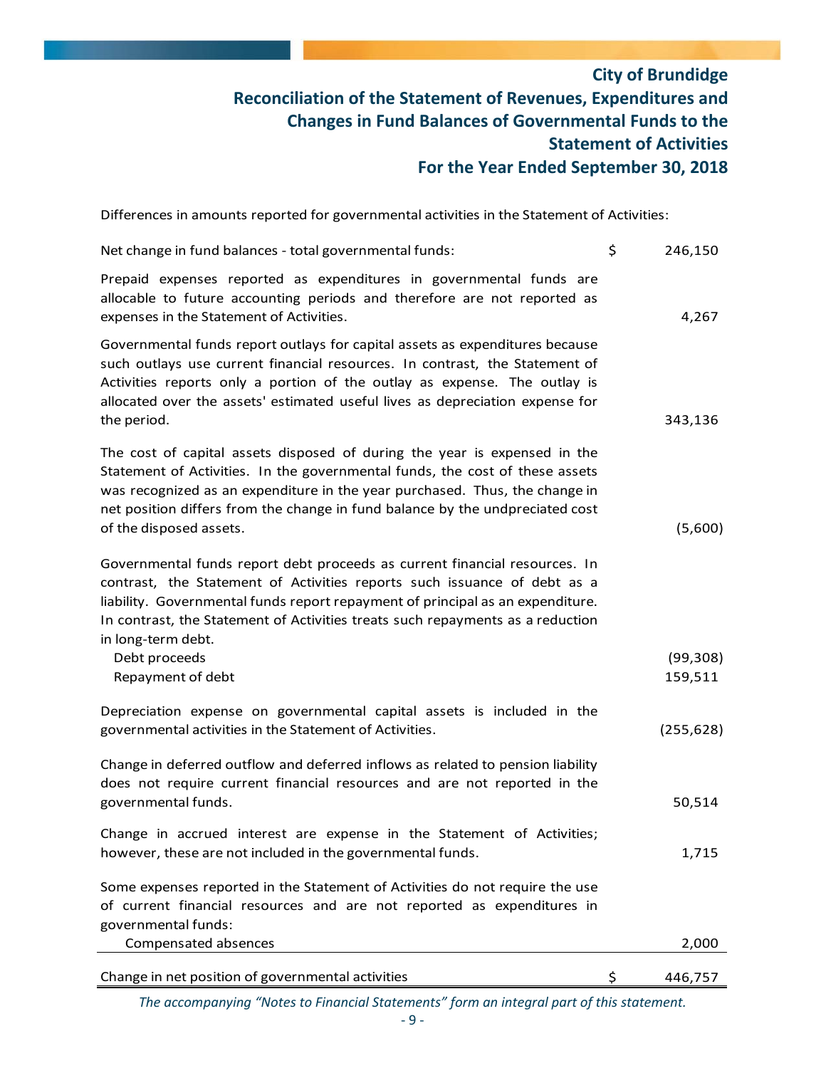# City of Brundidge
## Reconciliation of the Statement of Revenues, Expenditures and Changes in Fund Balances of Governmental Funds to the Statement of Activities
## For the Year Ended September 30, 2018

Differences in amounts reported for governmental activities in the Statement of Activities:

| | | |
|---|---|---|
| Net change in fund balances - total governmental funds: | $ | 246,150 |
| Prepaid expenses reported as expenditures in governmental funds are allocable to future accounting periods and therefore are not reported as expenses in the Statement of Activities. | | 4,267 |
| Governmental funds report outlays for capital assets as expenditures because such outlays use current financial resources. In contrast, the Statement of Activities reports only a portion of the outlay as expense. The outlay is allocated over the assets' estimated useful lives as depreciation expense for the period. | | 343,136 |
| The cost of capital assets disposed of during the year is expensed in the Statement of Activities. In the governmental funds, the cost of these assets was recognized as an expenditure in the year purchased. Thus, the change in net position differs from the change in fund balance by the undpreciated cost of the disposed assets. | | (5,600) |
| Governmental funds report debt proceeds as current financial resources. In contrast, the Statement of Activities reports such issuance of debt as a liability. Governmental funds report repayment of principal as an expenditure. In contrast, the Statement of Activities treats such repayments as a reduction in long-term debt. | | |
| Debt proceeds | | (99,308) |
| Repayment of debt | | 159,511 |
| Depreciation expense on governmental capital assets is included in the governmental activities in the Statement of Activities. | | (255,628) |
| Change in deferred outflow and deferred inflows as related to pension liability does not require current financial resources and are not reported in the governmental funds. | | 50,514 |
| Change in accrued interest are expense in the Statement of Activities; however, these are not included in the governmental funds. | | 1,715 |
| Some expenses reported in the Statement of Activities do not require the use of current financial resources and are not reported as expenditures in governmental funds: | | |
| Compensated absences | | 2,000 |
| Change in net position of governmental activities | $ | 446,757 |

*The accompanying "Notes to Financial Statements" form an integral part of this statement.*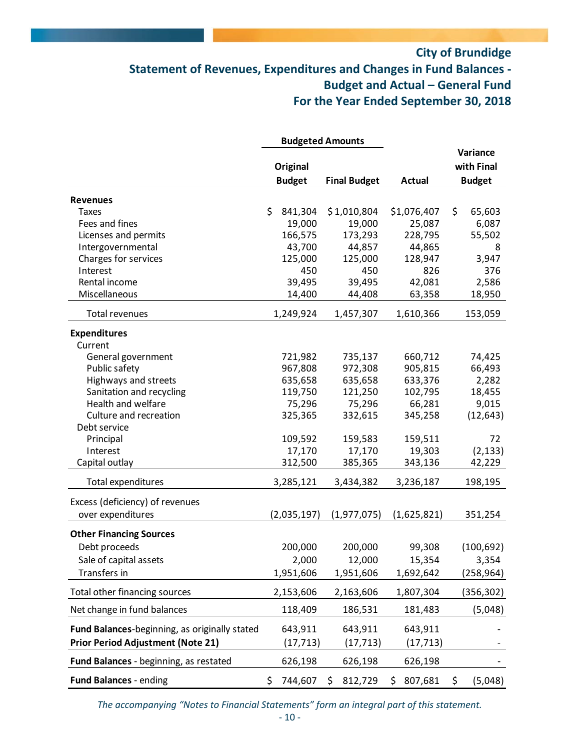# City of Brundidge
## Statement of Revenues, Expenditures and Changes in Fund Balances - Budget and Actual – General Fund
## For the Year Ended September 30, 2018

| | Budgeted Amounts | | | |
|---|---|---|---|---|
| | Original Budget | Final Budget | Actual | Variance with Final Budget |
| **Revenues** | | | | |
| Taxes | $ 841,304 | $ 1,010,804 | $ 1,076,407 | $ 65,603 |
| Fees and fines | 19,000 | 19,000 | 25,087 | 6,087 |
| Licenses and permits | 166,575 | 173,293 | 228,795 | 55,502 |
| Intergovernmental | 43,700 | 44,857 | 44,865 | 8 |
| Charges for services | 125,000 | 125,000 | 128,947 | 3,947 |
| Interest | 450 | 450 | 826 | 376 |
| Rental income | 39,495 | 39,495 | 42,081 | 2,586 |
| Miscellaneous | 14,400 | 44,408 | 63,358 | 18,950 |
| Total revenues | 1,249,924 | 1,457,307 | 1,610,366 | 153,059 |
| **Expenditures** | | | | |
| Current | | | | |
| General government | 721,982 | 735,137 | 660,712 | 74,425 |
| Public safety | 967,808 | 972,308 | 905,815 | 66,493 |
| Highways and streets | 635,658 | 635,658 | 633,376 | 2,282 |
| Sanitation and recycling | 119,750 | 121,250 | 102,795 | 18,455 |
| Health and welfare | 75,296 | 75,296 | 66,281 | 9,015 |
| Culture and recreation | 325,365 | 332,615 | 345,258 | (12,643) |
| Debt service | | | | |
| Principal | 109,592 | 159,583 | 159,511 | 72 |
| Interest | 17,170 | 17,170 | 19,303 | (2,133) |
| Capital outlay | 312,500 | 385,365 | 343,136 | 42,229 |
| Total expenditures | 3,285,121 | 3,434,382 | 3,236,187 | 198,195 |
| Excess (deficiency) of revenues over expenditures | (2,035,197) | (1,977,075) | (1,625,821) | 351,254 |
| **Other Financing Sources** | | | | |
| Debt proceeds | 200,000 | 200,000 | 99,308 | (100,692) |
| Sale of capital assets | 2,000 | 12,000 | 15,354 | 3,354 |
| Transfers in | 1,951,606 | 1,951,606 | 1,692,642 | (258,964) |
| Total other financing sources | 2,153,606 | 2,163,606 | 1,807,304 | (356,302) |
| Net change in fund balances | 118,409 | 186,531 | 181,483 | (5,048) |
| **Fund Balances**-beginning, as originally stated | 643,911 | 643,911 | 643,911 | - |
| **Prior Period Adjustment (Note 21)** | (17,713) | (17,713) | (17,713) | - |
| **Fund Balances** - beginning, as restated | 626,198 | 626,198 | 626,198 | - |
| **Fund Balances** - ending | $ 744,607 | $ 812,729 | $ 807,681 | $ (5,048) |

*The accompanying "Notes to Financial Statements" form an integral part of this statement.*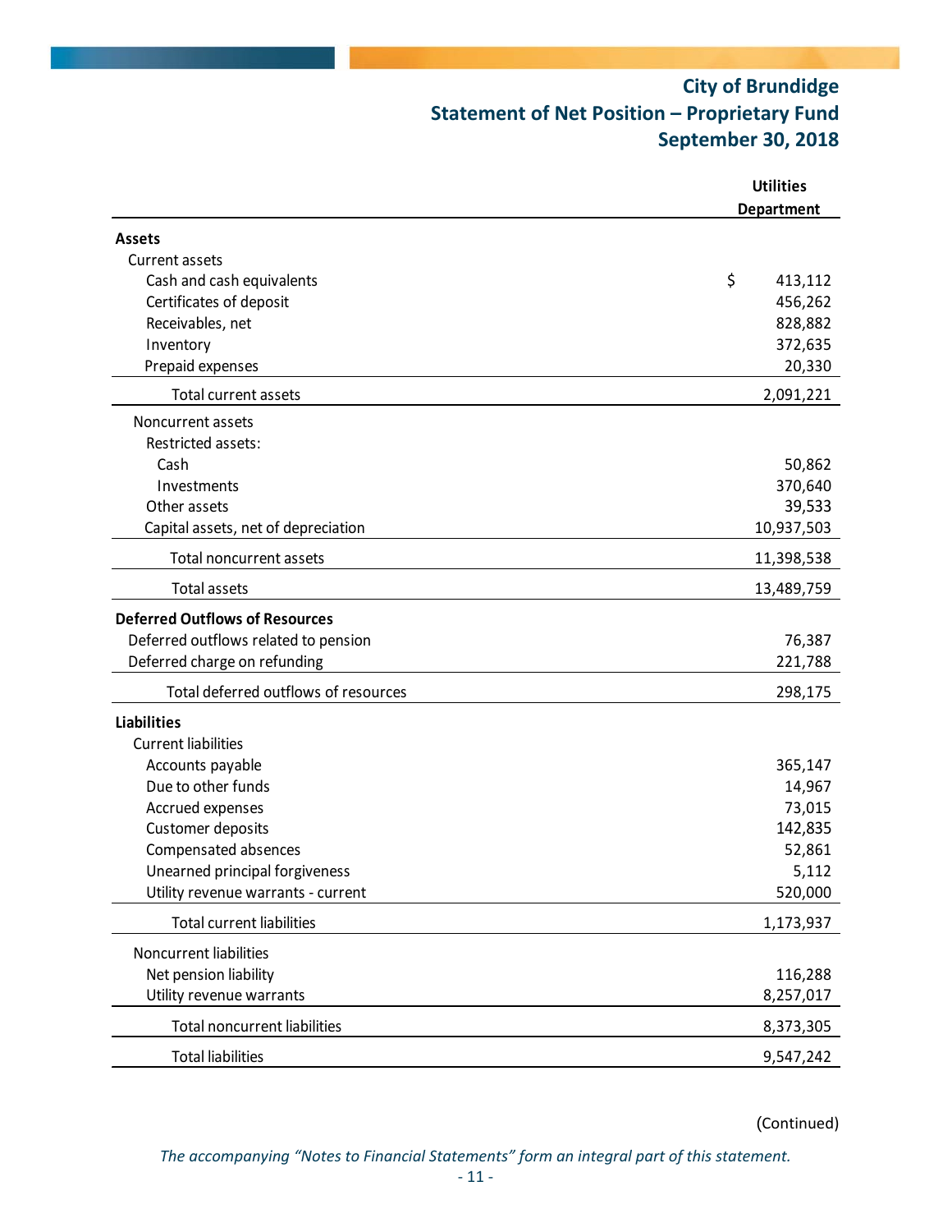# City of Brundidge
## Statement of Net Position – Proprietary Fund
### September 30, 2018

| | Utilities Department |
|---|---|
| **Assets** | |
| Current assets | |
| Cash and cash equivalents | $ 413,112 |
| Certificates of deposit | 456,262 |
| Receivables, net | 828,882 |
| Inventory | 372,635 |
| Prepaid expenses | 20,330 |
| Total current assets | 2,091,221 |
| Noncurrent assets | |
| Restricted assets: | |
| Cash | 50,862 |
| Investments | 370,640 |
| Other assets | 39,533 |
| Capital assets, net of depreciation | 10,937,503 |
| Total noncurrent assets | 11,398,538 |
| Total assets | 13,489,759 |
| **Deferred Outflows of Resources** | |
| Deferred outflows related to pension | 76,387 |
| Deferred charge on refunding | 221,788 |
| Total deferred outflows of resources | 298,175 |
| **Liabilities** | |
| Current liabilities | |
| Accounts payable | 365,147 |
| Due to other funds | 14,967 |
| Accrued expenses | 73,015 |
| Customer deposits | 142,835 |
| Compensated absences | 52,861 |
| Unearned principal forgiveness | 5,112 |
| Utility revenue warrants - current | 520,000 |
| Total current liabilities | 1,173,937 |
| Noncurrent liabilities | |
| Net pension liability | 116,288 |
| Utility revenue warrants | 8,257,017 |
| Total noncurrent liabilities | 8,373,305 |
| Total liabilities | 9,547,242 |

(Continued)

*The accompanying "Notes to Financial Statements" form an integral part of this statement.*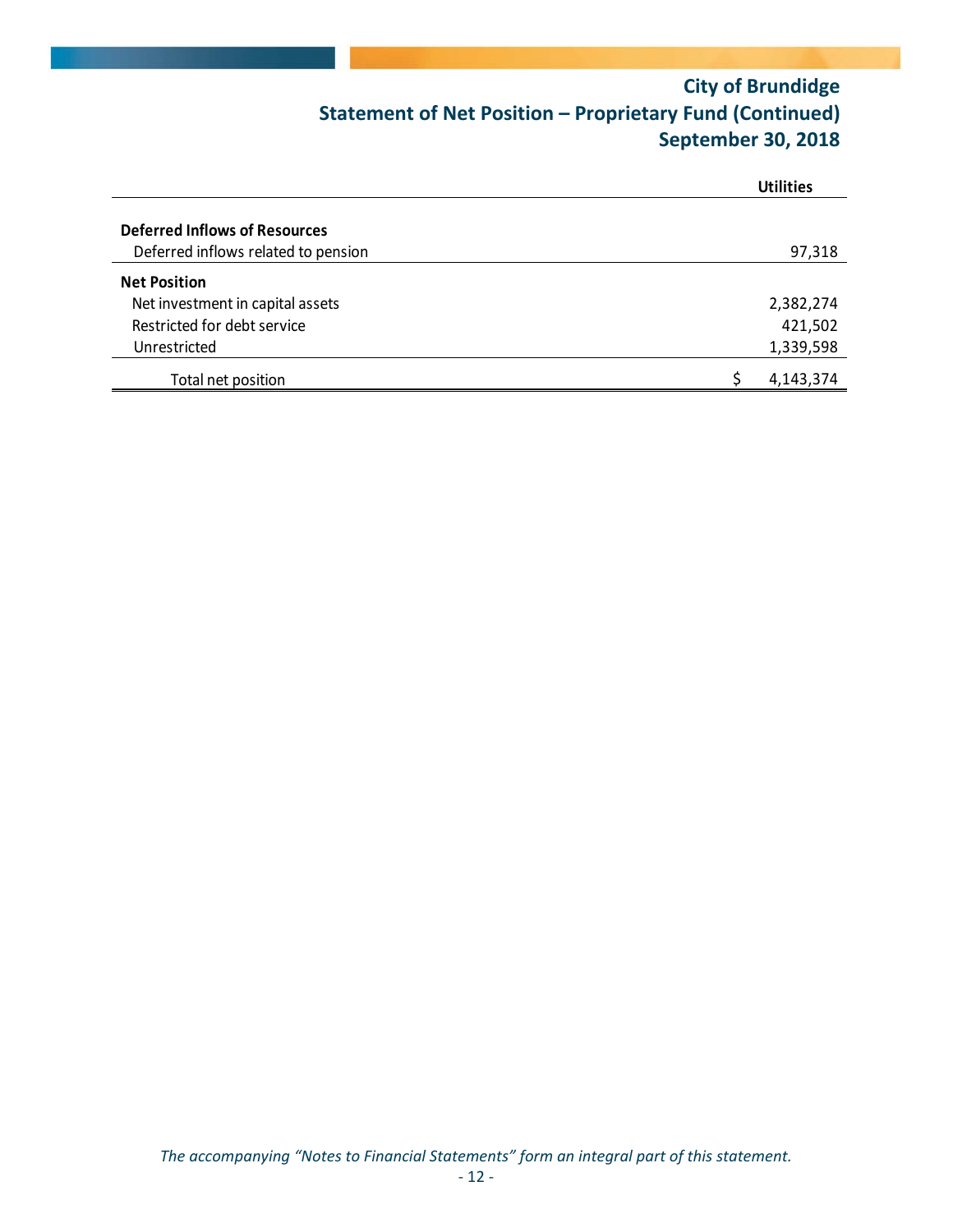# City of Brundidge
## Statement of Net Position – Proprietary Fund (Continued)
## September 30, 2018

| | Utilities |
|---|---|
| **Deferred Inflows of Resources** | |
| Deferred inflows related to pension | 97,318 |
| **Net Position** | |
| Net investment in capital assets | 2,382,274 |
| Restricted for debt service | 421,502 |
| Unrestricted | 1,339,598 |
| Total net position | $ 4,143,374 |

*The accompanying "Notes to Financial Statements" form an integral part of this statement.*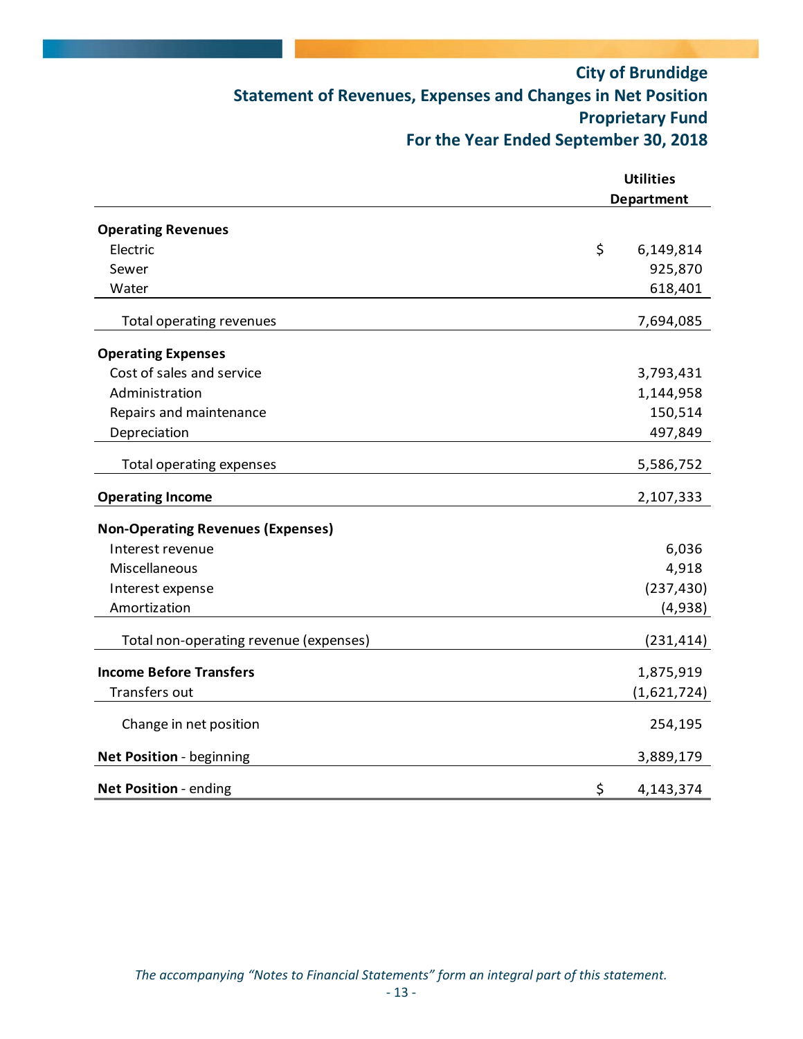# City of Brundidge
## Statement of Revenues, Expenses and Changes in Net Position
## Proprietary Fund
## For the Year Ended September 30, 2018

| | Utilities Department |
|---|---|
| **Operating Revenues** | |
| Electric | $ 6,149,814 |
| Sewer | 925,870 |
| Water | 618,401 |
| Total operating revenues | 7,694,085 |
| **Operating Expenses** | |
| Cost of sales and service | 3,793,431 |
| Administration | 1,144,958 |
| Repairs and maintenance | 150,514 |
| Depreciation | 497,849 |
| Total operating expenses | 5,586,752 |
| **Operating Income** | 2,107,333 |
| **Non-Operating Revenues (Expenses)** | |
| Interest revenue | 6,036 |
| Miscellaneous | 4,918 |
| Interest expense | (237,430) |
| Amortization | (4,938) |
| Total non-operating revenue (expenses) | (231,414) |
| **Income Before Transfers** | 1,875,919 |
| Transfers out | (1,621,724) |
| Change in net position | 254,195 |
| **Net Position** - beginning | 3,889,179 |
| **Net Position** - ending | $ 4,143,374 |

*The accompanying "Notes to Financial Statements" form an integral part of this statement.*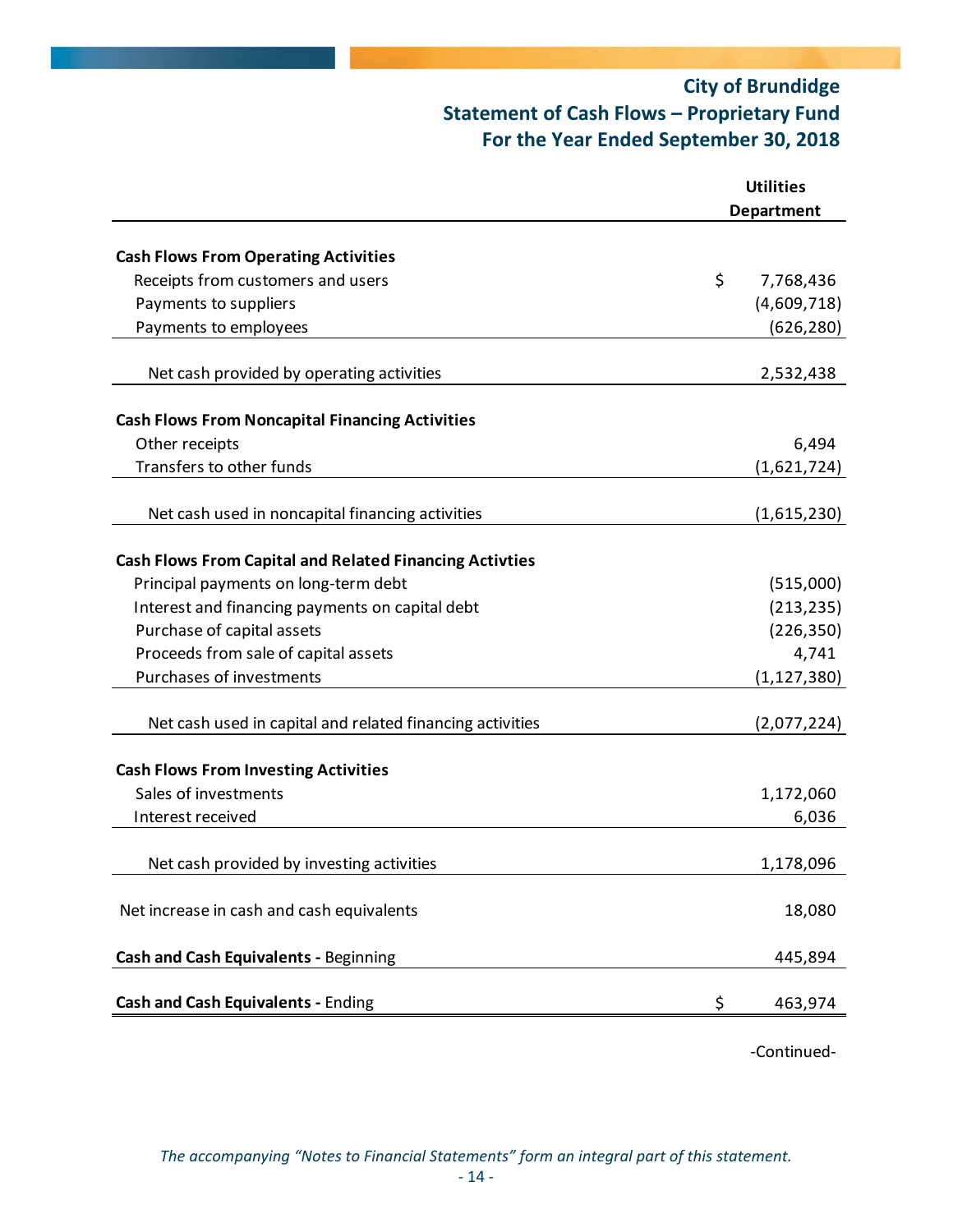# City of Brundidge
## Statement of Cash Flows – Proprietary Fund
## For the Year Ended September 30, 2018

| | Utilities Department |
|---|---|
| **Cash Flows From Operating Activities** | |
| Receipts from customers and users | $ 7,768,436 |
| Payments to suppliers | (4,609,718) |
| Payments to employees | (626,280) |
| Net cash provided by operating activities | 2,532,438 |
| **Cash Flows From Noncapital Financing Activities** | |
| Other receipts | 6,494 |
| Transfers to other funds | (1,621,724) |
| Net cash used in noncapital financing activities | (1,615,230) |
| **Cash Flows From Capital and Related Financing Activties** | |
| Principal payments on long-term debt | (515,000) |
| Interest and financing payments on capital debt | (213,235) |
| Purchase of capital assets | (226,350) |
| Proceeds from sale of capital assets | 4,741 |
| Purchases of investments | (1,127,380) |
| Net cash used in capital and related financing activities | (2,077,224) |
| **Cash Flows From Investing Activities** | |
| Sales of investments | 1,172,060 |
| Interest received | 6,036 |
| Net cash provided by investing activities | 1,178,096 |
| Net increase in cash and cash equivalents | 18,080 |
| **Cash and Cash Equivalents -** Beginning | 445,894 |
| **Cash and Cash Equivalents -** Ending | $ 463,974 |

-Continued-

*The accompanying "Notes to Financial Statements" form an integral part of this statement.*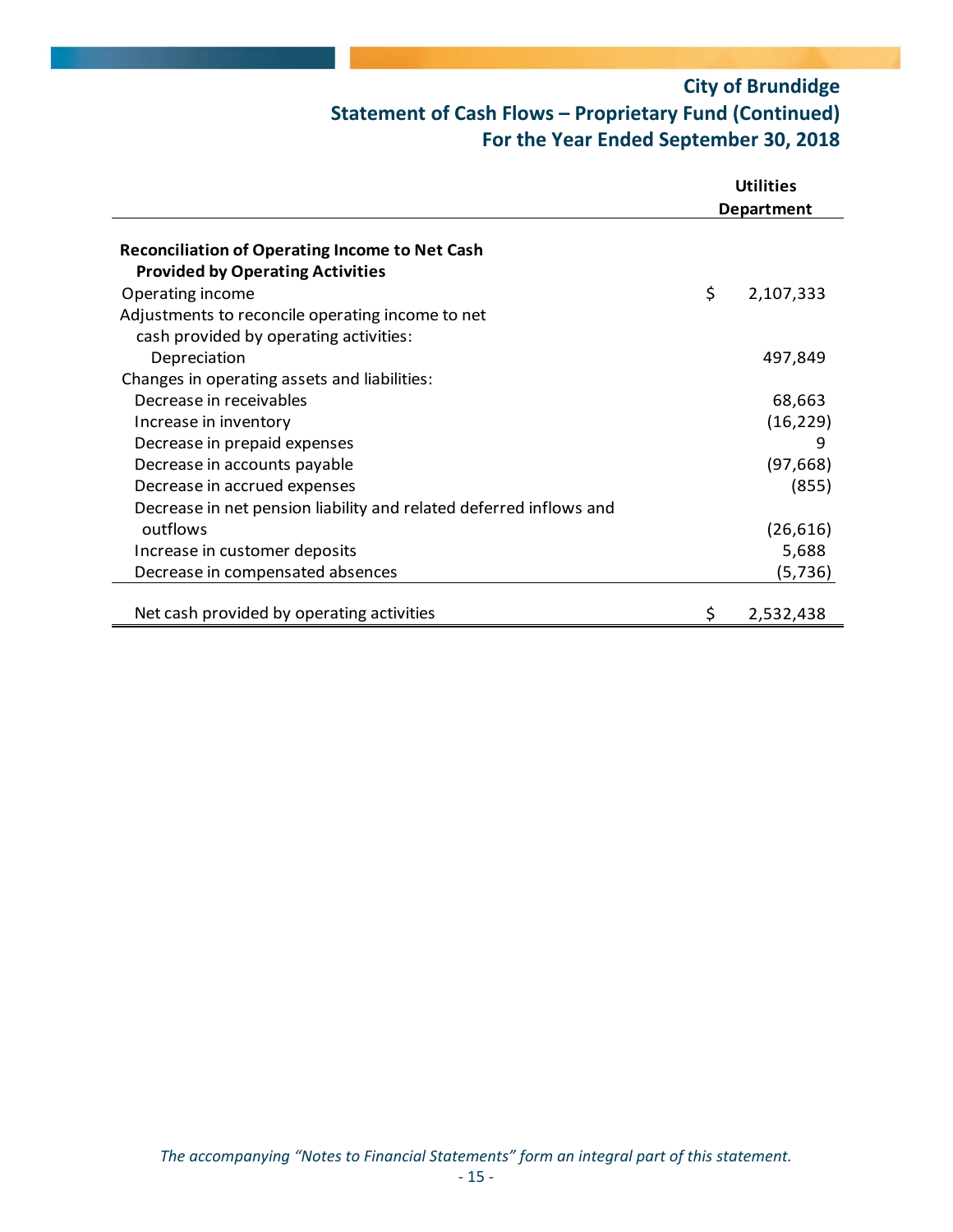# City of Brundidge
## Statement of Cash Flows – Proprietary Fund (Continued)
## For the Year Ended September 30, 2018

| | Utilities Department |
|---|---|
| **Reconciliation of Operating Income to Net Cash Provided by Operating Activities** | |
| Operating income | $ 2,107,333 |
| Adjustments to reconcile operating income to net cash provided by operating activities: | |
| Depreciation | 497,849 |
| Changes in operating assets and liabilities: | |
| Decrease in receivables | 68,663 |
| Increase in inventory | (16,229) |
| Decrease in prepaid expenses | 9 |
| Decrease in accounts payable | (97,668) |
| Decrease in accrued expenses | (855) |
| Decrease in net pension liability and related deferred inflows and outflows | (26,616) |
| Increase in customer deposits | 5,688 |
| Decrease in compensated absences | (5,736) |
| Net cash provided by operating activities | $ 2,532,438 |

*The accompanying "Notes to Financial Statements" form an integral part of this statement.*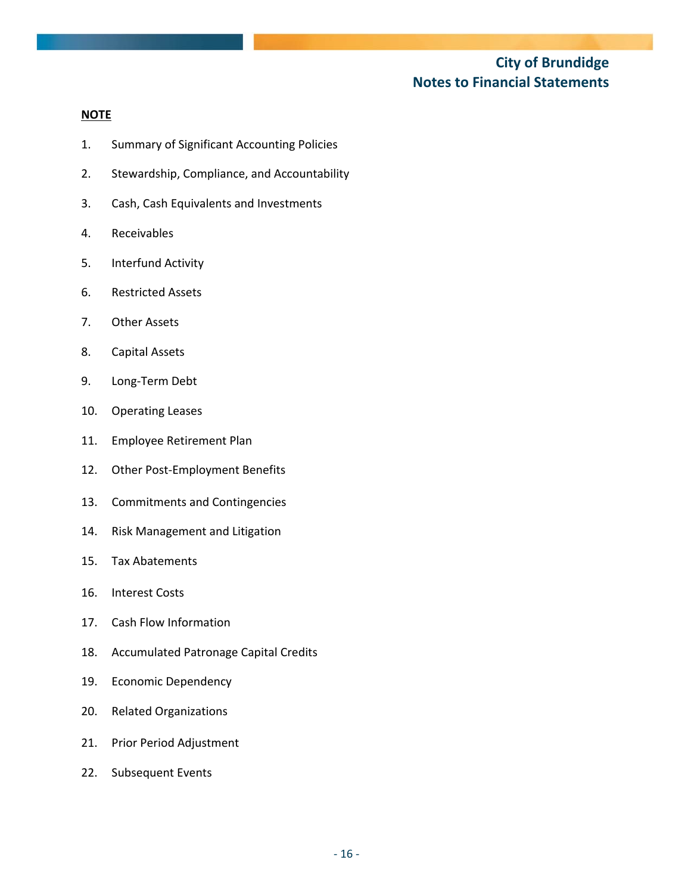# City of Brundidge
## Notes to Financial Statements

**NOTE**

1. Summary of Significant Accounting Policies
2. Stewardship, Compliance, and Accountability
3. Cash, Cash Equivalents and Investments
4. Receivables
5. Interfund Activity
6. Restricted Assets
7. Other Assets
8. Capital Assets
9. Long-Term Debt
10. Operating Leases
11. Employee Retirement Plan
12. Other Post-Employment Benefits
13. Commitments and Contingencies
14. Risk Management and Litigation
15. Tax Abatements
16. Interest Costs
17. Cash Flow Information
18. Accumulated Patronage Capital Credits
19. Economic Dependency
20. Related Organizations
21. Prior Period Adjustment
22. Subsequent Events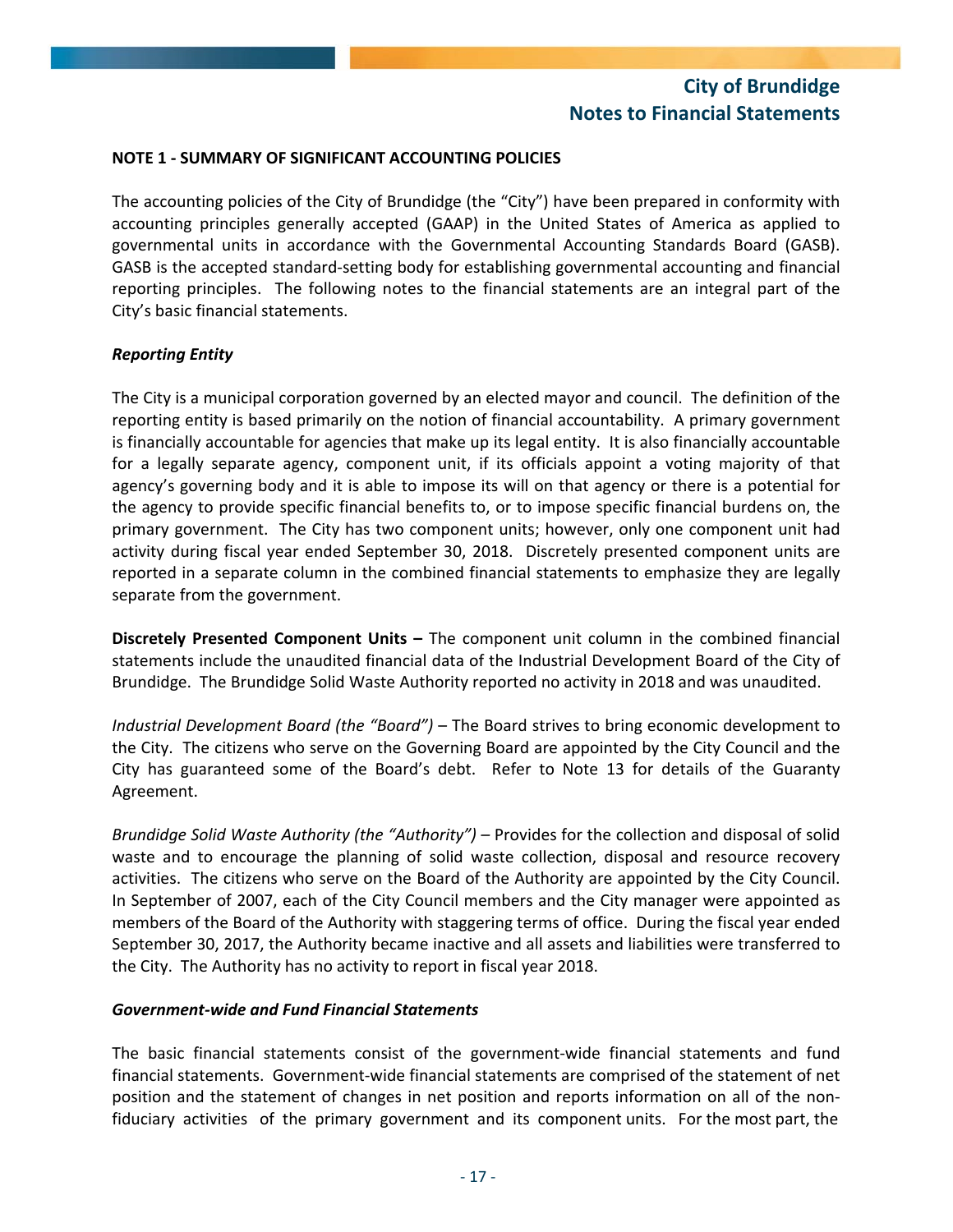**NOTE 1 - SUMMARY OF SIGNIFICANT ACCOUNTING POLICIES**

The accounting policies of the City of Brundidge (the "City") have been prepared in conformity with accounting principles generally accepted (GAAP) in the United States of America as applied to governmental units in accordance with the Governmental Accounting Standards Board (GASB). GASB is the accepted standard-setting body for establishing governmental accounting and financial reporting principles. The following notes to the financial statements are an integral part of the City's basic financial statements.

***Reporting Entity***

The City is a municipal corporation governed by an elected mayor and council. The definition of the reporting entity is based primarily on the notion of financial accountability. A primary government is financially accountable for agencies that make up its legal entity. It is also financially accountable for a legally separate agency, component unit, if its officials appoint a voting majority of that agency's governing body and it is able to impose its will on that agency or there is a potential for the agency to provide specific financial benefits to, or to impose specific financial burdens on, the primary government. The City has two component units; however, only one component unit had activity during fiscal year ended September 30, 2018. Discretely presented component units are reported in a separate column in the combined financial statements to emphasize they are legally separate from the government.

**Discretely Presented Component Units –** The component unit column in the combined financial statements include the unaudited financial data of the Industrial Development Board of the City of Brundidge. The Brundidge Solid Waste Authority reported no activity in 2018 and was unaudited.

*Industrial Development Board (the "Board")* – The Board strives to bring economic development to the City. The citizens who serve on the Governing Board are appointed by the City Council and the City has guaranteed some of the Board's debt. Refer to Note 13 for details of the Guaranty Agreement.

*Brundidge Solid Waste Authority (the "Authority")* – Provides for the collection and disposal of solid waste and to encourage the planning of solid waste collection, disposal and resource recovery activities. The citizens who serve on the Board of the Authority are appointed by the City Council. In September of 2007, each of the City Council members and the City manager were appointed as members of the Board of the Authority with staggering terms of office. During the fiscal year ended September 30, 2017, the Authority became inactive and all assets and liabilities were transferred to the City. The Authority has no activity to report in fiscal year 2018.

***Government-wide and Fund Financial Statements***

The basic financial statements consist of the government-wide financial statements and fund financial statements. Government-wide financial statements are comprised of the statement of net position and the statement of changes in net position and reports information on all of the non-fiduciary activities of the primary government and its component units. For the most part, the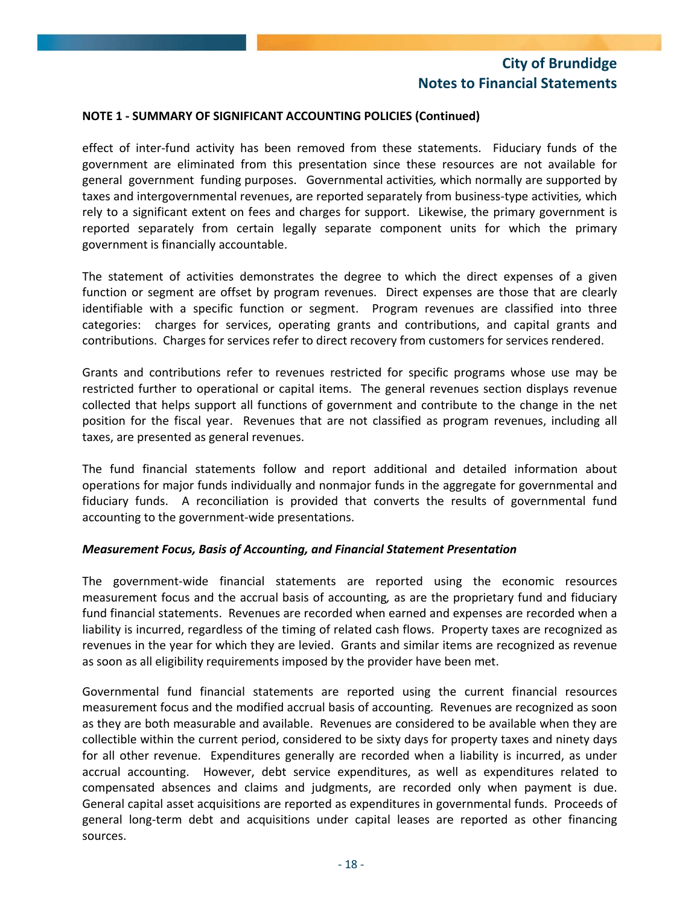**NOTE 1 - SUMMARY OF SIGNIFICANT ACCOUNTING POLICIES (Continued)**

effect of inter-fund activity has been removed from these statements. Fiduciary funds of the government are eliminated from this presentation since these resources are not available for general government funding purposes. Governmental activities*,* which normally are supported by taxes and intergovernmental revenues, are reported separately from business-type activities*,* which rely to a significant extent on fees and charges for support. Likewise, the primary government is reported separately from certain legally separate component units for which the primary government is financially accountable.

The statement of activities demonstrates the degree to which the direct expenses of a given function or segment are offset by program revenues. Direct expenses are those that are clearly identifiable with a specific function or segment. Program revenues are classified into three categories: charges for services, operating grants and contributions, and capital grants and contributions. Charges for services refer to direct recovery from customers for services rendered.

Grants and contributions refer to revenues restricted for specific programs whose use may be restricted further to operational or capital items. The general revenues section displays revenue collected that helps support all functions of government and contribute to the change in the net position for the fiscal year. Revenues that are not classified as program revenues, including all taxes, are presented as general revenues.

The fund financial statements follow and report additional and detailed information about operations for major funds individually and nonmajor funds in the aggregate for governmental and fiduciary funds. A reconciliation is provided that converts the results of governmental fund accounting to the government-wide presentations.

***Measurement Focus, Basis of Accounting, and Financial Statement Presentation***

The government-wide financial statements are reported using the economic resources measurement focus and the accrual basis of accounting*,* as are the proprietary fund and fiduciary fund financial statements. Revenues are recorded when earned and expenses are recorded when a liability is incurred, regardless of the timing of related cash flows. Property taxes are recognized as revenues in the year for which they are levied. Grants and similar items are recognized as revenue as soon as all eligibility requirements imposed by the provider have been met.

Governmental fund financial statements are reported using the current financial resources measurement focus and the modified accrual basis of accounting*.* Revenues are recognized as soon as they are both measurable and available. Revenues are considered to be available when they are collectible within the current period, considered to be sixty days for property taxes and ninety days for all other revenue. Expenditures generally are recorded when a liability is incurred, as under accrual accounting. However, debt service expenditures, as well as expenditures related to compensated absences and claims and judgments, are recorded only when payment is due. General capital asset acquisitions are reported as expenditures in governmental funds. Proceeds of general long-term debt and acquisitions under capital leases are reported as other financing sources.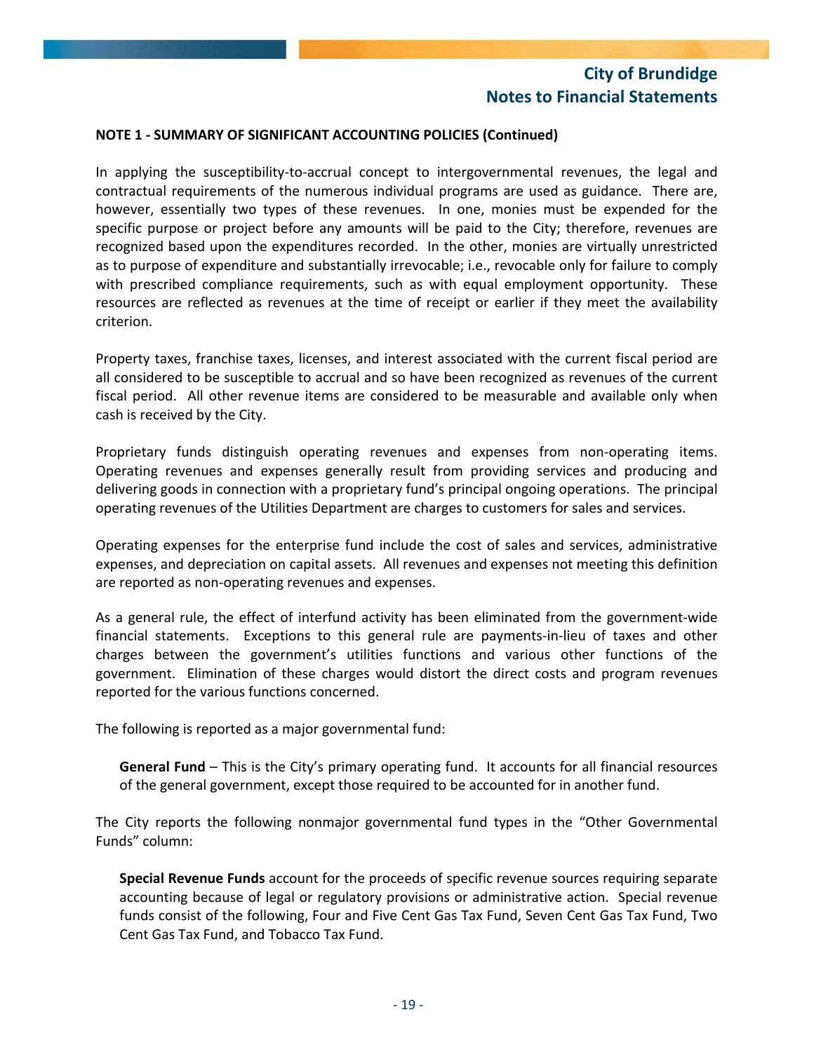**NOTE 1 - SUMMARY OF SIGNIFICANT ACCOUNTING POLICIES (Continued)**

In applying the susceptibility-to-accrual concept to intergovernmental revenues, the legal and contractual requirements of the numerous individual programs are used as guidance. There are, however, essentially two types of these revenues. In one, monies must be expended for the specific purpose or project before any amounts will be paid to the City; therefore, revenues are recognized based upon the expenditures recorded. In the other, monies are virtually unrestricted as to purpose of expenditure and substantially irrevocable; i.e., revocable only for failure to comply with prescribed compliance requirements, such as with equal employment opportunity. These resources are reflected as revenues at the time of receipt or earlier if they meet the availability criterion.

Property taxes, franchise taxes, licenses, and interest associated with the current fiscal period are all considered to be susceptible to accrual and so have been recognized as revenues of the current fiscal period. All other revenue items are considered to be measurable and available only when cash is received by the City.

Proprietary funds distinguish operating revenues and expenses from non-operating items. Operating revenues and expenses generally result from providing services and producing and delivering goods in connection with a proprietary fund's principal ongoing operations. The principal operating revenues of the Utilities Department are charges to customers for sales and services.

Operating expenses for the enterprise fund include the cost of sales and services, administrative expenses, and depreciation on capital assets. All revenues and expenses not meeting this definition are reported as non-operating revenues and expenses.

As a general rule, the effect of interfund activity has been eliminated from the government-wide financial statements. Exceptions to this general rule are payments-in-lieu of taxes and other charges between the government's utilities functions and various other functions of the government. Elimination of these charges would distort the direct costs and program revenues reported for the various functions concerned.

The following is reported as a major governmental fund:

**General Fund** – This is the City's primary operating fund. It accounts for all financial resources of the general government, except those required to be accounted for in another fund.

The City reports the following nonmajor governmental fund types in the "Other Governmental Funds" column:

**Special Revenue Funds** account for the proceeds of specific revenue sources requiring separate accounting because of legal or regulatory provisions or administrative action. Special revenue funds consist of the following, Four and Five Cent Gas Tax Fund, Seven Cent Gas Tax Fund, Two Cent Gas Tax Fund, and Tobacco Tax Fund.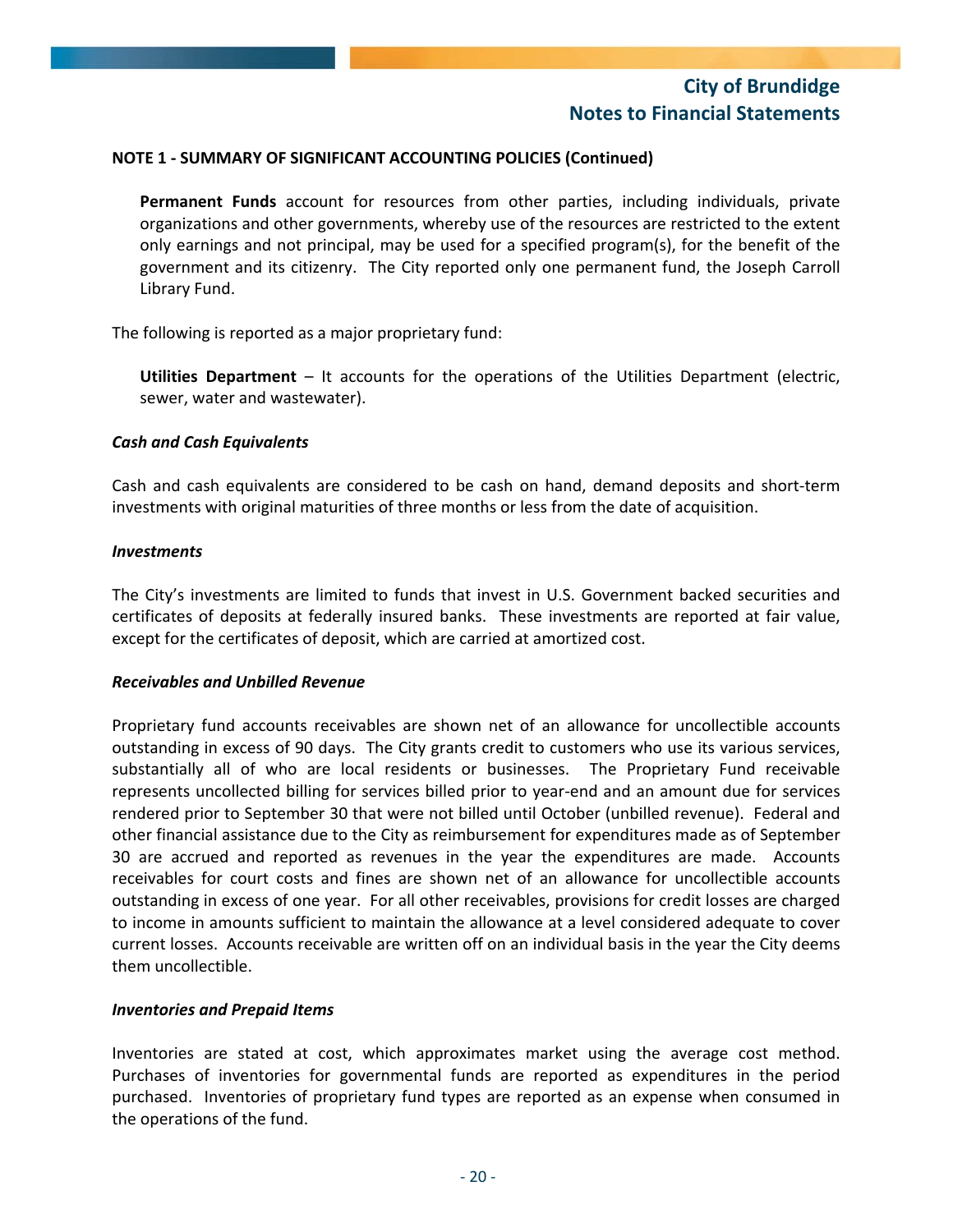#### NOTE 1 - SUMMARY OF SIGNIFICANT ACCOUNTING POLICIES (Continued)

**Permanent Funds** account for resources from other parties, including individuals, private organizations and other governments, whereby use of the resources are restricted to the extent only earnings and not principal, may be used for a specified program(s), for the benefit of the government and its citizenry. The City reported only one permanent fund, the Joseph Carroll Library Fund.

The following is reported as a major proprietary fund:

**Utilities Department** – It accounts for the operations of the Utilities Department (electric, sewer, water and wastewater).

***Cash and Cash Equivalents***

Cash and cash equivalents are considered to be cash on hand, demand deposits and short-term investments with original maturities of three months or less from the date of acquisition.

***Investments***

The City's investments are limited to funds that invest in U.S. Government backed securities and certificates of deposits at federally insured banks. These investments are reported at fair value, except for the certificates of deposit, which are carried at amortized cost.

***Receivables and Unbilled Revenue***

Proprietary fund accounts receivables are shown net of an allowance for uncollectible accounts outstanding in excess of 90 days. The City grants credit to customers who use its various services, substantially all of who are local residents or businesses. The Proprietary Fund receivable represents uncollected billing for services billed prior to year-end and an amount due for services rendered prior to September 30 that were not billed until October (unbilled revenue). Federal and other financial assistance due to the City as reimbursement for expenditures made as of September 30 are accrued and reported as revenues in the year the expenditures are made. Accounts receivables for court costs and fines are shown net of an allowance for uncollectible accounts outstanding in excess of one year. For all other receivables, provisions for credit losses are charged to income in amounts sufficient to maintain the allowance at a level considered adequate to cover current losses. Accounts receivable are written off on an individual basis in the year the City deems them uncollectible.

***Inventories and Prepaid Items***

Inventories are stated at cost, which approximates market using the average cost method. Purchases of inventories for governmental funds are reported as expenditures in the period purchased. Inventories of proprietary fund types are reported as an expense when consumed in the operations of the fund.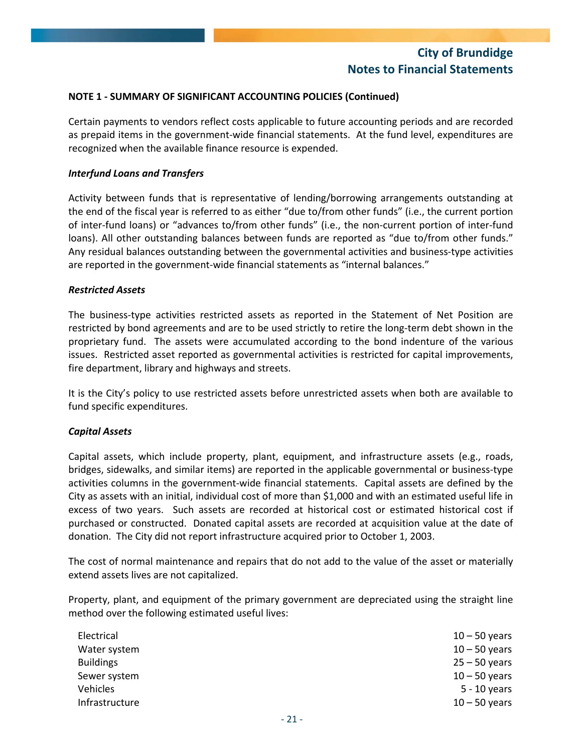**NOTE 1 - SUMMARY OF SIGNIFICANT ACCOUNTING POLICIES (Continued)**

Certain payments to vendors reflect costs applicable to future accounting periods and are recorded as prepaid items in the government-wide financial statements. At the fund level, expenditures are recognized when the available finance resource is expended.

***Interfund Loans and Transfers***

Activity between funds that is representative of lending/borrowing arrangements outstanding at the end of the fiscal year is referred to as either "due to/from other funds" (i.e., the current portion of inter-fund loans) or "advances to/from other funds" (i.e., the non-current portion of inter-fund loans). All other outstanding balances between funds are reported as "due to/from other funds." Any residual balances outstanding between the governmental activities and business-type activities are reported in the government-wide financial statements as "internal balances."

***Restricted Assets***

The business-type activities restricted assets as reported in the Statement of Net Position are restricted by bond agreements and are to be used strictly to retire the long-term debt shown in the proprietary fund. The assets were accumulated according to the bond indenture of the various issues. Restricted asset reported as governmental activities is restricted for capital improvements, fire department, library and highways and streets.

It is the City's policy to use restricted assets before unrestricted assets when both are available to fund specific expenditures.

***Capital Assets***

Capital assets, which include property, plant, equipment, and infrastructure assets (e.g., roads, bridges, sidewalks, and similar items) are reported in the applicable governmental or business-type activities columns in the government-wide financial statements. Capital assets are defined by the City as assets with an initial, individual cost of more than $1,000 and with an estimated useful life in excess of two years. Such assets are recorded at historical cost or estimated historical cost if purchased or constructed. Donated capital assets are recorded at acquisition value at the date of donation. The City did not report infrastructure acquired prior to October 1, 2003.

The cost of normal maintenance and repairs that do not add to the value of the asset or materially extend assets lives are not capitalized.

Property, plant, and equipment of the primary government are depreciated using the straight line method over the following estimated useful lives:

| | |
|---|---|
| Electrical | 10 – 50 years |
| Water system | 10 – 50 years |
| Buildings | 25 – 50 years |
| Sewer system | 10 – 50 years |
| Vehicles | 5 - 10 years |
| Infrastructure | 10 – 50 years |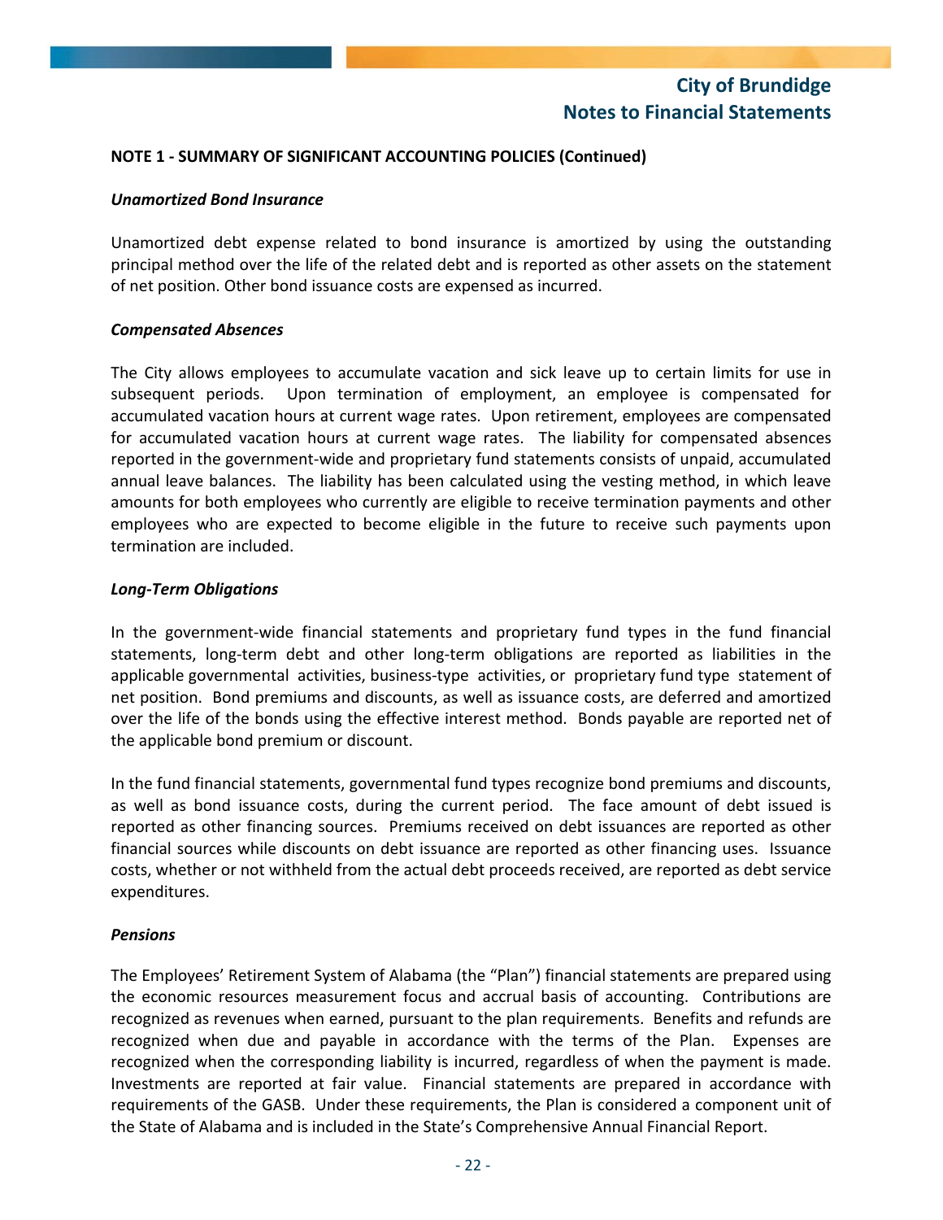**NOTE 1 - SUMMARY OF SIGNIFICANT ACCOUNTING POLICIES (Continued)**

***Unamortized Bond Insurance***

Unamortized debt expense related to bond insurance is amortized by using the outstanding principal method over the life of the related debt and is reported as other assets on the statement of net position. Other bond issuance costs are expensed as incurred.

***Compensated Absences***

The City allows employees to accumulate vacation and sick leave up to certain limits for use in subsequent periods. Upon termination of employment, an employee is compensated for accumulated vacation hours at current wage rates. Upon retirement, employees are compensated for accumulated vacation hours at current wage rates. The liability for compensated absences reported in the government-wide and proprietary fund statements consists of unpaid, accumulated annual leave balances. The liability has been calculated using the vesting method, in which leave amounts for both employees who currently are eligible to receive termination payments and other employees who are expected to become eligible in the future to receive such payments upon termination are included.

***Long-Term Obligations***

In the government-wide financial statements and proprietary fund types in the fund financial statements, long-term debt and other long-term obligations are reported as liabilities in the applicable governmental activities, business-type activities, or proprietary fund type statement of net position. Bond premiums and discounts, as well as issuance costs, are deferred and amortized over the life of the bonds using the effective interest method. Bonds payable are reported net of the applicable bond premium or discount.

In the fund financial statements, governmental fund types recognize bond premiums and discounts, as well as bond issuance costs, during the current period. The face amount of debt issued is reported as other financing sources. Premiums received on debt issuances are reported as other financial sources while discounts on debt issuance are reported as other financing uses. Issuance costs, whether or not withheld from the actual debt proceeds received, are reported as debt service expenditures.

***Pensions***

The Employees' Retirement System of Alabama (the "Plan") financial statements are prepared using the economic resources measurement focus and accrual basis of accounting. Contributions are recognized as revenues when earned, pursuant to the plan requirements. Benefits and refunds are recognized when due and payable in accordance with the terms of the Plan. Expenses are recognized when the corresponding liability is incurred, regardless of when the payment is made. Investments are reported at fair value. Financial statements are prepared in accordance with requirements of the GASB. Under these requirements, the Plan is considered a component unit of the State of Alabama and is included in the State's Comprehensive Annual Financial Report.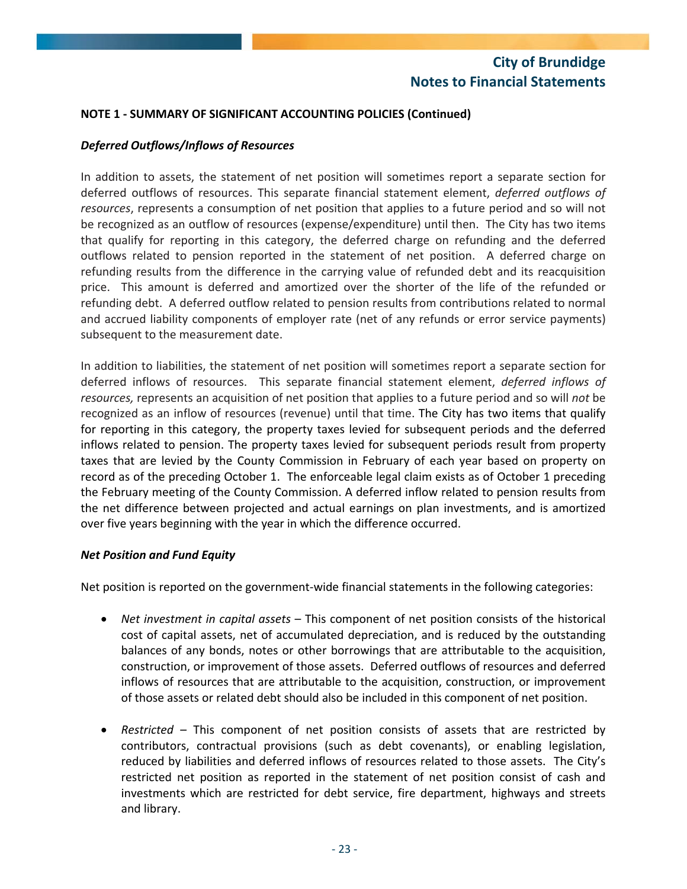**NOTE 1 - SUMMARY OF SIGNIFICANT ACCOUNTING POLICIES (Continued)**

***Deferred Outflows/Inflows of Resources***

In addition to assets, the statement of net position will sometimes report a separate section for deferred outflows of resources. This separate financial statement element, *deferred outflows of resources*, represents a consumption of net position that applies to a future period and so will not be recognized as an outflow of resources (expense/expenditure) until then. The City has two items that qualify for reporting in this category, the deferred charge on refunding and the deferred outflows related to pension reported in the statement of net position. A deferred charge on refunding results from the difference in the carrying value of refunded debt and its reacquisition price. This amount is deferred and amortized over the shorter of the life of the refunded or refunding debt. A deferred outflow related to pension results from contributions related to normal and accrued liability components of employer rate (net of any refunds or error service payments) subsequent to the measurement date.

In addition to liabilities, the statement of net position will sometimes report a separate section for deferred inflows of resources. This separate financial statement element, *deferred inflows of resources,* represents an acquisition of net position that applies to a future period and so will *not* be recognized as an inflow of resources (revenue) until that time. The City has two items that qualify for reporting in this category, the property taxes levied for subsequent periods and the deferred inflows related to pension. The property taxes levied for subsequent periods result from property taxes that are levied by the County Commission in February of each year based on property on record as of the preceding October 1. The enforceable legal claim exists as of October 1 preceding the February meeting of the County Commission. A deferred inflow related to pension results from the net difference between projected and actual earnings on plan investments, and is amortized over five years beginning with the year in which the difference occurred.

***Net Position and Fund Equity***

Net position is reported on the government-wide financial statements in the following categories:

- *Net investment in capital assets* – This component of net position consists of the historical cost of capital assets, net of accumulated depreciation, and is reduced by the outstanding balances of any bonds, notes or other borrowings that are attributable to the acquisition, construction, or improvement of those assets. Deferred outflows of resources and deferred inflows of resources that are attributable to the acquisition, construction, or improvement of those assets or related debt should also be included in this component of net position.

- *Restricted* – This component of net position consists of assets that are restricted by contributors, contractual provisions (such as debt covenants), or enabling legislation, reduced by liabilities and deferred inflows of resources related to those assets. The City's restricted net position as reported in the statement of net position consist of cash and investments which are restricted for debt service, fire department, highways and streets and library.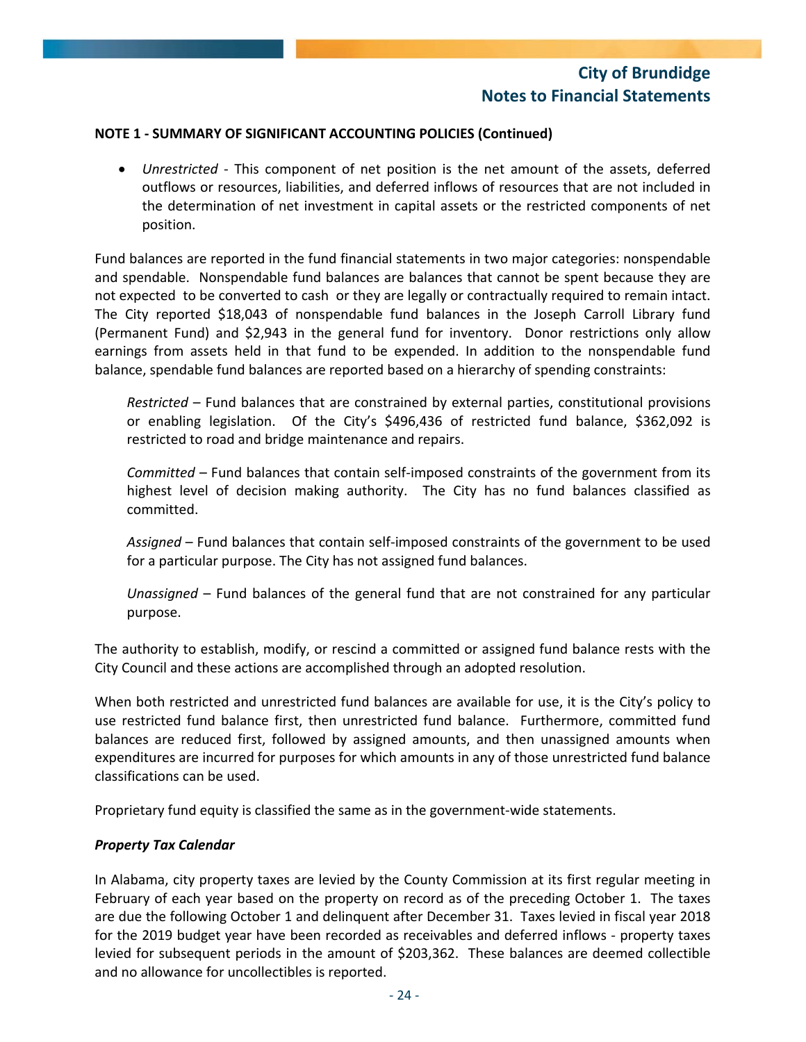## NOTE 1 - SUMMARY OF SIGNIFICANT ACCOUNTING POLICIES (Continued)

- *Unrestricted* - This component of net position is the net amount of the assets, deferred outflows or resources, liabilities, and deferred inflows of resources that are not included in the determination of net investment in capital assets or the restricted components of net position.

Fund balances are reported in the fund financial statements in two major categories: nonspendable and spendable. Nonspendable fund balances are balances that cannot be spent because they are not expected to be converted to cash or they are legally or contractually required to remain intact. The City reported $18,043 of nonspendable fund balances in the Joseph Carroll Library fund (Permanent Fund) and $2,943 in the general fund for inventory. Donor restrictions only allow earnings from assets held in that fund to be expended. In addition to the nonspendable fund balance, spendable fund balances are reported based on a hierarchy of spending constraints:

*Restricted* – Fund balances that are constrained by external parties, constitutional provisions or enabling legislation. Of the City's $496,436 of restricted fund balance, $362,092 is restricted to road and bridge maintenance and repairs.

*Committed* – Fund balances that contain self-imposed constraints of the government from its highest level of decision making authority. The City has no fund balances classified as committed.

*Assigned* – Fund balances that contain self-imposed constraints of the government to be used for a particular purpose. The City has not assigned fund balances.

*Unassigned* – Fund balances of the general fund that are not constrained for any particular purpose.

The authority to establish, modify, or rescind a committed or assigned fund balance rests with the City Council and these actions are accomplished through an adopted resolution.

When both restricted and unrestricted fund balances are available for use, it is the City's policy to use restricted fund balance first, then unrestricted fund balance. Furthermore, committed fund balances are reduced first, followed by assigned amounts, and then unassigned amounts when expenditures are incurred for purposes for which amounts in any of those unrestricted fund balance classifications can be used.

Proprietary fund equity is classified the same as in the government-wide statements.

### *Property Tax Calendar*

In Alabama, city property taxes are levied by the County Commission at its first regular meeting in February of each year based on the property on record as of the preceding October 1. The taxes are due the following October 1 and delinquent after December 31. Taxes levied in fiscal year 2018 for the 2019 budget year have been recorded as receivables and deferred inflows - property taxes levied for subsequent periods in the amount of $203,362. These balances are deemed collectible and no allowance for uncollectibles is reported.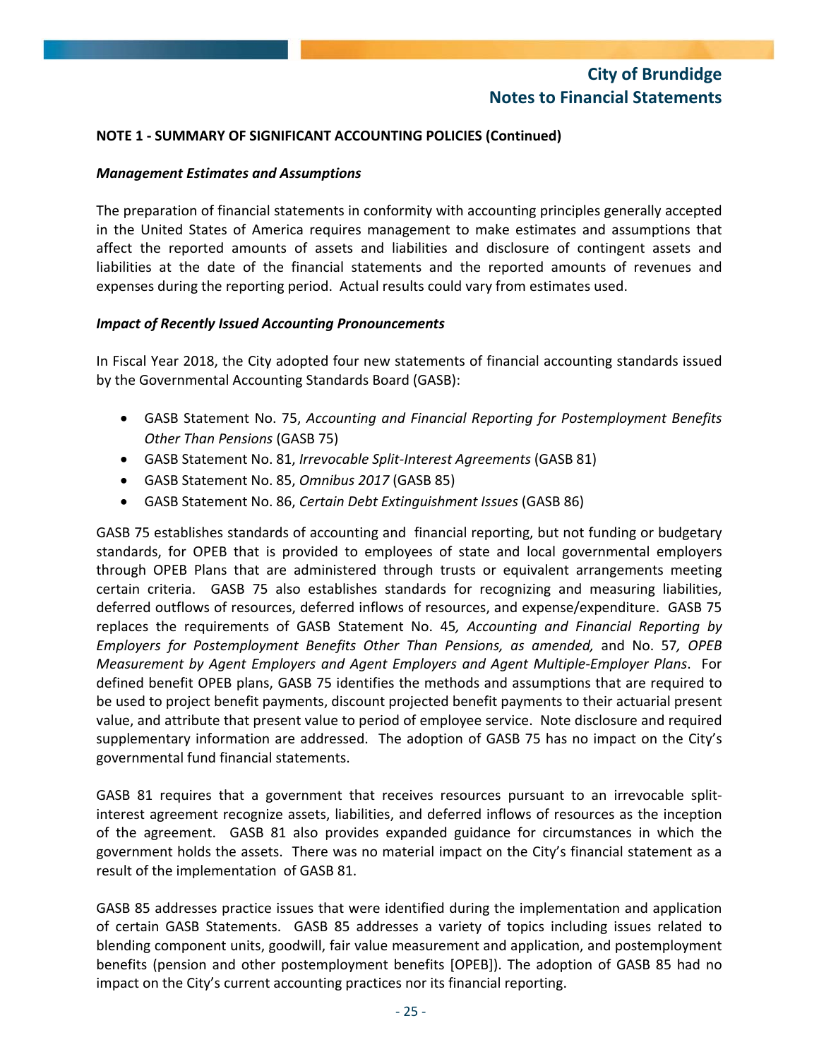**NOTE 1 - SUMMARY OF SIGNIFICANT ACCOUNTING POLICIES (Continued)**

***Management Estimates and Assumptions***

The preparation of financial statements in conformity with accounting principles generally accepted in the United States of America requires management to make estimates and assumptions that affect the reported amounts of assets and liabilities and disclosure of contingent assets and liabilities at the date of the financial statements and the reported amounts of revenues and expenses during the reporting period. Actual results could vary from estimates used.

***Impact of Recently Issued Accounting Pronouncements***

In Fiscal Year 2018, the City adopted four new statements of financial accounting standards issued by the Governmental Accounting Standards Board (GASB):

- GASB Statement No. 75, *Accounting and Financial Reporting for Postemployment Benefits Other Than Pensions* (GASB 75)
- GASB Statement No. 81, *Irrevocable Split-Interest Agreements* (GASB 81)
- GASB Statement No. 85, *Omnibus 2017* (GASB 85)
- GASB Statement No. 86, *Certain Debt Extinguishment Issues* (GASB 86)

GASB 75 establishes standards of accounting and financial reporting, but not funding or budgetary standards, for OPEB that is provided to employees of state and local governmental employers through OPEB Plans that are administered through trusts or equivalent arrangements meeting certain criteria. GASB 75 also establishes standards for recognizing and measuring liabilities, deferred outflows of resources, deferred inflows of resources, and expense/expenditure. GASB 75 replaces the requirements of GASB Statement No. 45*, Accounting and Financial Reporting by Employers for Postemployment Benefits Other Than Pensions, as amended,* and No. 57*, OPEB Measurement by Agent Employers and Agent Employers and Agent Multiple-Employer Plans*. For defined benefit OPEB plans, GASB 75 identifies the methods and assumptions that are required to be used to project benefit payments, discount projected benefit payments to their actuarial present value, and attribute that present value to period of employee service. Note disclosure and required supplementary information are addressed. The adoption of GASB 75 has no impact on the City's governmental fund financial statements.

GASB 81 requires that a government that receives resources pursuant to an irrevocable split-interest agreement recognize assets, liabilities, and deferred inflows of resources as the inception of the agreement. GASB 81 also provides expanded guidance for circumstances in which the government holds the assets. There was no material impact on the City's financial statement as a result of the implementation of GASB 81.

GASB 85 addresses practice issues that were identified during the implementation and application of certain GASB Statements. GASB 85 addresses a variety of topics including issues related to blending component units, goodwill, fair value measurement and application, and postemployment benefits (pension and other postemployment benefits [OPEB]). The adoption of GASB 85 had no impact on the City's current accounting practices nor its financial reporting.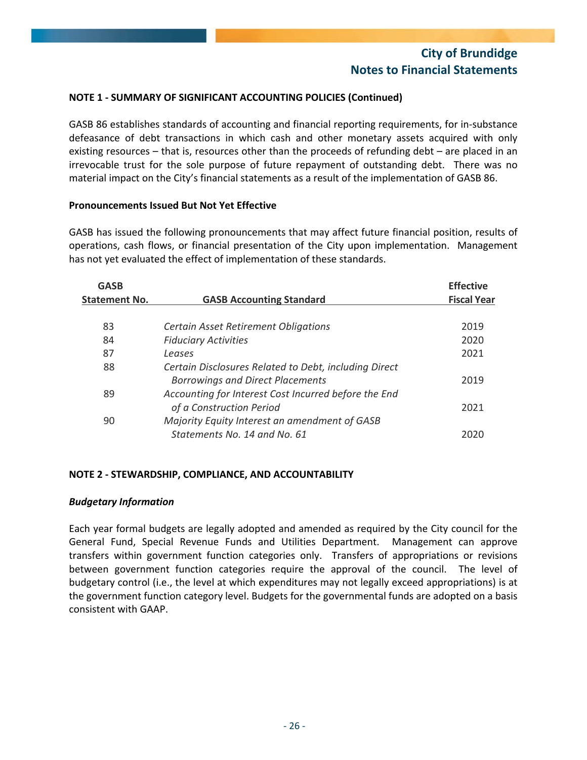### NOTE 1 - SUMMARY OF SIGNIFICANT ACCOUNTING POLICIES (Continued)

GASB 86 establishes standards of accounting and financial reporting requirements, for in-substance defeasance of debt transactions in which cash and other monetary assets acquired with only existing resources – that is, resources other than the proceeds of refunding debt – are placed in an irrevocable trust for the sole purpose of future repayment of outstanding debt. There was no material impact on the City's financial statements as a result of the implementation of GASB 86.

**Pronouncements Issued But Not Yet Effective**

GASB has issued the following pronouncements that may affect future financial position, results of operations, cash flows, or financial presentation of the City upon implementation. Management has not yet evaluated the effect of implementation of these standards.

| GASB Statement No. | GASB Accounting Standard | Effective Fiscal Year |
|---|---|---|
| 83 | *Certain Asset Retirement Obligations* | 2019 |
| 84 | *Fiduciary Activities* | 2020 |
| 87 | *Leases* | 2021 |
| 88 | *Certain Disclosures Related to Debt, including Direct Borrowings and Direct Placements* | 2019 |
| 89 | *Accounting for Interest Cost Incurred before the End of a Construction Period* | 2021 |
| 90 | *Majority Equity Interest an amendment of GASB Statements No. 14 and No. 61* | 2020 |

### NOTE 2 - STEWARDSHIP, COMPLIANCE, AND ACCOUNTABILITY

***Budgetary Information***

Each year formal budgets are legally adopted and amended as required by the City council for the General Fund, Special Revenue Funds and Utilities Department. Management can approve transfers within government function categories only. Transfers of appropriations or revisions between government function categories require the approval of the council. The level of budgetary control (i.e., the level at which expenditures may not legally exceed appropriations) is at the government function category level. Budgets for the governmental funds are adopted on a basis consistent with GAAP.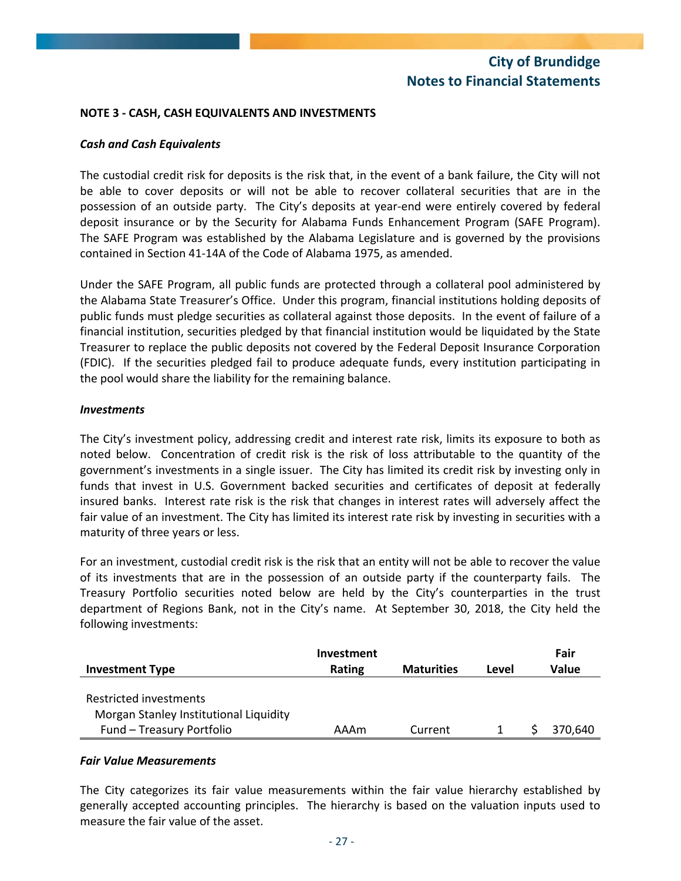## NOTE 3 - CASH, CASH EQUIVALENTS AND INVESTMENTS

### *Cash and Cash Equivalents*

The custodial credit risk for deposits is the risk that, in the event of a bank failure, the City will not be able to cover deposits or will not be able to recover collateral securities that are in the possession of an outside party. The City's deposits at year-end were entirely covered by federal deposit insurance or by the Security for Alabama Funds Enhancement Program (SAFE Program). The SAFE Program was established by the Alabama Legislature and is governed by the provisions contained in Section 41-14A of the Code of Alabama 1975, as amended.

Under the SAFE Program, all public funds are protected through a collateral pool administered by the Alabama State Treasurer's Office. Under this program, financial institutions holding deposits of public funds must pledge securities as collateral against those deposits. In the event of failure of a financial institution, securities pledged by that financial institution would be liquidated by the State Treasurer to replace the public deposits not covered by the Federal Deposit Insurance Corporation (FDIC). If the securities pledged fail to produce adequate funds, every institution participating in the pool would share the liability for the remaining balance.

### *Investments*

The City's investment policy, addressing credit and interest rate risk, limits its exposure to both as noted below. Concentration of credit risk is the risk of loss attributable to the quantity of the government's investments in a single issuer. The City has limited its credit risk by investing only in funds that invest in U.S. Government backed securities and certificates of deposit at federally insured banks. Interest rate risk is the risk that changes in interest rates will adversely affect the fair value of an investment. The City has limited its interest rate risk by investing in securities with a maturity of three years or less.

For an investment, custodial credit risk is the risk that an entity will not be able to recover the value of its investments that are in the possession of an outside party if the counterparty fails. The Treasury Portfolio securities noted below are held by the City's counterparties in the trust department of Regions Bank, not in the City's name. At September 30, 2018, the City held the following investments:

| Investment Type | Investment Rating | Maturities | Level | Fair Value |
|---|---|---|---|---|
| Restricted investments | | | | |
| Morgan Stanley Institutional Liquidity Fund – Treasury Portfolio | AAAm | Current | 1 | $ 370,640 |

### *Fair Value Measurements*

The City categorizes its fair value measurements within the fair value hierarchy established by generally accepted accounting principles. The hierarchy is based on the valuation inputs used to measure the fair value of the asset.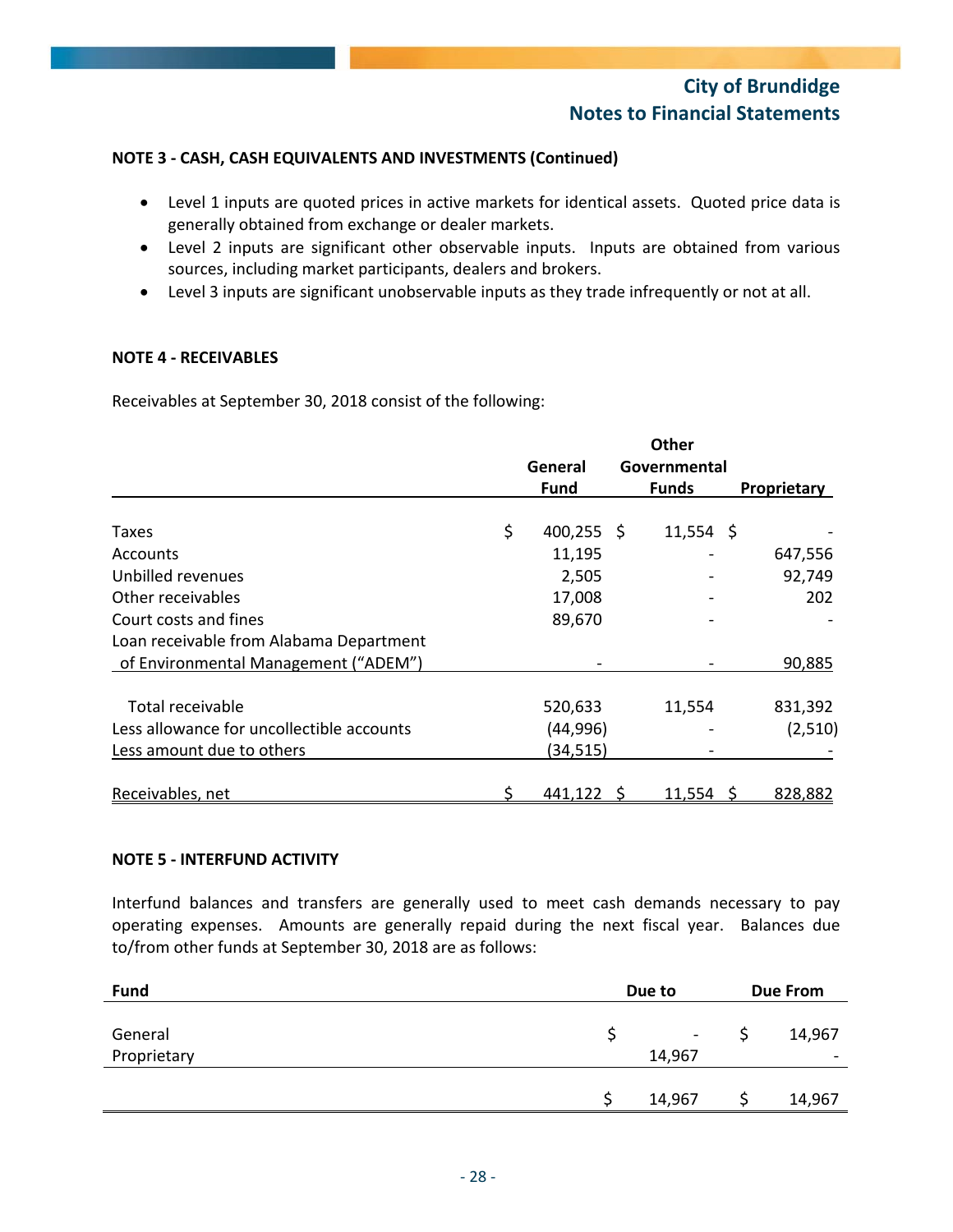**NOTE 3 - CASH, CASH EQUIVALENTS AND INVESTMENTS (Continued)**

- Level 1 inputs are quoted prices in active markets for identical assets. Quoted price data is generally obtained from exchange or dealer markets.
- Level 2 inputs are significant other observable inputs. Inputs are obtained from various sources, including market participants, dealers and brokers.
- Level 3 inputs are significant unobservable inputs as they trade infrequently or not at all.

**NOTE 4 - RECEIVABLES**

Receivables at September 30, 2018 consist of the following:

| | General Fund | Other Governmental Funds | Proprietary |
|---|---|---|---|
| Taxes | $ 400,255 | $ 11,554 | $ - |
| Accounts | 11,195 | - | 647,556 |
| Unbilled revenues | 2,505 | - | 92,749 |
| Other receivables | 17,008 | - | 202 |
| Court costs and fines | 89,670 | - | - |
| Loan receivable from Alabama Department of Environmental Management ("ADEM") | - | - | 90,885 |
| Total receivable | 520,633 | 11,554 | 831,392 |
| Less allowance for uncollectible accounts | (44,996) | - | (2,510) |
| Less amount due to others | (34,515) | - | - |
| Receivables, net | $ 441,122 | $ 11,554 | $ 828,882 |

**NOTE 5 - INTERFUND ACTIVITY**

Interfund balances and transfers are generally used to meet cash demands necessary to pay operating expenses. Amounts are generally repaid during the next fiscal year. Balances due to/from other funds at September 30, 2018 are as follows:

| Fund | Due to | Due From |
|---|---|---|
| General | $ - | $ 14,967 |
| Proprietary | 14,967 | - |
| | $ 14,967 | $ 14,967 |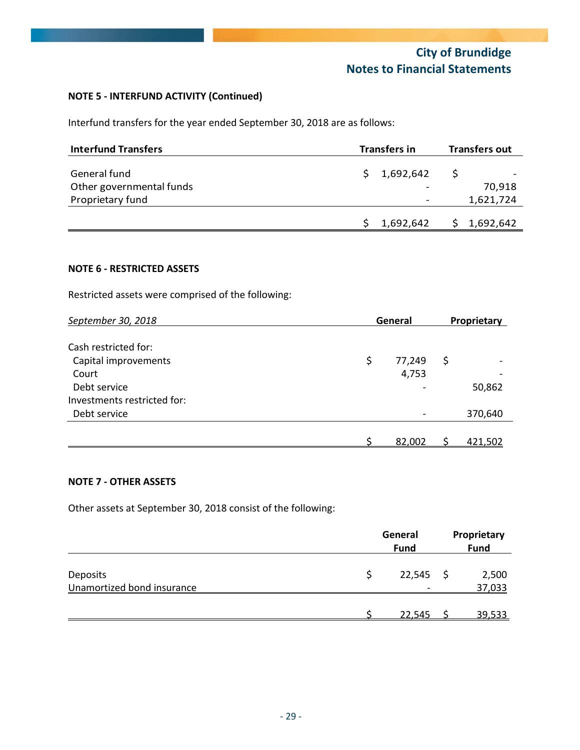## NOTE 5 - INTERFUND ACTIVITY (Continued)

Interfund transfers for the year ended September 30, 2018 are as follows:

| Interfund Transfers | Transfers in | Transfers out |
|---|---|---|
| General fund | $ 1,692,642 | $ - |
| Other governmental funds | - | 70,918 |
| Proprietary fund | - | 1,621,724 |
| | $ 1,692,642 | $ 1,692,642 |

## NOTE 6 - RESTRICTED ASSETS

Restricted assets were comprised of the following:

| *September 30, 2018* | General | Proprietary |
|---|---|---|
| Cash restricted for: | | |
| Capital improvements | $ 77,249 | $ - |
| Court | 4,753 | - |
| Debt service | - | 50,862 |
| Investments restricted for: | | |
| Debt service | - | 370,640 |
| | $ 82,002 | $ 421,502 |

## NOTE 7 - OTHER ASSETS

Other assets at September 30, 2018 consist of the following:

| | General Fund | Proprietary Fund |
|---|---|---|
| Deposits | $ 22,545 | $ 2,500 |
| Unamortized bond insurance | - | 37,033 |
| | $ 22,545 | $ 39,533 |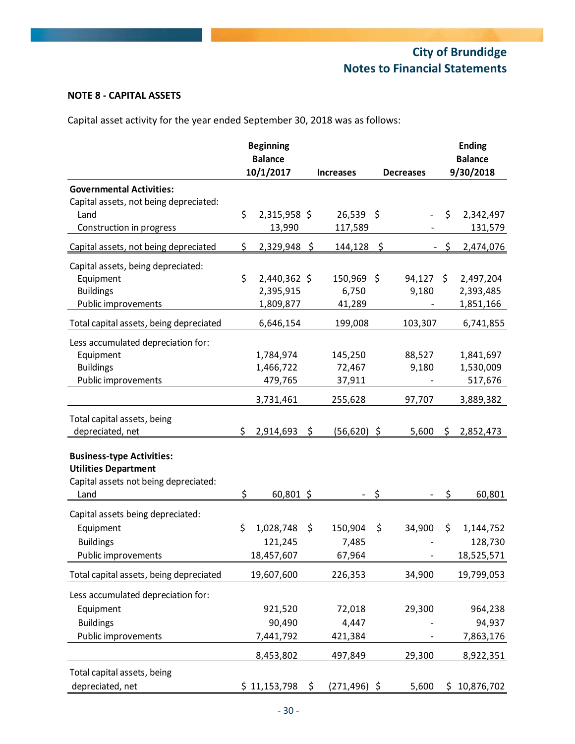## NOTE 8 - CAPITAL ASSETS

Capital asset activity for the year ended September 30, 2018 was as follows:

| | Beginning Balance 10/1/2017 | Increases | Decreases | Ending Balance 9/30/2018 |
|---|---|---|---|---|
| **Governmental Activities:** | | | | |
| Capital assets, not being depreciated: | | | | |
| Land | $ 2,315,958 | $ 26,539 | $ - | $ 2,342,497 |
| Construction in progress | 13,990 | 117,589 | - | 131,579 |
| Capital assets, not being depreciated | $ 2,329,948 | $ 144,128 | $ - | $ 2,474,076 |
| Capital assets, being depreciated: | | | | |
| Equipment | $ 2,440,362 | $ 150,969 | $ 94,127 | $ 2,497,204 |
| Buildings | 2,395,915 | 6,750 | 9,180 | 2,393,485 |
| Public improvements | 1,809,877 | 41,289 | - | 1,851,166 |
| Total capital assets, being depreciated | 6,646,154 | 199,008 | 103,307 | 6,741,855 |
| Less accumulated depreciation for: | | | | |
| Equipment | 1,784,974 | 145,250 | 88,527 | 1,841,697 |
| Buildings | 1,466,722 | 72,467 | 9,180 | 1,530,009 |
| Public improvements | 479,765 | 37,911 | - | 517,676 |
| | 3,731,461 | 255,628 | 97,707 | 3,889,382 |
| Total capital assets, being depreciated, net | $ 2,914,693 | $ (56,620) | $ 5,600 | $ 2,852,473 |
| **Business-type Activities:** | | | | |
| **Utilities Department** | | | | |
| Capital assets not being depreciated: | | | | |
| Land | $ 60,801 | $ - | $ - | $ 60,801 |
| Capital assets being depreciated: | | | | |
| Equipment | $ 1,028,748 | $ 150,904 | $ 34,900 | $ 1,144,752 |
| Buildings | 121,245 | 7,485 | - | 128,730 |
| Public improvements | 18,457,607 | 67,964 | - | 18,525,571 |
| Total capital assets, being depreciated | 19,607,600 | 226,353 | 34,900 | 19,799,053 |
| Less accumulated depreciation for: | | | | |
| Equipment | 921,520 | 72,018 | 29,300 | 964,238 |
| Buildings | 90,490 | 4,447 | - | 94,937 |
| Public improvements | 7,441,792 | 421,384 | - | 7,863,176 |
| | 8,453,802 | 497,849 | 29,300 | 8,922,351 |
| Total capital assets, being depreciated, net | $ 11,153,798 | $ (271,496) | $ 5,600 | $ 10,876,702 |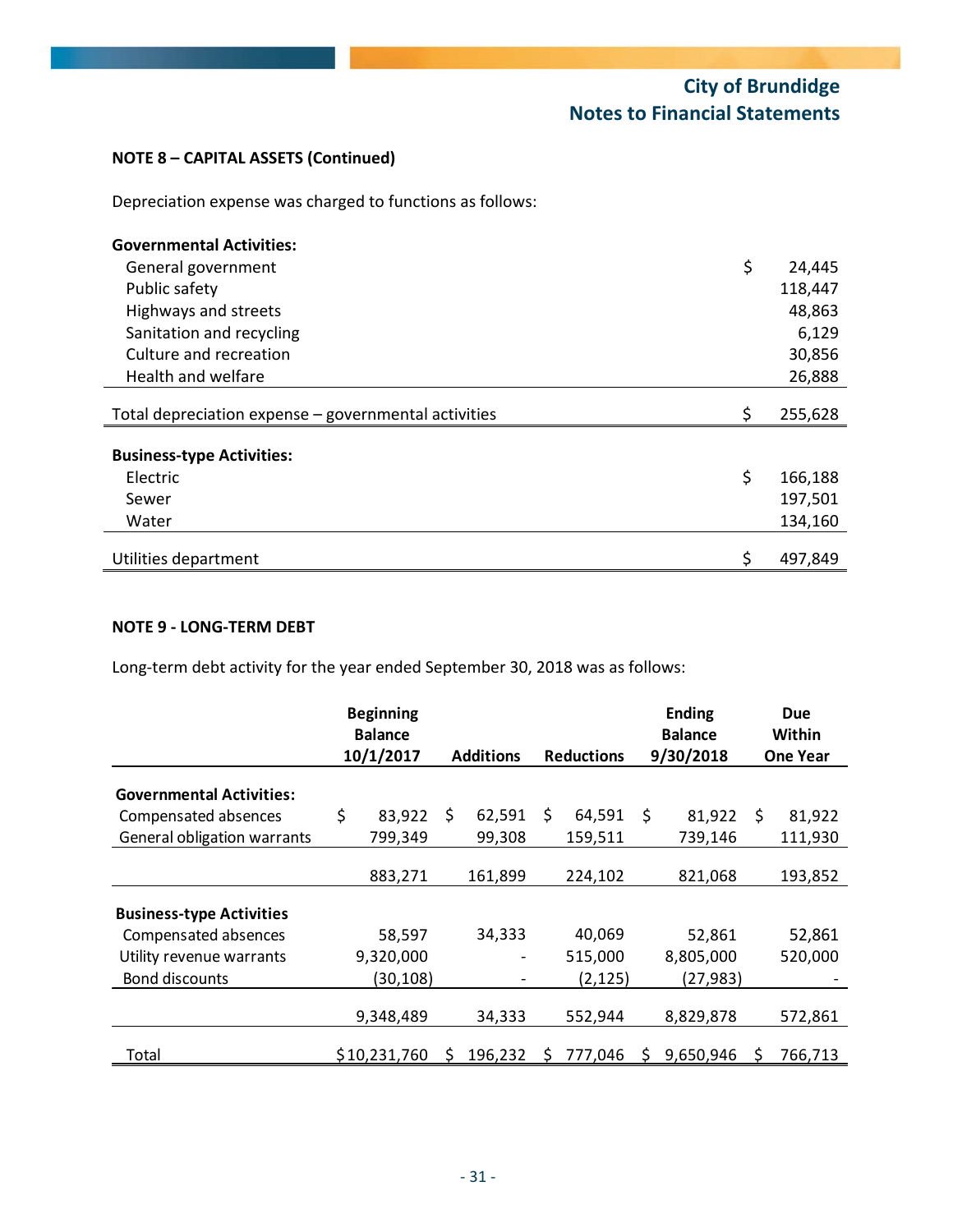**NOTE 8 – CAPITAL ASSETS (Continued)**

Depreciation expense was charged to functions as follows:

| | |
|---|---|
| **Governmental Activities:** | |
| General government | $ 24,445 |
| Public safety | 118,447 |
| Highways and streets | 48,863 |
| Sanitation and recycling | 6,129 |
| Culture and recreation | 30,856 |
| Health and welfare | 26,888 |
| Total depreciation expense – governmental activities | $ 255,628 |
| **Business-type Activities:** | |
| Electric | $ 166,188 |
| Sewer | 197,501 |
| Water | 134,160 |
| Utilities department | $ 497,849 |

**NOTE 9 - LONG-TERM DEBT**

Long-term debt activity for the year ended September 30, 2018 was as follows:

| | Beginning Balance 10/1/2017 | Additions | Reductions | Ending Balance 9/30/2018 | Due Within One Year |
|---|---|---|---|---|---|
| **Governmental Activities:** | | | | | |
| Compensated absences | $ 83,922 | $ 62,591 | $ 64,591 | $ 81,922 | $ 81,922 |
| General obligation warrants | 799,349 | 99,308 | 159,511 | 739,146 | 111,930 |
| | 883,271 | 161,899 | 224,102 | 821,068 | 193,852 |
| **Business-type Activities** | | | | | |
| Compensated absences | 58,597 | 34,333 | 40,069 | 52,861 | 52,861 |
| Utility revenue warrants | 9,320,000 | - | 515,000 | 8,805,000 | 520,000 |
| Bond discounts | (30,108) | - | (2,125) | (27,983) | - |
| | 9,348,489 | 34,333 | 552,944 | 8,829,878 | 572,861 |
| Total | $10,231,760 | $ 196,232 | $ 777,046 | $ 9,650,946 | $ 766,713 |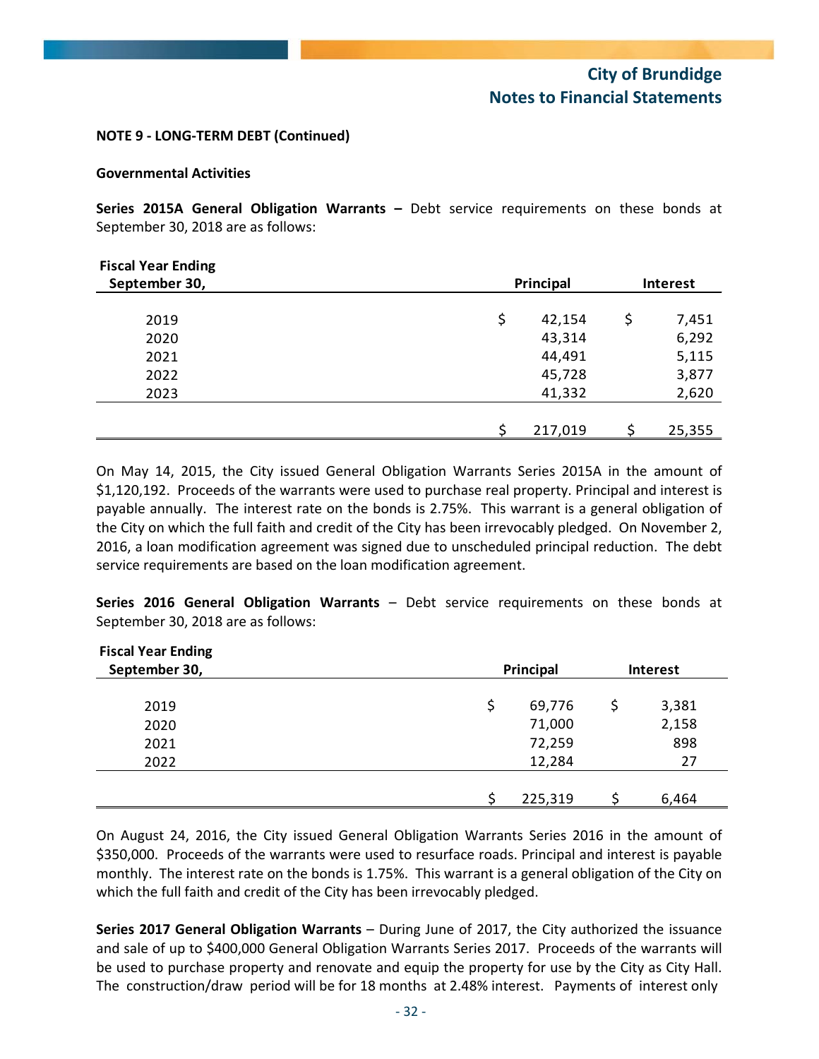**NOTE 9 - LONG-TERM DEBT (Continued)**

**Governmental Activities**

**Series 2015A General Obligation Warrants –** Debt service requirements on these bonds at September 30, 2018 are as follows:

| Fiscal Year Ending September 30, | Principal | Interest |
|---|---|---|
| 2019 | $ 42,154 | $ 7,451 |
| 2020 | 43,314 | 6,292 |
| 2021 | 44,491 | 5,115 |
| 2022 | 45,728 | 3,877 |
| 2023 | 41,332 | 2,620 |
| | $ 217,019 | $ 25,355 |

On May 14, 2015, the City issued General Obligation Warrants Series 2015A in the amount of $1,120,192. Proceeds of the warrants were used to purchase real property. Principal and interest is payable annually. The interest rate on the bonds is 2.75%. This warrant is a general obligation of the City on which the full faith and credit of the City has been irrevocably pledged. On November 2, 2016, a loan modification agreement was signed due to unscheduled principal reduction. The debt service requirements are based on the loan modification agreement.

**Series 2016 General Obligation Warrants** – Debt service requirements on these bonds at September 30, 2018 are as follows:

| Fiscal Year Ending September 30, | Principal | Interest |
|---|---|---|
| 2019 | $ 69,776 | $ 3,381 |
| 2020 | 71,000 | 2,158 |
| 2021 | 72,259 | 898 |
| 2022 | 12,284 | 27 |
| | $ 225,319 | $ 6,464 |

On August 24, 2016, the City issued General Obligation Warrants Series 2016 in the amount of $350,000. Proceeds of the warrants were used to resurface roads. Principal and interest is payable monthly. The interest rate on the bonds is 1.75%. This warrant is a general obligation of the City on which the full faith and credit of the City has been irrevocably pledged.

**Series 2017 General Obligation Warrants** – During June of 2017, the City authorized the issuance and sale of up to $400,000 General Obligation Warrants Series 2017. Proceeds of the warrants will be used to purchase property and renovate and equip the property for use by the City as City Hall. The construction/draw period will be for 18 months at 2.48% interest. Payments of interest only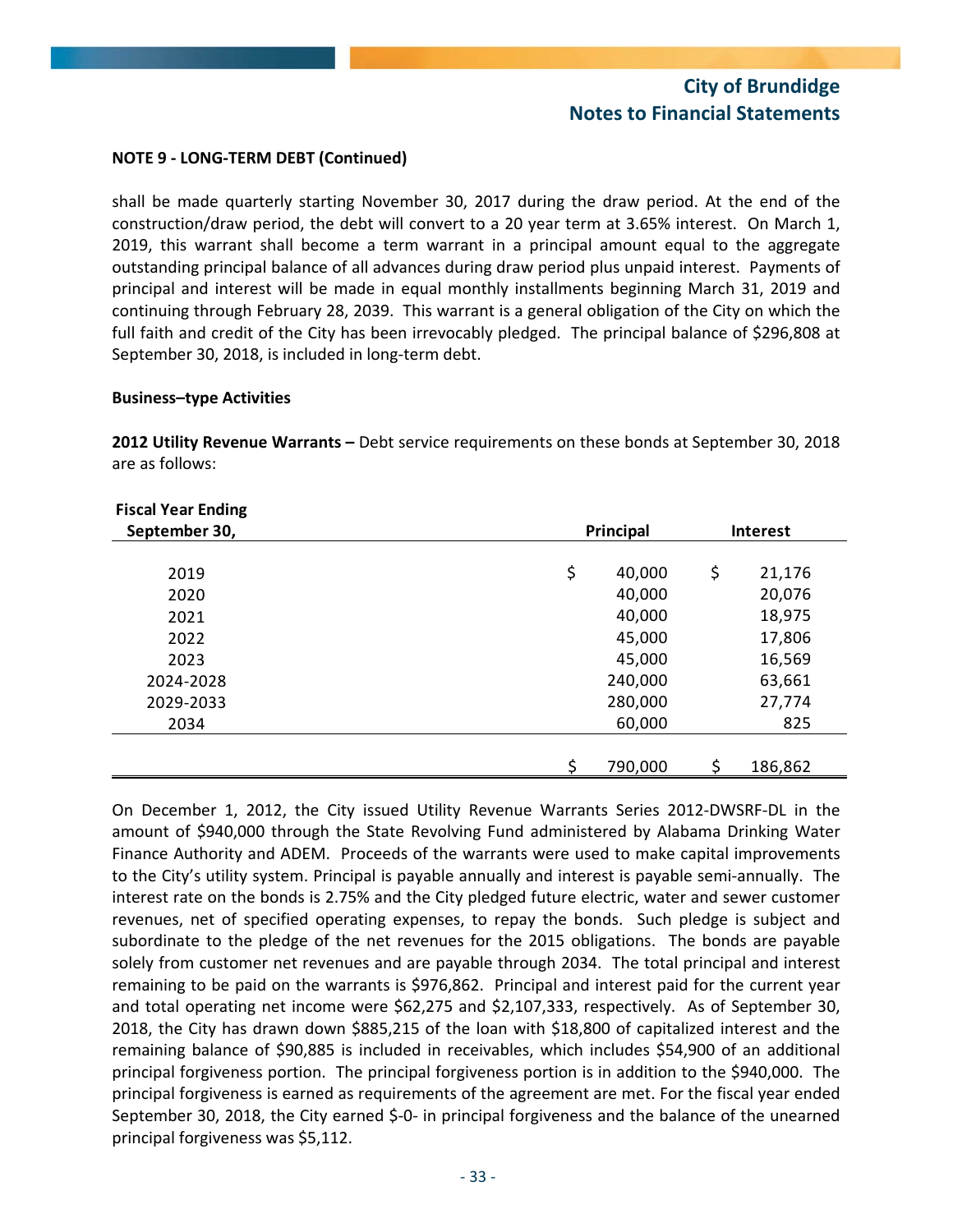**NOTE 9 - LONG-TERM DEBT (Continued)**

shall be made quarterly starting November 30, 2017 during the draw period. At the end of the construction/draw period, the debt will convert to a 20 year term at 3.65% interest. On March 1, 2019, this warrant shall become a term warrant in a principal amount equal to the aggregate outstanding principal balance of all advances during draw period plus unpaid interest. Payments of principal and interest will be made in equal monthly installments beginning March 31, 2019 and continuing through February 28, 2039. This warrant is a general obligation of the City on which the full faith and credit of the City has been irrevocably pledged. The principal balance of $296,808 at September 30, 2018, is included in long-term debt.

**Business–type Activities**

**2012 Utility Revenue Warrants –** Debt service requirements on these bonds at September 30, 2018 are as follows:

| Fiscal Year Ending September 30, | Principal | Interest |
|---|---|---|
| 2019 | $ 40,000 | $ 21,176 |
| 2020 | 40,000 | 20,076 |
| 2021 | 40,000 | 18,975 |
| 2022 | 45,000 | 17,806 |
| 2023 | 45,000 | 16,569 |
| 2024-2028 | 240,000 | 63,661 |
| 2029-2033 | 280,000 | 27,774 |
| 2034 | 60,000 | 825 |
| | $ 790,000 | $ 186,862 |

On December 1, 2012, the City issued Utility Revenue Warrants Series 2012-DWSRF-DL in the amount of $940,000 through the State Revolving Fund administered by Alabama Drinking Water Finance Authority and ADEM. Proceeds of the warrants were used to make capital improvements to the City's utility system. Principal is payable annually and interest is payable semi-annually. The interest rate on the bonds is 2.75% and the City pledged future electric, water and sewer customer revenues, net of specified operating expenses, to repay the bonds. Such pledge is subject and subordinate to the pledge of the net revenues for the 2015 obligations. The bonds are payable solely from customer net revenues and are payable through 2034. The total principal and interest remaining to be paid on the warrants is $976,862. Principal and interest paid for the current year and total operating net income were $62,275 and $2,107,333, respectively. As of September 30, 2018, the City has drawn down $885,215 of the loan with $18,800 of capitalized interest and the remaining balance of $90,885 is included in receivables, which includes $54,900 of an additional principal forgiveness portion. The principal forgiveness portion is in addition to the $940,000. The principal forgiveness is earned as requirements of the agreement are met. For the fiscal year ended September 30, 2018, the City earned $-0- in principal forgiveness and the balance of the unearned principal forgiveness was $5,112.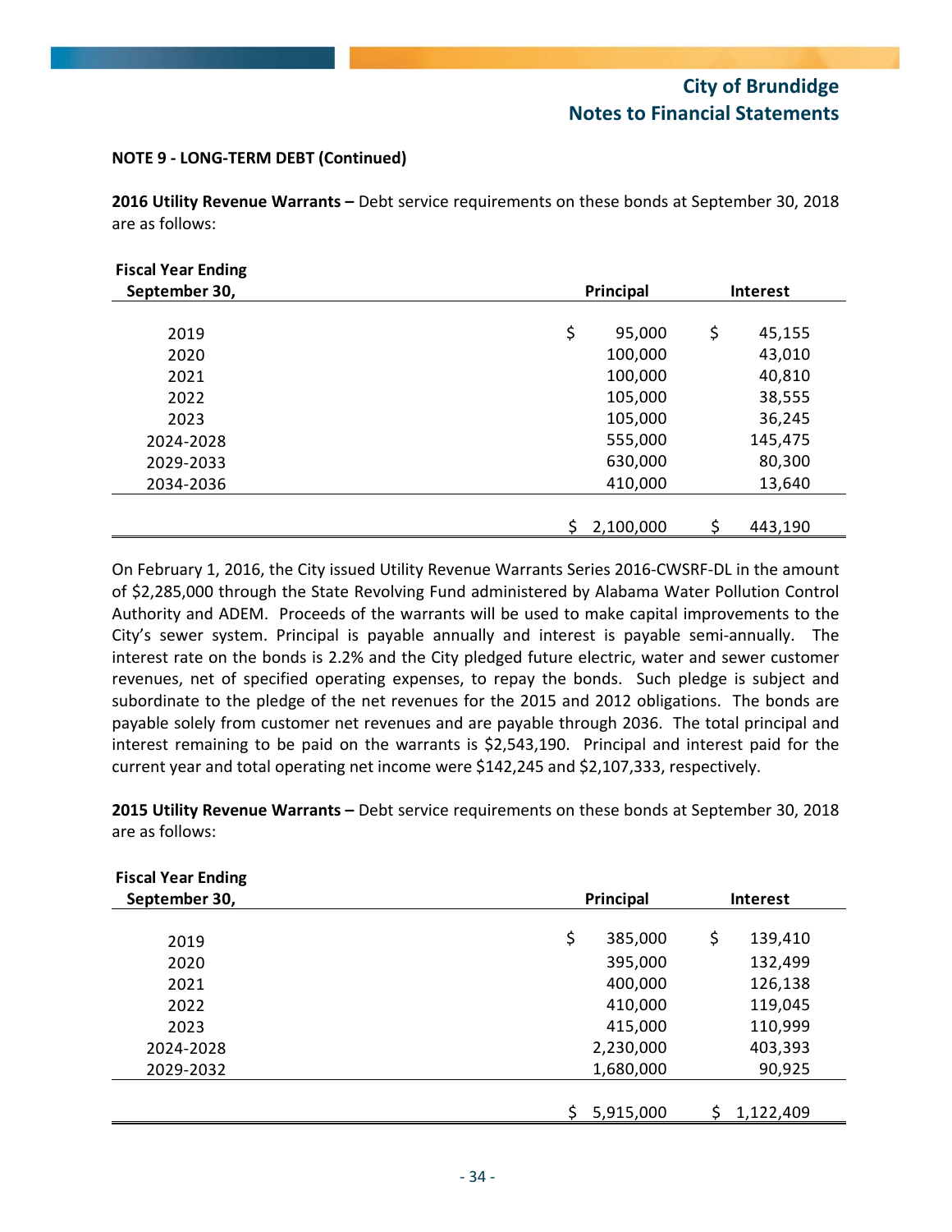**NOTE 9 - LONG-TERM DEBT (Continued)**

**2016 Utility Revenue Warrants –** Debt service requirements on these bonds at September 30, 2018 are as follows:

| Fiscal Year Ending September 30, | Principal | Interest |
|---|---|---|
| 2019 | $ 95,000 | $ 45,155 |
| 2020 | 100,000 | 43,010 |
| 2021 | 100,000 | 40,810 |
| 2022 | 105,000 | 38,555 |
| 2023 | 105,000 | 36,245 |
| 2024-2028 | 555,000 | 145,475 |
| 2029-2033 | 630,000 | 80,300 |
| 2034-2036 | 410,000 | 13,640 |
| | $ 2,100,000 | $ 443,190 |

On February 1, 2016, the City issued Utility Revenue Warrants Series 2016-CWSRF-DL in the amount of $2,285,000 through the State Revolving Fund administered by Alabama Water Pollution Control Authority and ADEM. Proceeds of the warrants will be used to make capital improvements to the City's sewer system. Principal is payable annually and interest is payable semi-annually. The interest rate on the bonds is 2.2% and the City pledged future electric, water and sewer customer revenues, net of specified operating expenses, to repay the bonds. Such pledge is subject and subordinate to the pledge of the net revenues for the 2015 and 2012 obligations. The bonds are payable solely from customer net revenues and are payable through 2036. The total principal and interest remaining to be paid on the warrants is $2,543,190. Principal and interest paid for the current year and total operating net income were $142,245 and $2,107,333, respectively.

**2015 Utility Revenue Warrants –** Debt service requirements on these bonds at September 30, 2018 are as follows:

| Fiscal Year Ending September 30, | Principal | Interest |
|---|---|---|
| 2019 | $ 385,000 | $ 139,410 |
| 2020 | 395,000 | 132,499 |
| 2021 | 400,000 | 126,138 |
| 2022 | 410,000 | 119,045 |
| 2023 | 415,000 | 110,999 |
| 2024-2028 | 2,230,000 | 403,393 |
| 2029-2032 | 1,680,000 | 90,925 |
| | $ 5,915,000 | $ 1,122,409 |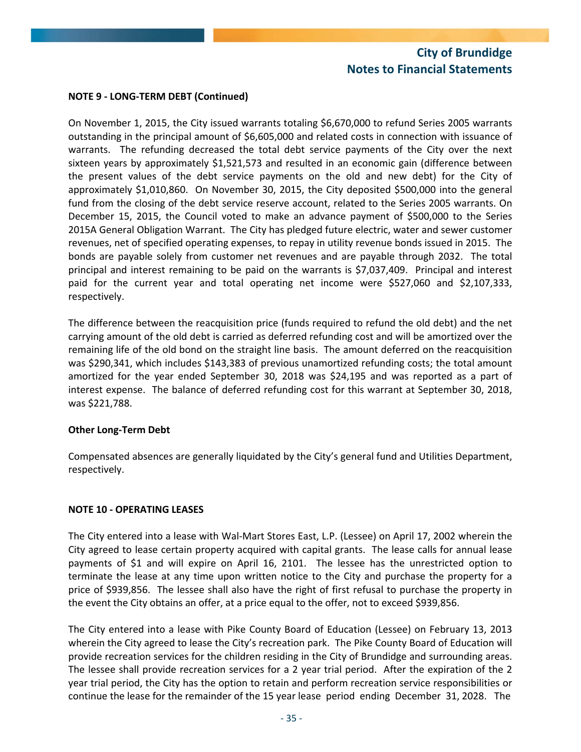**NOTE 9 - LONG-TERM DEBT (Continued)**

On November 1, 2015, the City issued warrants totaling $6,670,000 to refund Series 2005 warrants outstanding in the principal amount of $6,605,000 and related costs in connection with issuance of warrants. The refunding decreased the total debt service payments of the City over the next sixteen years by approximately $1,521,573 and resulted in an economic gain (difference between the present values of the debt service payments on the old and new debt) for the City of approximately $1,010,860. On November 30, 2015, the City deposited $500,000 into the general fund from the closing of the debt service reserve account, related to the Series 2005 warrants. On December 15, 2015, the Council voted to make an advance payment of $500,000 to the Series 2015A General Obligation Warrant. The City has pledged future electric, water and sewer customer revenues, net of specified operating expenses, to repay in utility revenue bonds issued in 2015. The bonds are payable solely from customer net revenues and are payable through 2032. The total principal and interest remaining to be paid on the warrants is $7,037,409. Principal and interest paid for the current year and total operating net income were $527,060 and $2,107,333, respectively.

The difference between the reacquisition price (funds required to refund the old debt) and the net carrying amount of the old debt is carried as deferred refunding cost and will be amortized over the remaining life of the old bond on the straight line basis. The amount deferred on the reacquisition was $290,341, which includes $143,383 of previous unamortized refunding costs; the total amount amortized for the year ended September 30, 2018 was $24,195 and was reported as a part of interest expense. The balance of deferred refunding cost for this warrant at September 30, 2018, was $221,788.

**Other Long-Term Debt**

Compensated absences are generally liquidated by the City's general fund and Utilities Department, respectively.

**NOTE 10 - OPERATING LEASES**

The City entered into a lease with Wal-Mart Stores East, L.P. (Lessee) on April 17, 2002 wherein the City agreed to lease certain property acquired with capital grants. The lease calls for annual lease payments of $1 and will expire on April 16, 2101. The lessee has the unrestricted option to terminate the lease at any time upon written notice to the City and purchase the property for a price of $939,856. The lessee shall also have the right of first refusal to purchase the property in the event the City obtains an offer, at a price equal to the offer, not to exceed $939,856.

The City entered into a lease with Pike County Board of Education (Lessee) on February 13, 2013 wherein the City agreed to lease the City's recreation park. The Pike County Board of Education will provide recreation services for the children residing in the City of Brundidge and surrounding areas. The lessee shall provide recreation services for a 2 year trial period. After the expiration of the 2 year trial period, the City has the option to retain and perform recreation service responsibilities or continue the lease for the remainder of the 15 year lease period ending December 31, 2028. The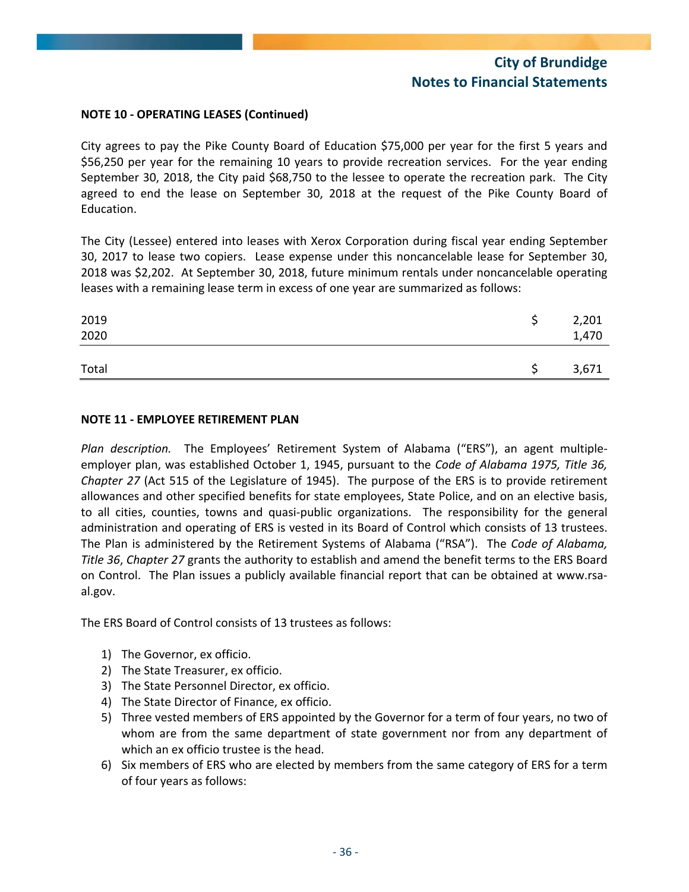**NOTE 10 - OPERATING LEASES (Continued)**

City agrees to pay the Pike County Board of Education $75,000 per year for the first 5 years and $56,250 per year for the remaining 10 years to provide recreation services. For the year ending September 30, 2018, the City paid $68,750 to the lessee to operate the recreation park. The City agreed to end the lease on September 30, 2018 at the request of the Pike County Board of Education.

The City (Lessee) entered into leases with Xerox Corporation during fiscal year ending September 30, 2017 to lease two copiers. Lease expense under this noncancelable lease for September 30, 2018 was $2,202. At September 30, 2018, future minimum rentals under noncancelable operating leases with a remaining lease term in excess of one year are summarized as follows:

| | | |
|---|---|---|
| 2019 | $ | 2,201 |
| 2020 | | 1,470 |
| Total | $ | 3,671 |

**NOTE 11 - EMPLOYEE RETIREMENT PLAN**

*Plan description.* The Employees' Retirement System of Alabama ("ERS"), an agent multiple-employer plan, was established October 1, 1945, pursuant to the *Code of Alabama 1975, Title 36, Chapter 27* (Act 515 of the Legislature of 1945). The purpose of the ERS is to provide retirement allowances and other specified benefits for state employees, State Police, and on an elective basis, to all cities, counties, towns and quasi-public organizations. The responsibility for the general administration and operating of ERS is vested in its Board of Control which consists of 13 trustees. The Plan is administered by the Retirement Systems of Alabama ("RSA"). The *Code of Alabama, Title 36*, *Chapter 27* grants the authority to establish and amend the benefit terms to the ERS Board on Control. The Plan issues a publicly available financial report that can be obtained at www.rsa-al.gov.

The ERS Board of Control consists of 13 trustees as follows:

1) The Governor, ex officio.
2) The State Treasurer, ex officio.
3) The State Personnel Director, ex officio.
4) The State Director of Finance, ex officio.
5) Three vested members of ERS appointed by the Governor for a term of four years, no two of whom are from the same department of state government nor from any department of which an ex officio trustee is the head.
6) Six members of ERS who are elected by members from the same category of ERS for a term of four years as follows: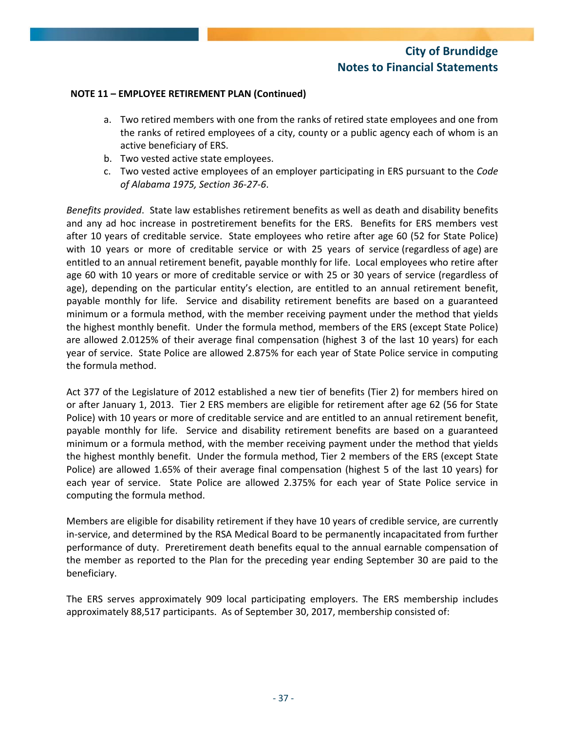**NOTE 11 – EMPLOYEE RETIREMENT PLAN (Continued)**

a. Two retired members with one from the ranks of retired state employees and one from the ranks of retired employees of a city, county or a public agency each of whom is an active beneficiary of ERS.
b. Two vested active state employees.
c. Two vested active employees of an employer participating in ERS pursuant to the *Code of Alabama 1975, Section 36-27-6*.

*Benefits provided*. State law establishes retirement benefits as well as death and disability benefits and any ad hoc increase in postretirement benefits for the ERS. Benefits for ERS members vest after 10 years of creditable service. State employees who retire after age 60 (52 for State Police) with 10 years or more of creditable service or with 25 years of service (regardless of age) are entitled to an annual retirement benefit, payable monthly for life. Local employees who retire after age 60 with 10 years or more of creditable service or with 25 or 30 years of service (regardless of age), depending on the particular entity's election, are entitled to an annual retirement benefit, payable monthly for life. Service and disability retirement benefits are based on a guaranteed minimum or a formula method, with the member receiving payment under the method that yields the highest monthly benefit. Under the formula method, members of the ERS (except State Police) are allowed 2.0125% of their average final compensation (highest 3 of the last 10 years) for each year of service. State Police are allowed 2.875% for each year of State Police service in computing the formula method.

Act 377 of the Legislature of 2012 established a new tier of benefits (Tier 2) for members hired on or after January 1, 2013. Tier 2 ERS members are eligible for retirement after age 62 (56 for State Police) with 10 years or more of creditable service and are entitled to an annual retirement benefit, payable monthly for life. Service and disability retirement benefits are based on a guaranteed minimum or a formula method, with the member receiving payment under the method that yields the highest monthly benefit. Under the formula method, Tier 2 members of the ERS (except State Police) are allowed 1.65% of their average final compensation (highest 5 of the last 10 years) for each year of service. State Police are allowed 2.375% for each year of State Police service in computing the formula method.

Members are eligible for disability retirement if they have 10 years of credible service, are currently in-service, and determined by the RSA Medical Board to be permanently incapacitated from further performance of duty. Preretirement death benefits equal to the annual earnable compensation of the member as reported to the Plan for the preceding year ending September 30 are paid to the beneficiary.

The ERS serves approximately 909 local participating employers. The ERS membership includes approximately 88,517 participants. As of September 30, 2017, membership consisted of: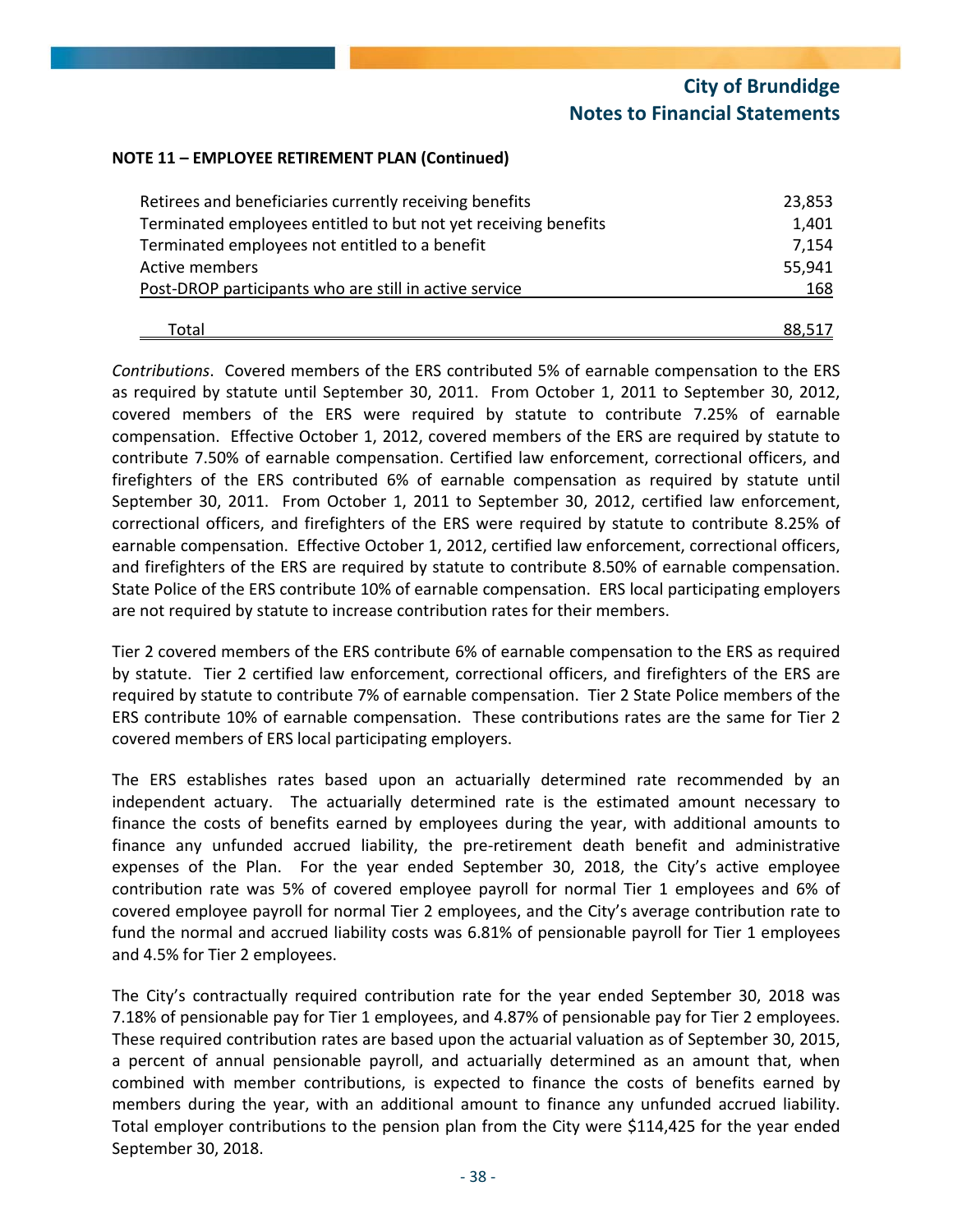**NOTE 11 – EMPLOYEE RETIREMENT PLAN (Continued)**

| | |
|---|---:|
| Retirees and beneficiaries currently receiving benefits | 23,853 |
| Terminated employees entitled to but not yet receiving benefits | 1,401 |
| Terminated employees not entitled to a benefit | 7,154 |
| Active members | 55,941 |
| Post-DROP participants who are still in active service | 168 |
| Total | 88,517 |

*Contributions*. Covered members of the ERS contributed 5% of earnable compensation to the ERS as required by statute until September 30, 2011. From October 1, 2011 to September 30, 2012, covered members of the ERS were required by statute to contribute 7.25% of earnable compensation. Effective October 1, 2012, covered members of the ERS are required by statute to contribute 7.50% of earnable compensation. Certified law enforcement, correctional officers, and firefighters of the ERS contributed 6% of earnable compensation as required by statute until September 30, 2011. From October 1, 2011 to September 30, 2012, certified law enforcement, correctional officers, and firefighters of the ERS were required by statute to contribute 8.25% of earnable compensation. Effective October 1, 2012, certified law enforcement, correctional officers, and firefighters of the ERS are required by statute to contribute 8.50% of earnable compensation. State Police of the ERS contribute 10% of earnable compensation. ERS local participating employers are not required by statute to increase contribution rates for their members.

Tier 2 covered members of the ERS contribute 6% of earnable compensation to the ERS as required by statute. Tier 2 certified law enforcement, correctional officers, and firefighters of the ERS are required by statute to contribute 7% of earnable compensation. Tier 2 State Police members of the ERS contribute 10% of earnable compensation. These contributions rates are the same for Tier 2 covered members of ERS local participating employers.

The ERS establishes rates based upon an actuarially determined rate recommended by an independent actuary. The actuarially determined rate is the estimated amount necessary to finance the costs of benefits earned by employees during the year, with additional amounts to finance any unfunded accrued liability, the pre-retirement death benefit and administrative expenses of the Plan. For the year ended September 30, 2018, the City's active employee contribution rate was 5% of covered employee payroll for normal Tier 1 employees and 6% of covered employee payroll for normal Tier 2 employees, and the City's average contribution rate to fund the normal and accrued liability costs was 6.81% of pensionable payroll for Tier 1 employees and 4.5% for Tier 2 employees.

The City's contractually required contribution rate for the year ended September 30, 2018 was 7.18% of pensionable pay for Tier 1 employees, and 4.87% of pensionable pay for Tier 2 employees. These required contribution rates are based upon the actuarial valuation as of September 30, 2015, a percent of annual pensionable payroll, and actuarially determined as an amount that, when combined with member contributions, is expected to finance the costs of benefits earned by members during the year, with an additional amount to finance any unfunded accrued liability. Total employer contributions to the pension plan from the City were $114,425 for the year ended September 30, 2018.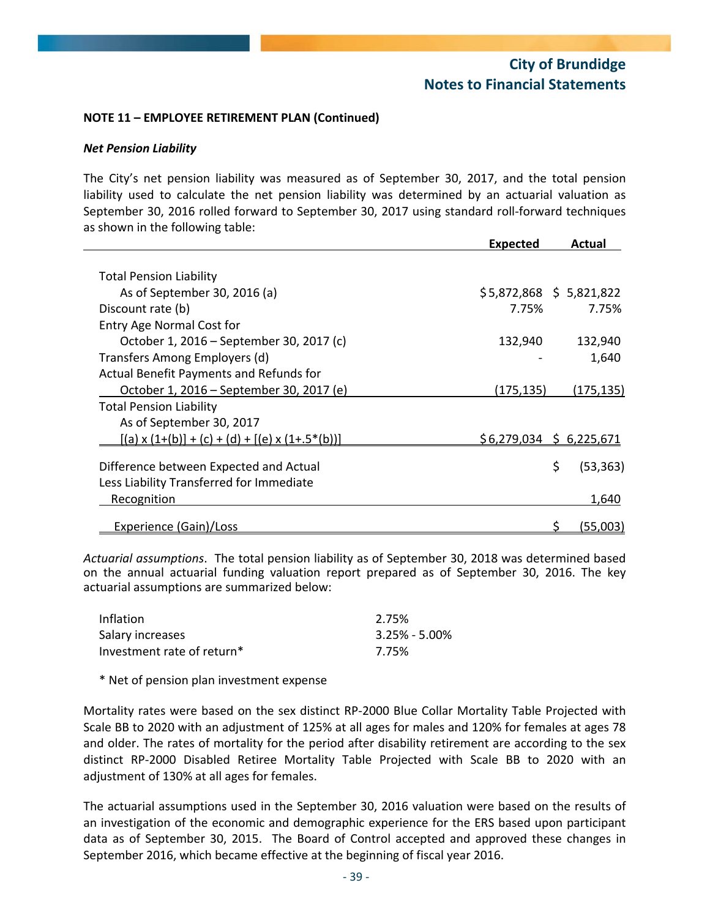**NOTE 11 – EMPLOYEE RETIREMENT PLAN (Continued)**

***Net Pension Liability***

The City's net pension liability was measured as of September 30, 2017, and the total pension liability used to calculate the net pension liability was determined by an actuarial valuation as September 30, 2016 rolled forward to September 30, 2017 using standard roll-forward techniques as shown in the following table:

| | Expected | Actual |
|---|---|---|
| Total Pension Liability | | |
| As of September 30, 2016 (a) | $5,872,868 | $ 5,821,822 |
| Discount rate (b) | 7.75% | 7.75% |
| Entry Age Normal Cost for | | |
| October 1, 2016 – September 30, 2017 (c) | 132,940 | 132,940 |
| Transfers Among Employers (d) | - | 1,640 |
| Actual Benefit Payments and Refunds for | | |
| October 1, 2016 – September 30, 2017 (e) | (175,135) | (175,135) |
| Total Pension Liability | | |
| As of September 30, 2017 | | |
| [(a) x (1+(b)] + (c) + (d) + [(e) x (1+.5*(b))] | $6,279,034 | $ 6,225,671 |
| Difference between Expected and Actual | | $ (53,363) |
| Less Liability Transferred for Immediate Recognition | | 1,640 |
| Experience (Gain)/Loss | | $ (55,003) |

*Actuarial assumptions*. The total pension liability as of September 30, 2018 was determined based on the annual actuarial funding valuation report prepared as of September 30, 2016. The key actuarial assumptions are summarized below:

| | |
|---|---|
| Inflation | 2.75% |
| Salary increases | 3.25% - 5.00% |
| Investment rate of return* | 7.75% |

\* Net of pension plan investment expense

Mortality rates were based on the sex distinct RP-2000 Blue Collar Mortality Table Projected with Scale BB to 2020 with an adjustment of 125% at all ages for males and 120% for females at ages 78 and older. The rates of mortality for the period after disability retirement are according to the sex distinct RP-2000 Disabled Retiree Mortality Table Projected with Scale BB to 2020 with an adjustment of 130% at all ages for females.

The actuarial assumptions used in the September 30, 2016 valuation were based on the results of an investigation of the economic and demographic experience for the ERS based upon participant data as of September 30, 2015. The Board of Control accepted and approved these changes in September 2016, which became effective at the beginning of fiscal year 2016.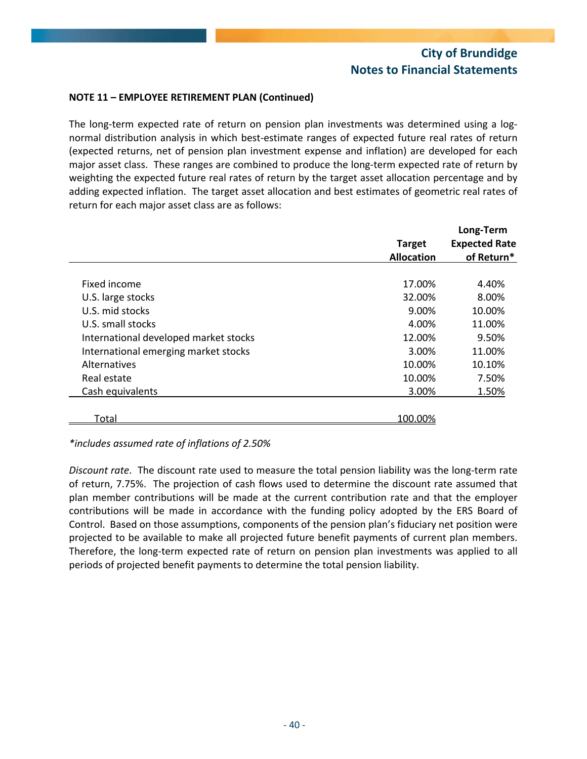**NOTE 11 – EMPLOYEE RETIREMENT PLAN (Continued)**

The long-term expected rate of return on pension plan investments was determined using a log-normal distribution analysis in which best-estimate ranges of expected future real rates of return (expected returns, net of pension plan investment expense and inflation) are developed for each major asset class. These ranges are combined to produce the long-term expected rate of return by weighting the expected future real rates of return by the target asset allocation percentage and by adding expected inflation. The target asset allocation and best estimates of geometric real rates of return for each major asset class are as follows:

| | Target Allocation | Long-Term Expected Rate of Return* |
|---|---|---|
| Fixed income | 17.00% | 4.40% |
| U.S. large stocks | 32.00% | 8.00% |
| U.S. mid stocks | 9.00% | 10.00% |
| U.S. small stocks | 4.00% | 11.00% |
| International developed market stocks | 12.00% | 9.50% |
| International emerging market stocks | 3.00% | 11.00% |
| Alternatives | 10.00% | 10.10% |
| Real estate | 10.00% | 7.50% |
| Cash equivalents | 3.00% | 1.50% |
| Total | 100.00% | |

*\*includes assumed rate of inflations of 2.50%*

*Discount rate*. The discount rate used to measure the total pension liability was the long-term rate of return, 7.75%. The projection of cash flows used to determine the discount rate assumed that plan member contributions will be made at the current contribution rate and that the employer contributions will be made in accordance with the funding policy adopted by the ERS Board of Control. Based on those assumptions, components of the pension plan's fiduciary net position were projected to be available to make all projected future benefit payments of current plan members. Therefore, the long-term expected rate of return on pension plan investments was applied to all periods of projected benefit payments to determine the total pension liability.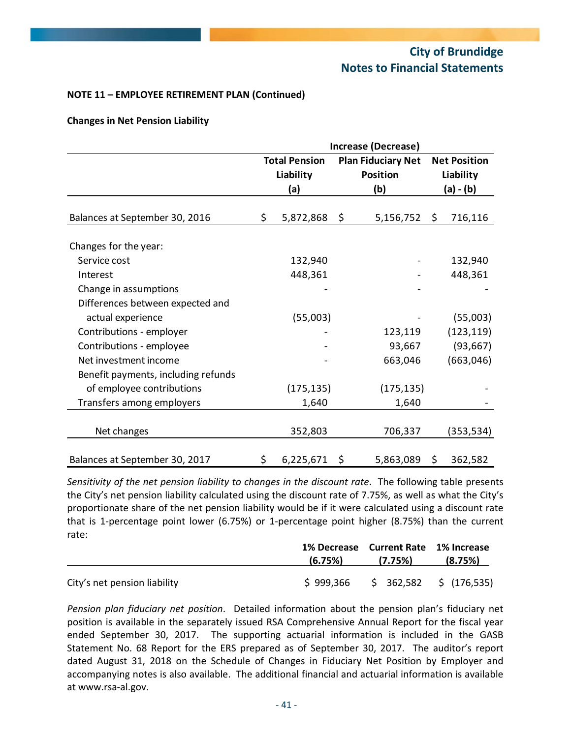**NOTE 11 – EMPLOYEE RETIREMENT PLAN (Continued)**

**Changes in Net Pension Liability**

| | Increase (Decrease) | | |
|---|---|---|---|
| | **Total Pension Liability (a)** | **Plan Fiduciary Net Position (b)** | **Net Position Liability (a) - (b)** |
| Balances at September 30, 2016 | $ 5,872,868 | $ 5,156,752 | $ 716,116 |
| Changes for the year: | | | |
| Service cost | 132,940 | - | 132,940 |
| Interest | 448,361 | - | 448,361 |
| Change in assumptions | - | - | - |
| Differences between expected and actual experience | (55,003) | - | (55,003) |
| Contributions - employer | - | 123,119 | (123,119) |
| Contributions - employee | - | 93,667 | (93,667) |
| Net investment income | - | 663,046 | (663,046) |
| Benefit payments, including refunds of employee contributions | (175,135) | (175,135) | - |
| Transfers among employers | 1,640 | 1,640 | - |
| Net changes | 352,803 | 706,337 | (353,534) |
| Balances at September 30, 2017 | $ 6,225,671 | $ 5,863,089 | $ 362,582 |

*Sensitivity of the net pension liability to changes in the discount rate*. The following table presents the City's net pension liability calculated using the discount rate of 7.75%, as well as what the City's proportionate share of the net pension liability would be if it were calculated using a discount rate that is 1-percentage point lower (6.75%) or 1-percentage point higher (8.75%) than the current rate:

| | 1% Decrease (6.75%) | Current Rate (7.75%) | 1% Increase (8.75%) |
|---|---|---|---|
| City's net pension liability | $ 999,366 | $ 362,582 | $ (176,535) |

*Pension plan fiduciary net position*. Detailed information about the pension plan's fiduciary net position is available in the separately issued RSA Comprehensive Annual Report for the fiscal year ended September 30, 2017. The supporting actuarial information is included in the GASB Statement No. 68 Report for the ERS prepared as of September 30, 2017. The auditor's report dated August 31, 2018 on the Schedule of Changes in Fiduciary Net Position by Employer and accompanying notes is also available. The additional financial and actuarial information is available at www.rsa-al.gov.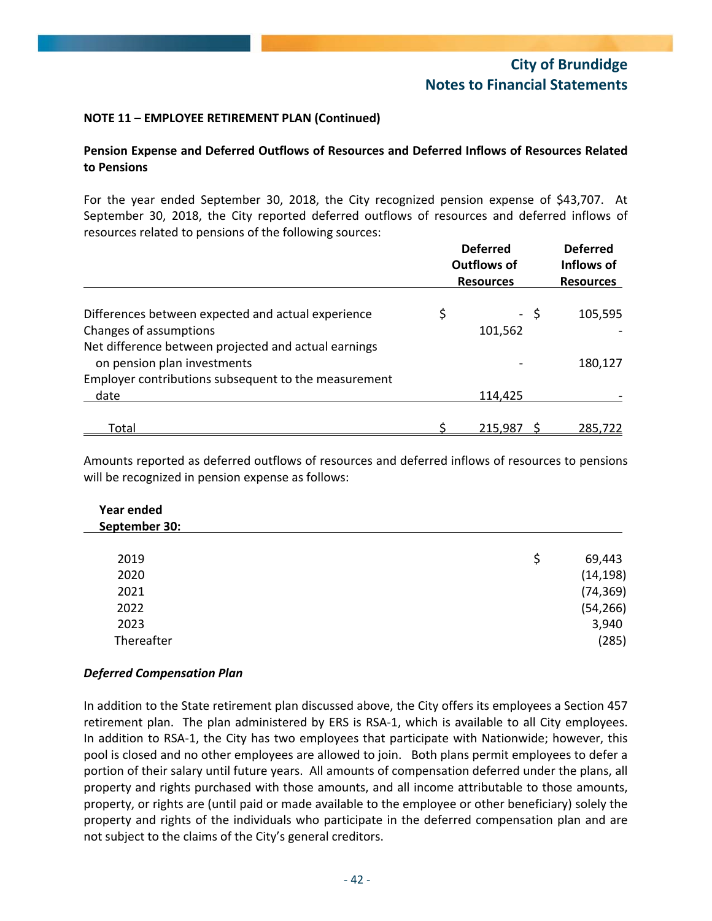**NOTE 11 – EMPLOYEE RETIREMENT PLAN (Continued)**

**Pension Expense and Deferred Outflows of Resources and Deferred Inflows of Resources Related to Pensions**

For the year ended September 30, 2018, the City recognized pension expense of $43,707. At September 30, 2018, the City reported deferred outflows of resources and deferred inflows of resources related to pensions of the following sources:

| | Deferred Outflows of Resources | Deferred Inflows of Resources |
|---|---|---|
| Differences between expected and actual experience | $ - | $ 105,595 |
| Changes of assumptions | 101,562 | - |
| Net difference between projected and actual earnings on pension plan investments | - | 180,127 |
| Employer contributions subsequent to the measurement date | 114,425 | - |
| Total | $ 215,987 | $ 285,722 |

Amounts reported as deferred outflows of resources and deferred inflows of resources to pensions will be recognized in pension expense as follows:

| Year ended September 30: | |
|---|---|
| 2019 | $ 69,443 |
| 2020 | (14,198) |
| 2021 | (74,369) |
| 2022 | (54,266) |
| 2023 | 3,940 |
| Thereafter | (285) |

***Deferred Compensation Plan***

In addition to the State retirement plan discussed above, the City offers its employees a Section 457 retirement plan. The plan administered by ERS is RSA-1, which is available to all City employees. In addition to RSA-1, the City has two employees that participate with Nationwide; however, this pool is closed and no other employees are allowed to join. Both plans permit employees to defer a portion of their salary until future years. All amounts of compensation deferred under the plans, all property and rights purchased with those amounts, and all income attributable to those amounts, property, or rights are (until paid or made available to the employee or other beneficiary) solely the property and rights of the individuals who participate in the deferred compensation plan and are not subject to the claims of the City's general creditors.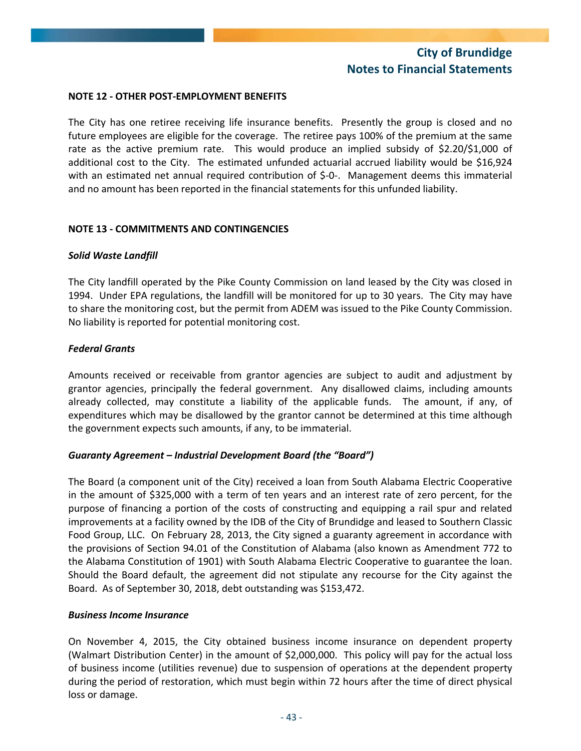### NOTE 12 - OTHER POST-EMPLOYMENT BENEFITS

The City has one retiree receiving life insurance benefits. Presently the group is closed and no future employees are eligible for the coverage. The retiree pays 100% of the premium at the same rate as the active premium rate. This would produce an implied subsidy of $2.20/$1,000 of additional cost to the City. The estimated unfunded actuarial accrued liability would be $16,924 with an estimated net annual required contribution of $-0-. Management deems this immaterial and no amount has been reported in the financial statements for this unfunded liability.

### NOTE 13 - COMMITMENTS AND CONTINGENCIES

***Solid Waste Landfill***

The City landfill operated by the Pike County Commission on land leased by the City was closed in 1994. Under EPA regulations, the landfill will be monitored for up to 30 years. The City may have to share the monitoring cost, but the permit from ADEM was issued to the Pike County Commission. No liability is reported for potential monitoring cost.

***Federal Grants***

Amounts received or receivable from grantor agencies are subject to audit and adjustment by grantor agencies, principally the federal government. Any disallowed claims, including amounts already collected, may constitute a liability of the applicable funds. The amount, if any, of expenditures which may be disallowed by the grantor cannot be determined at this time although the government expects such amounts, if any, to be immaterial.

***Guaranty Agreement – Industrial Development Board (the "Board")***

The Board (a component unit of the City) received a loan from South Alabama Electric Cooperative in the amount of $325,000 with a term of ten years and an interest rate of zero percent, for the purpose of financing a portion of the costs of constructing and equipping a rail spur and related improvements at a facility owned by the IDB of the City of Brundidge and leased to Southern Classic Food Group, LLC. On February 28, 2013, the City signed a guaranty agreement in accordance with the provisions of Section 94.01 of the Constitution of Alabama (also known as Amendment 772 to the Alabama Constitution of 1901) with South Alabama Electric Cooperative to guarantee the loan. Should the Board default, the agreement did not stipulate any recourse for the City against the Board. As of September 30, 2018, debt outstanding was $153,472.

***Business Income Insurance***

On November 4, 2015, the City obtained business income insurance on dependent property (Walmart Distribution Center) in the amount of $2,000,000. This policy will pay for the actual loss of business income (utilities revenue) due to suspension of operations at the dependent property during the period of restoration, which must begin within 72 hours after the time of direct physical loss or damage.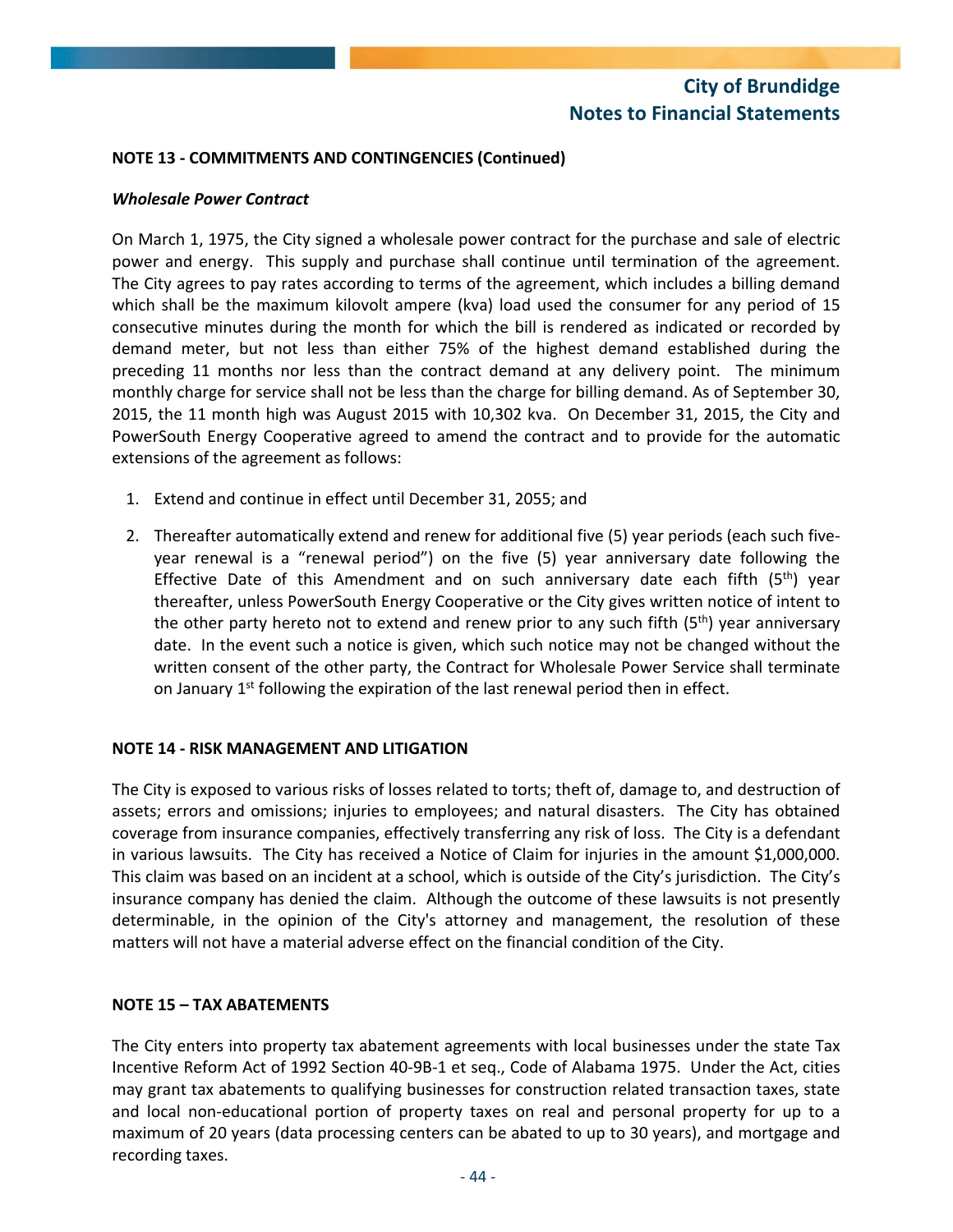**NOTE 13 - COMMITMENTS AND CONTINGENCIES (Continued)**

***Wholesale Power Contract***

On March 1, 1975, the City signed a wholesale power contract for the purchase and sale of electric power and energy. This supply and purchase shall continue until termination of the agreement. The City agrees to pay rates according to terms of the agreement, which includes a billing demand which shall be the maximum kilovolt ampere (kva) load used the consumer for any period of 15 consecutive minutes during the month for which the bill is rendered as indicated or recorded by demand meter, but not less than either 75% of the highest demand established during the preceding 11 months nor less than the contract demand at any delivery point. The minimum monthly charge for service shall not be less than the charge for billing demand. As of September 30, 2015, the 11 month high was August 2015 with 10,302 kva. On December 31, 2015, the City and PowerSouth Energy Cooperative agreed to amend the contract and to provide for the automatic extensions of the agreement as follows:

1. Extend and continue in effect until December 31, 2055; and
2. Thereafter automatically extend and renew for additional five (5) year periods (each such five-year renewal is a "renewal period") on the five (5) year anniversary date following the Effective Date of this Amendment and on such anniversary date each fifth (5th) year thereafter, unless PowerSouth Energy Cooperative or the City gives written notice of intent to the other party hereto not to extend and renew prior to any such fifth (5th) year anniversary date. In the event such a notice is given, which such notice may not be changed without the written consent of the other party, the Contract for Wholesale Power Service shall terminate on January 1st following the expiration of the last renewal period then in effect.

**NOTE 14 - RISK MANAGEMENT AND LITIGATION**

The City is exposed to various risks of losses related to torts; theft of, damage to, and destruction of assets; errors and omissions; injuries to employees; and natural disasters. The City has obtained coverage from insurance companies, effectively transferring any risk of loss. The City is a defendant in various lawsuits. The City has received a Notice of Claim for injuries in the amount $1,000,000. This claim was based on an incident at a school, which is outside of the City's jurisdiction. The City's insurance company has denied the claim. Although the outcome of these lawsuits is not presently determinable, in the opinion of the City's attorney and management, the resolution of these matters will not have a material adverse effect on the financial condition of the City.

**NOTE 15 – TAX ABATEMENTS**

The City enters into property tax abatement agreements with local businesses under the state Tax Incentive Reform Act of 1992 Section 40-9B-1 et seq., Code of Alabama 1975. Under the Act, cities may grant tax abatements to qualifying businesses for construction related transaction taxes, state and local non-educational portion of property taxes on real and personal property for up to a maximum of 20 years (data processing centers can be abated to up to 30 years), and mortgage and recording taxes.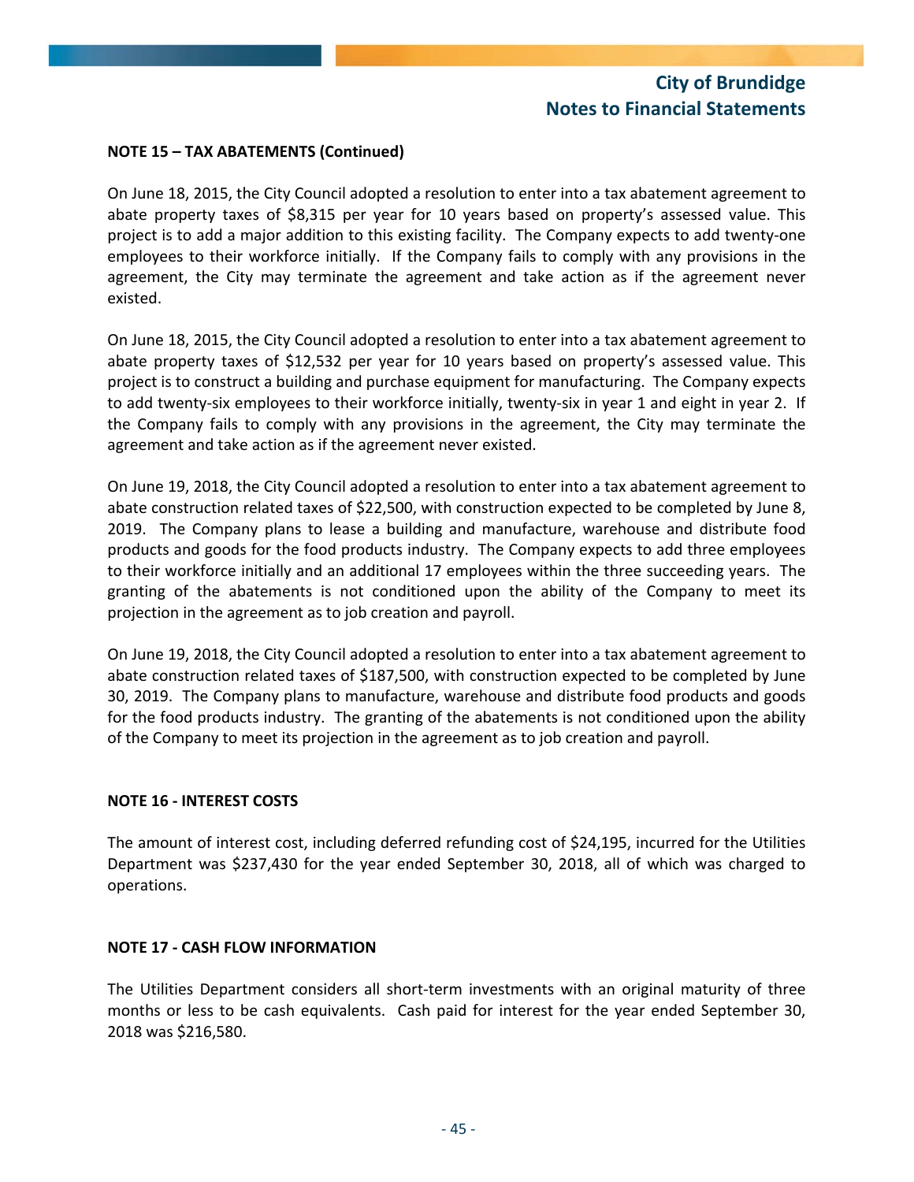**NOTE 15 – TAX ABATEMENTS (Continued)**

On June 18, 2015, the City Council adopted a resolution to enter into a tax abatement agreement to abate property taxes of $8,315 per year for 10 years based on property's assessed value. This project is to add a major addition to this existing facility. The Company expects to add twenty-one employees to their workforce initially. If the Company fails to comply with any provisions in the agreement, the City may terminate the agreement and take action as if the agreement never existed.

On June 18, 2015, the City Council adopted a resolution to enter into a tax abatement agreement to abate property taxes of $12,532 per year for 10 years based on property's assessed value. This project is to construct a building and purchase equipment for manufacturing. The Company expects to add twenty-six employees to their workforce initially, twenty-six in year 1 and eight in year 2. If the Company fails to comply with any provisions in the agreement, the City may terminate the agreement and take action as if the agreement never existed.

On June 19, 2018, the City Council adopted a resolution to enter into a tax abatement agreement to abate construction related taxes of $22,500, with construction expected to be completed by June 8, 2019. The Company plans to lease a building and manufacture, warehouse and distribute food products and goods for the food products industry. The Company expects to add three employees to their workforce initially and an additional 17 employees within the three succeeding years. The granting of the abatements is not conditioned upon the ability of the Company to meet its projection in the agreement as to job creation and payroll.

On June 19, 2018, the City Council adopted a resolution to enter into a tax abatement agreement to abate construction related taxes of $187,500, with construction expected to be completed by June 30, 2019. The Company plans to manufacture, warehouse and distribute food products and goods for the food products industry. The granting of the abatements is not conditioned upon the ability of the Company to meet its projection in the agreement as to job creation and payroll.

**NOTE 16 - INTEREST COSTS**

The amount of interest cost, including deferred refunding cost of $24,195, incurred for the Utilities Department was $237,430 for the year ended September 30, 2018, all of which was charged to operations.

**NOTE 17 - CASH FLOW INFORMATION**

The Utilities Department considers all short-term investments with an original maturity of three months or less to be cash equivalents. Cash paid for interest for the year ended September 30, 2018 was $216,580.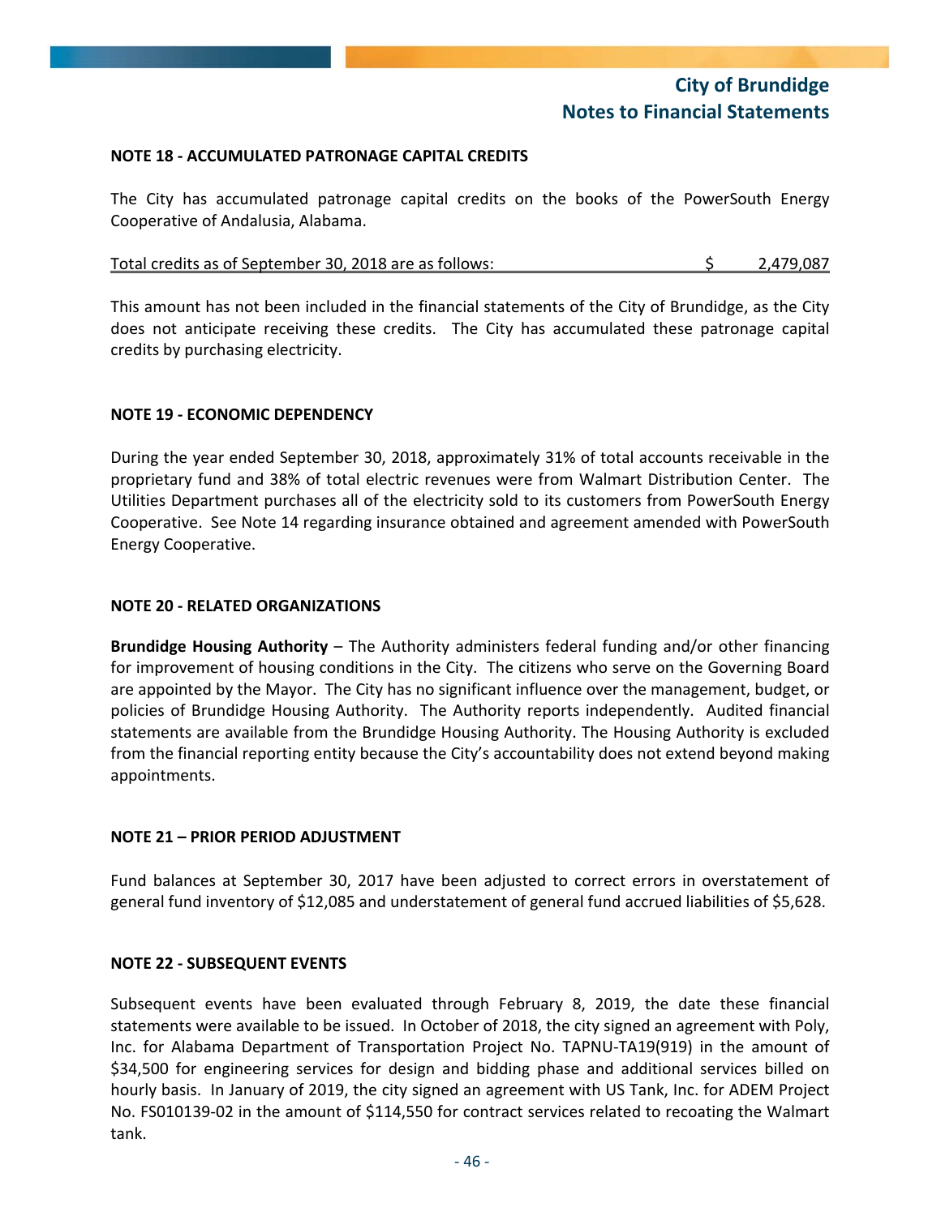## NOTE 18 - ACCUMULATED PATRONAGE CAPITAL CREDITS

The City has accumulated patronage capital credits on the books of the PowerSouth Energy Cooperative of Andalusia, Alabama.

| Total credits as of September 30, 2018 are as follows: | $ 2,479,087 |
|---|---|

This amount has not been included in the financial statements of the City of Brundidge, as the City does not anticipate receiving these credits. The City has accumulated these patronage capital credits by purchasing electricity.

## NOTE 19 - ECONOMIC DEPENDENCY

During the year ended September 30, 2018, approximately 31% of total accounts receivable in the proprietary fund and 38% of total electric revenues were from Walmart Distribution Center. The Utilities Department purchases all of the electricity sold to its customers from PowerSouth Energy Cooperative. See Note 14 regarding insurance obtained and agreement amended with PowerSouth Energy Cooperative.

## NOTE 20 - RELATED ORGANIZATIONS

**Brundidge Housing Authority** – The Authority administers federal funding and/or other financing for improvement of housing conditions in the City. The citizens who serve on the Governing Board are appointed by the Mayor. The City has no significant influence over the management, budget, or policies of Brundidge Housing Authority. The Authority reports independently. Audited financial statements are available from the Brundidge Housing Authority. The Housing Authority is excluded from the financial reporting entity because the City's accountability does not extend beyond making appointments.

## NOTE 21 – PRIOR PERIOD ADJUSTMENT

Fund balances at September 30, 2017 have been adjusted to correct errors in overstatement of general fund inventory of $12,085 and understatement of general fund accrued liabilities of $5,628.

## NOTE 22 - SUBSEQUENT EVENTS

Subsequent events have been evaluated through February 8, 2019, the date these financial statements were available to be issued. In October of 2018, the city signed an agreement with Poly, Inc. for Alabama Department of Transportation Project No. TAPNU-TA19(919) in the amount of $34,500 for engineering services for design and bidding phase and additional services billed on hourly basis. In January of 2019, the city signed an agreement with US Tank, Inc. for ADEM Project No. FS010139-02 in the amount of $114,550 for contract services related to recoating the Walmart tank.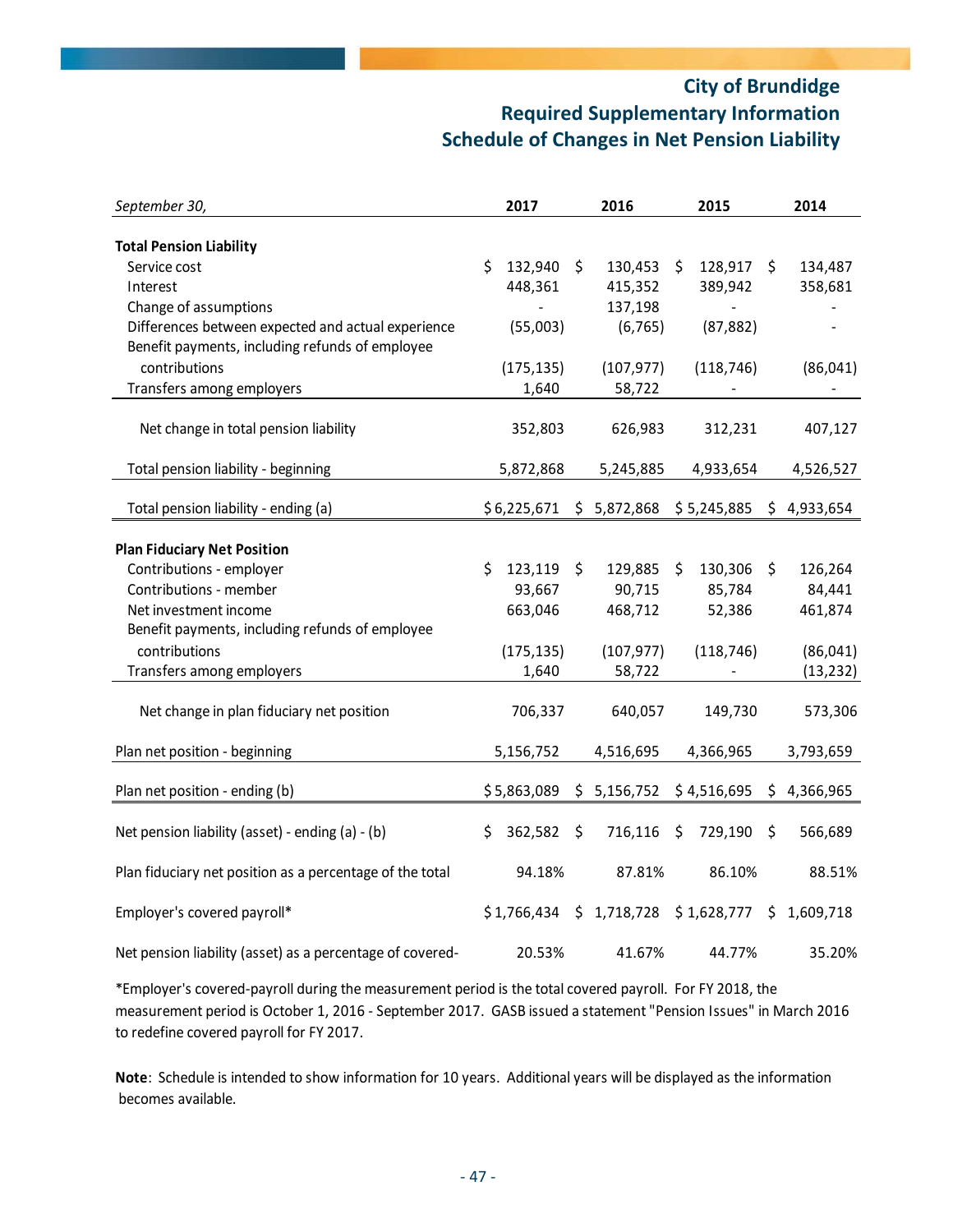# City of Brundidge
## Required Supplementary Information
## Schedule of Changes in Net Pension Liability

| *September 30,* | 2017 | 2016 | 2015 | 2014 |
|---|---|---|---|---|
| **Total Pension Liability** | | | | |
| Service cost | $ 132,940 | $ 130,453 | $ 128,917 | $ 134,487 |
| Interest | 448,361 | 415,352 | 389,942 | 358,681 |
| Change of assumptions | - | 137,198 | - | - |
| Differences between expected and actual experience | (55,003) | (6,765) | (87,882) | - |
| Benefit payments, including refunds of employee contributions | (175,135) | (107,977) | (118,746) | (86,041) |
| Transfers among employers | 1,640 | 58,722 | - | - |
| Net change in total pension liability | 352,803 | 626,983 | 312,231 | 407,127 |
| Total pension liability - beginning | 5,872,868 | 5,245,885 | 4,933,654 | 4,526,527 |
| Total pension liability - ending (a) | $ 6,225,671 | $ 5,872,868 | $ 5,245,885 | $ 4,933,654 |
| **Plan Fiduciary Net Position** | | | | |
| Contributions - employer | $ 123,119 | $ 129,885 | $ 130,306 | $ 126,264 |
| Contributions - member | 93,667 | 90,715 | 85,784 | 84,441 |
| Net investment income | 663,046 | 468,712 | 52,386 | 461,874 |
| Benefit payments, including refunds of employee contributions | (175,135) | (107,977) | (118,746) | (86,041) |
| Transfers among employers | 1,640 | 58,722 | - | (13,232) |
| Net change in plan fiduciary net position | 706,337 | 640,057 | 149,730 | 573,306 |
| Plan net position - beginning | 5,156,752 | 4,516,695 | 4,366,965 | 3,793,659 |
| Plan net position - ending (b) | $ 5,863,089 | $ 5,156,752 | $ 4,516,695 | $ 4,366,965 |
| Net pension liability (asset) - ending (a) - (b) | $ 362,582 | $ 716,116 | $ 729,190 | $ 566,689 |
| Plan fiduciary net position as a percentage of the total | 94.18% | 87.81% | 86.10% | 88.51% |
| Employer's covered payroll* | $ 1,766,434 | $ 1,718,728 | $ 1,628,777 | $ 1,609,718 |
| Net pension liability (asset) as a percentage of covered- | 20.53% | 41.67% | 44.77% | 35.20% |

*Employer's covered-payroll during the measurement period is the total covered payroll. For FY 2018, the measurement period is October 1, 2016 - September 2017. GASB issued a statement "Pension Issues" in March 2016 to redefine covered payroll for FY 2017.

**Note**: Schedule is intended to show information for 10 years. Additional years will be displayed as the information becomes available.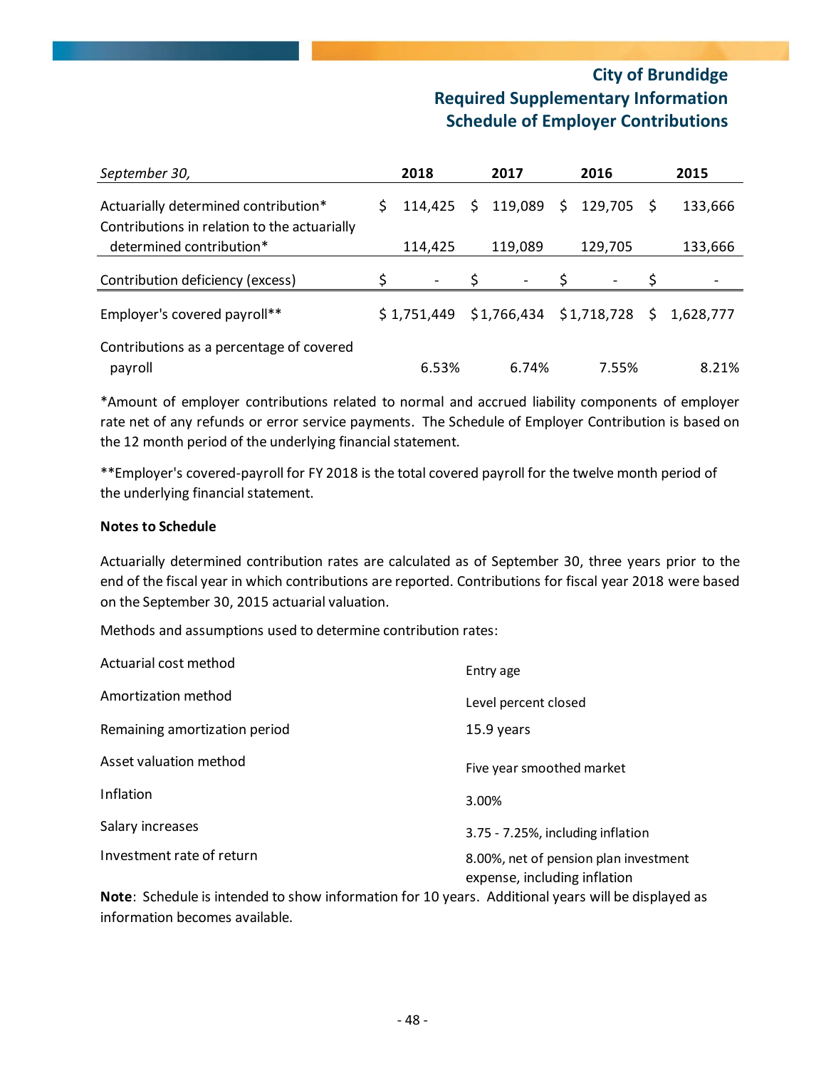# City of Brundidge
## Required Supplementary Information
## Schedule of Employer Contributions

| *September 30,* | 2018 | 2017 | 2016 | 2015 |
|---|---|---|---|---|
| Actuarially determined contribution* | $ 114,425 | $ 119,089 | $ 129,705 | $ 133,666 |
| Contributions in relation to the actuarially determined contribution* | 114,425 | 119,089 | 129,705 | 133,666 |
| Contribution deficiency (excess) | $ - | $ - | $ - | $ - |
| Employer's covered payroll** | $ 1,751,449 | $ 1,766,434 | $ 1,718,728 | $ 1,628,777 |
| Contributions as a percentage of covered payroll | 6.53% | 6.74% | 7.55% | 8.21% |

*Amount of employer contributions related to normal and accrued liability components of employer rate net of any refunds or error service payments. The Schedule of Employer Contribution is based on the 12 month period of the underlying financial statement.

**Employer's covered-payroll for FY 2018 is the total covered payroll for the twelve month period of the underlying financial statement.

**Notes to Schedule**

Actuarially determined contribution rates are calculated as of September 30, three years prior to the end of the fiscal year in which contributions are reported. Contributions for fiscal year 2018 were based on the September 30, 2015 actuarial valuation.

Methods and assumptions used to determine contribution rates:

| | |
|---|---|
| Actuarial cost method | Entry age |
| Amortization method | Level percent closed |
| Remaining amortization period | 15.9 years |
| Asset valuation method | Five year smoothed market |
| Inflation | 3.00% |
| Salary increases | 3.75 - 7.25%, including inflation |
| Investment rate of return | 8.00%, net of pension plan investment expense, including inflation |

**Note**: Schedule is intended to show information for 10 years. Additional years will be displayed as information becomes available.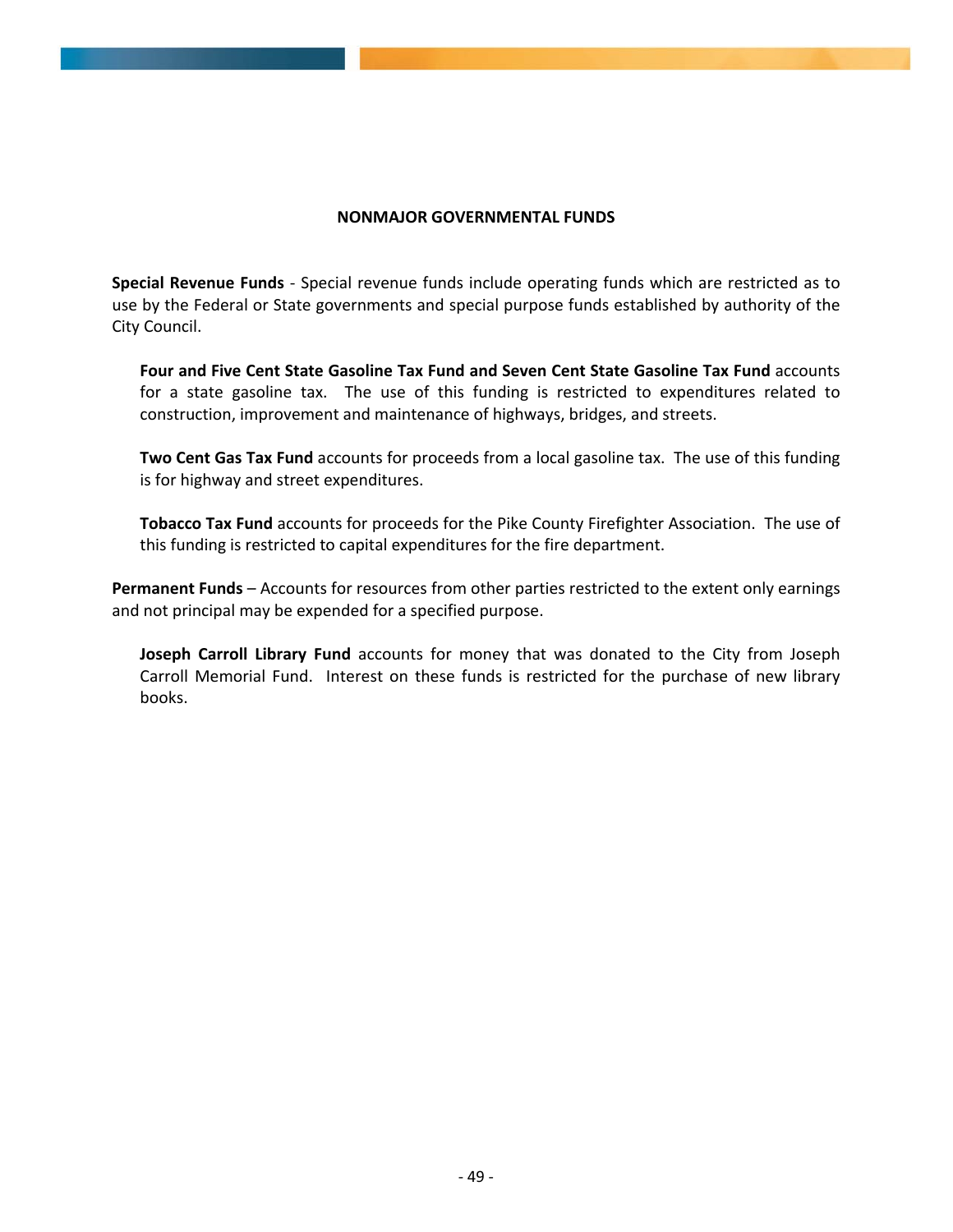# NONMAJOR GOVERNMENTAL FUNDS

**Special Revenue Funds** - Special revenue funds include operating funds which are restricted as to use by the Federal or State governments and special purpose funds established by authority of the City Council.

**Four and Five Cent State Gasoline Tax Fund and Seven Cent State Gasoline Tax Fund** accounts for a state gasoline tax. The use of this funding is restricted to expenditures related to construction, improvement and maintenance of highways, bridges, and streets.

**Two Cent Gas Tax Fund** accounts for proceeds from a local gasoline tax. The use of this funding is for highway and street expenditures.

**Tobacco Tax Fund** accounts for proceeds for the Pike County Firefighter Association. The use of this funding is restricted to capital expenditures for the fire department.

**Permanent Funds** – Accounts for resources from other parties restricted to the extent only earnings and not principal may be expended for a specified purpose.

**Joseph Carroll Library Fund** accounts for money that was donated to the City from Joseph Carroll Memorial Fund. Interest on these funds is restricted for the purchase of new library books.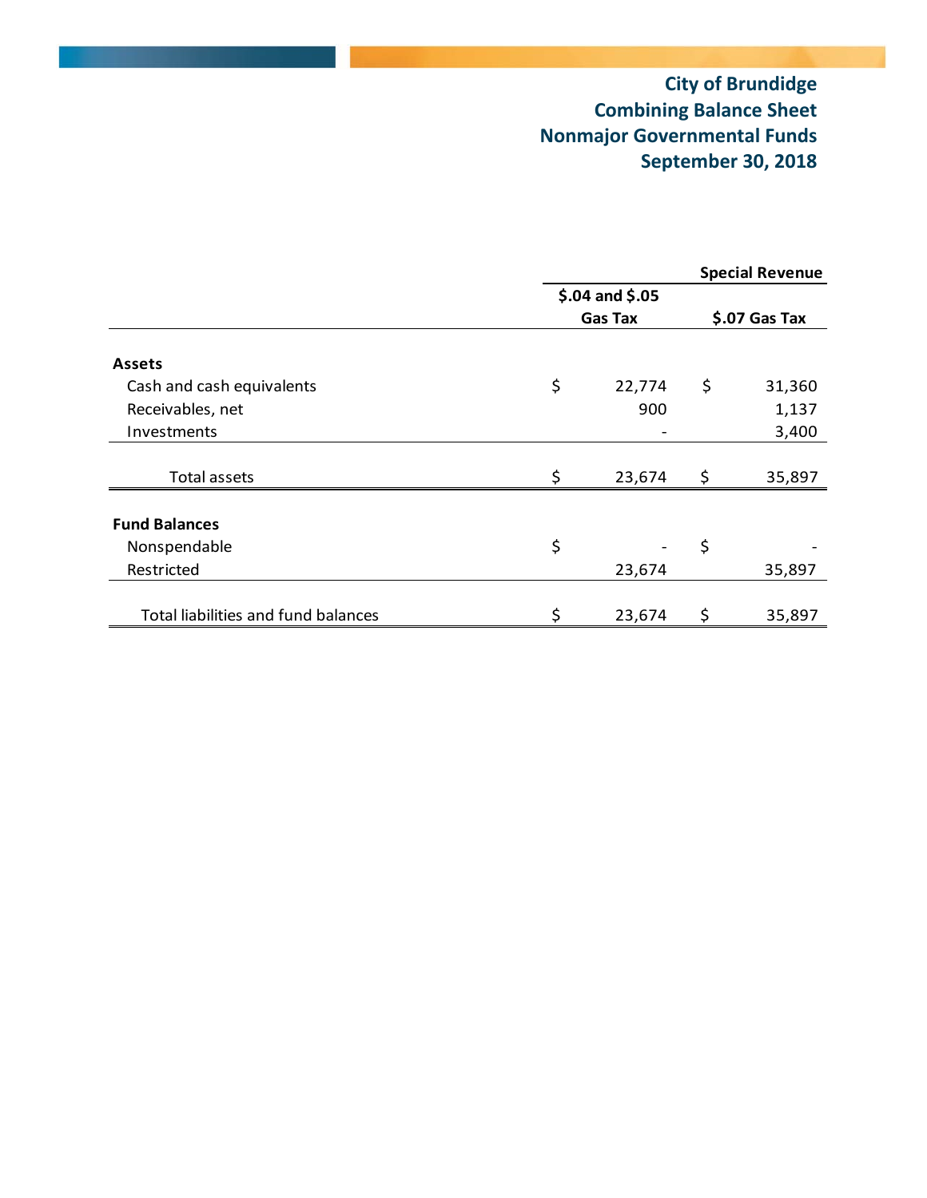# City of Brundidge
## Combining Balance Sheet
## Nonmajor Governmental Funds
## September 30, 2018

| | Special Revenue | |
|---|---|---|
| | $.04 and $.05 Gas Tax | $.07 Gas Tax |
| **Assets** | | |
| Cash and cash equivalents | $ 22,774 | $ 31,360 |
| Receivables, net | 900 | 1,137 |
| Investments | - | 3,400 |
| Total assets | $ 23,674 | $ 35,897 |
| **Fund Balances** | | |
| Nonspendable | $ - | $ - |
| Restricted | 23,674 | 35,897 |
| Total liabilities and fund balances | $ 23,674 | $ 35,897 |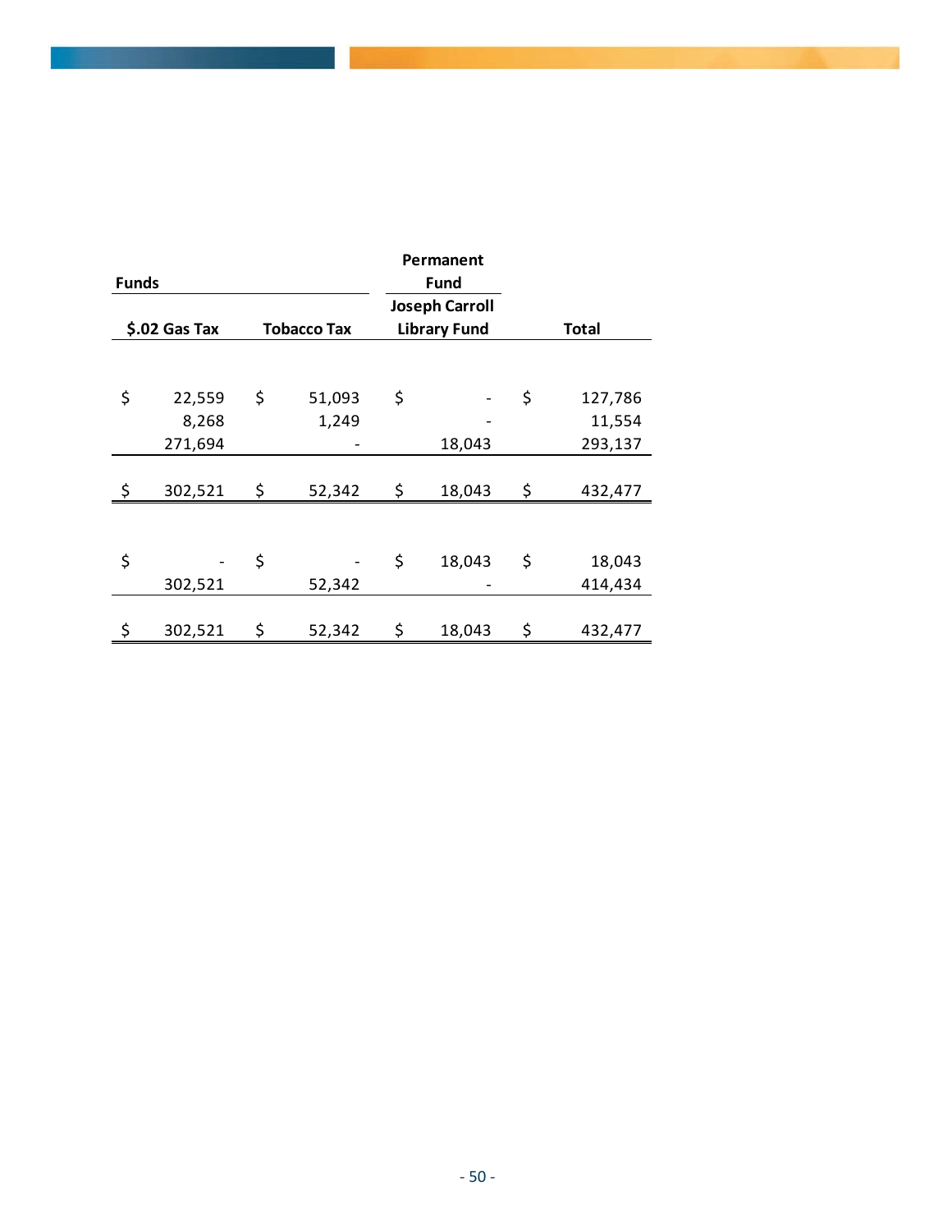| Funds | | Permanent Fund | |
|---|---|---|---|
| $.02 Gas Tax | Tobacco Tax | Joseph Carroll Library Fund | Total |
| | | | |
| $ 22,559 | $ 51,093 | $ - | $ 127,786 |
| 8,268 | 1,249 | - | 11,554 |
| 271,694 | - | 18,043 | 293,137 |
| $ 302,521 | $ 52,342 | $ 18,043 | $ 432,477 |
| | | | |
| $ - | $ - | $ 18,043 | $ 18,043 |
| 302,521 | 52,342 | - | 414,434 |
| $ 302,521 | $ 52,342 | $ 18,043 | $ 432,477 |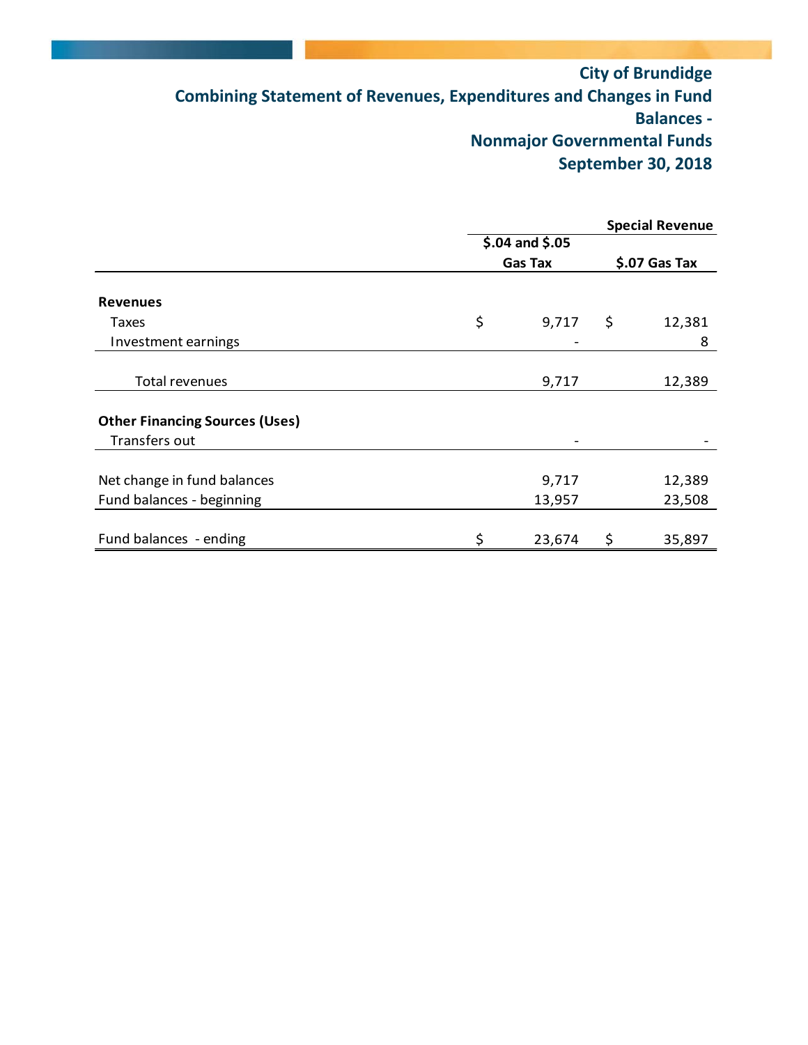# City of Brundidge
## Combining Statement of Revenues, Expenditures and Changes in Fund Balances - Nonmajor Governmental Funds
## September 30, 2018

| | Special Revenue | |
|---|---|---|
| | $.04 and $.05 Gas Tax | $.07 Gas Tax |
| **Revenues** | | |
| Taxes | $ 9,717 | $ 12,381 |
| Investment earnings | - | 8 |
| Total revenues | 9,717 | 12,389 |
| **Other Financing Sources (Uses)** | | |
| Transfers out | - | - |
| Net change in fund balances | 9,717 | 12,389 |
| Fund balances - beginning | 13,957 | 23,508 |
| Fund balances - ending | $ 23,674 | $ 35,897 |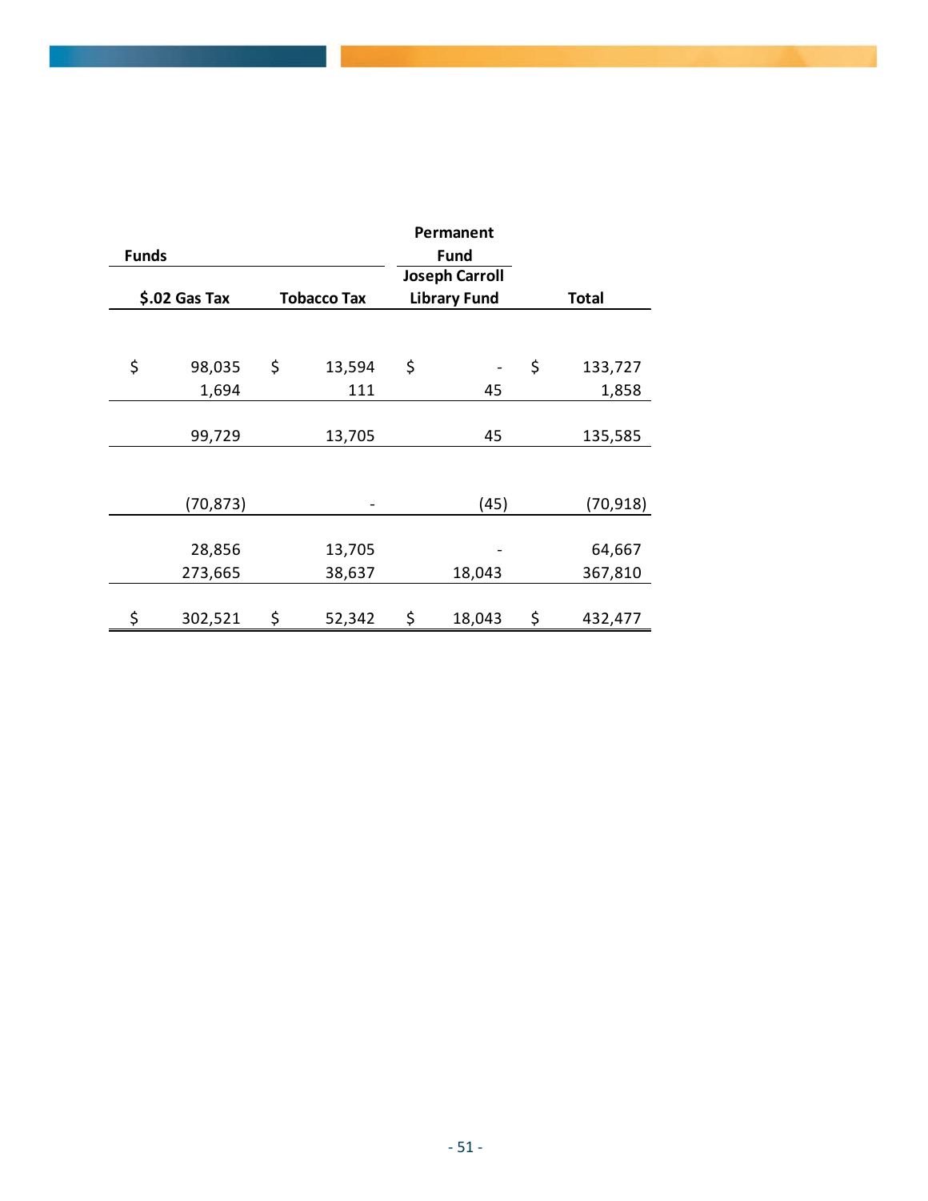| Funds | | Permanent Fund | |
|---|---|---|---|
| $.02 Gas Tax | Tobacco Tax | Joseph Carroll Library Fund | Total |
| $ 98,035 | $ 13,594 | $ - | $ 133,727 |
| 1,694 | 111 | 45 | 1,858 |
| 99,729 | 13,705 | 45 | 135,585 |
| (70,873) | - | (45) | (70,918) |
| 28,856 | 13,705 | - | 64,667 |
| 273,665 | 38,637 | 18,043 | 367,810 |
| $ 302,521 | $ 52,342 | $ 18,043 | $ 432,477 |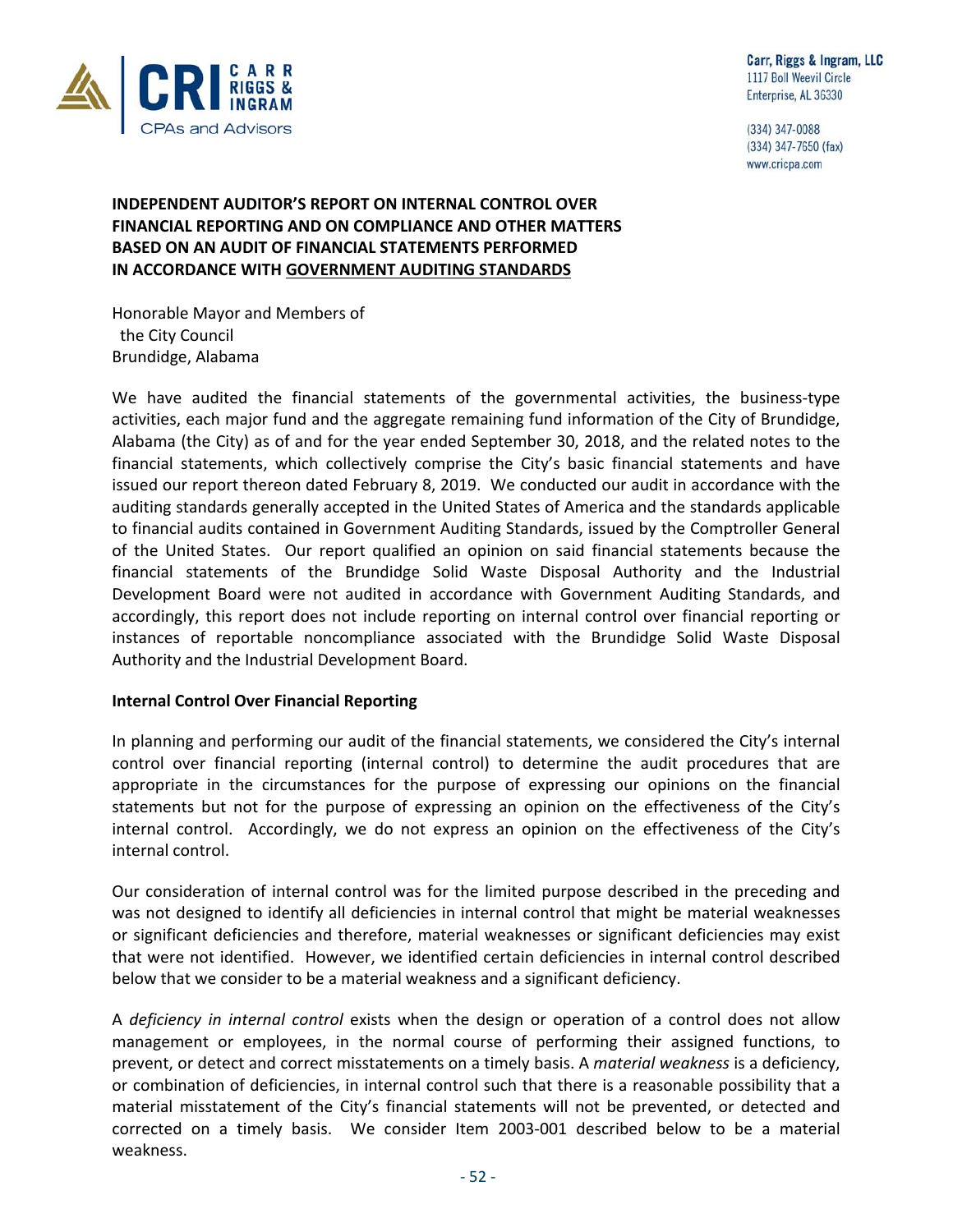Carr, Riggs & Ingram, LLC
1117 Boll Weevil Circle
Enterprise, AL 36330

(334) 347-0088
(334) 347-7650 (fax)
www.cricpa.com

# INDEPENDENT AUDITOR'S REPORT ON INTERNAL CONTROL OVER FINANCIAL REPORTING AND ON COMPLIANCE AND OTHER MATTERS BASED ON AN AUDIT OF FINANCIAL STATEMENTS PERFORMED IN ACCORDANCE WITH GOVERNMENT AUDITING STANDARDS

Honorable Mayor and Members of
the City Council
Brundidge, Alabama

We have audited the financial statements of the governmental activities, the business-type activities, each major fund and the aggregate remaining fund information of the City of Brundidge, Alabama (the City) as of and for the year ended September 30, 2018, and the related notes to the financial statements, which collectively comprise the City's basic financial statements and have issued our report thereon dated February 8, 2019. We conducted our audit in accordance with the auditing standards generally accepted in the United States of America and the standards applicable to financial audits contained in Government Auditing Standards, issued by the Comptroller General of the United States. Our report qualified an opinion on said financial statements because the financial statements of the Brundidge Solid Waste Disposal Authority and the Industrial Development Board were not audited in accordance with Government Auditing Standards, and accordingly, this report does not include reporting on internal control over financial reporting or instances of reportable noncompliance associated with the Brundidge Solid Waste Disposal Authority and the Industrial Development Board.

**Internal Control Over Financial Reporting**

In planning and performing our audit of the financial statements, we considered the City's internal control over financial reporting (internal control) to determine the audit procedures that are appropriate in the circumstances for the purpose of expressing our opinions on the financial statements but not for the purpose of expressing an opinion on the effectiveness of the City's internal control. Accordingly, we do not express an opinion on the effectiveness of the City's internal control.

Our consideration of internal control was for the limited purpose described in the preceding and was not designed to identify all deficiencies in internal control that might be material weaknesses or significant deficiencies and therefore, material weaknesses or significant deficiencies may exist that were not identified. However, we identified certain deficiencies in internal control described below that we consider to be a material weakness and a significant deficiency.

A *deficiency in internal control* exists when the design or operation of a control does not allow management or employees, in the normal course of performing their assigned functions, to prevent, or detect and correct misstatements on a timely basis. A *material weakness* is a deficiency, or combination of deficiencies, in internal control such that there is a reasonable possibility that a material misstatement of the City's financial statements will not be prevented, or detected and corrected on a timely basis. We consider Item 2003-001 described below to be a material weakness.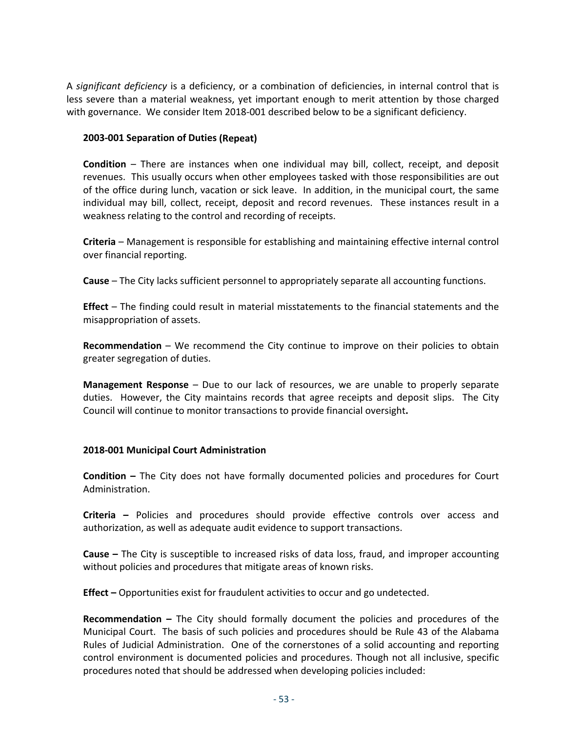A *significant deficiency* is a deficiency, or a combination of deficiencies, in internal control that is less severe than a material weakness, yet important enough to merit attention by those charged with governance. We consider Item 2018-001 described below to be a significant deficiency.

**2003-001 Separation of Duties (Repeat)**

**Condition** – There are instances when one individual may bill, collect, receipt, and deposit revenues. This usually occurs when other employees tasked with those responsibilities are out of the office during lunch, vacation or sick leave. In addition, in the municipal court, the same individual may bill, collect, receipt, deposit and record revenues. These instances result in a weakness relating to the control and recording of receipts.

**Criteria** – Management is responsible for establishing and maintaining effective internal control over financial reporting.

**Cause** – The City lacks sufficient personnel to appropriately separate all accounting functions.

**Effect** – The finding could result in material misstatements to the financial statements and the misappropriation of assets.

**Recommendation** – We recommend the City continue to improve on their policies to obtain greater segregation of duties.

**Management Response** – Due to our lack of resources, we are unable to properly separate duties. However, the City maintains records that agree receipts and deposit slips. The City Council will continue to monitor transactions to provide financial oversight**.**

**2018-001 Municipal Court Administration**

**Condition –** The City does not have formally documented policies and procedures for Court Administration.

**Criteria –** Policies and procedures should provide effective controls over access and authorization, as well as adequate audit evidence to support transactions.

**Cause –** The City is susceptible to increased risks of data loss, fraud, and improper accounting without policies and procedures that mitigate areas of known risks.

**Effect –** Opportunities exist for fraudulent activities to occur and go undetected.

**Recommendation –** The City should formally document the policies and procedures of the Municipal Court. The basis of such policies and procedures should be Rule 43 of the Alabama Rules of Judicial Administration. One of the cornerstones of a solid accounting and reporting control environment is documented policies and procedures. Though not all inclusive, specific procedures noted that should be addressed when developing policies included: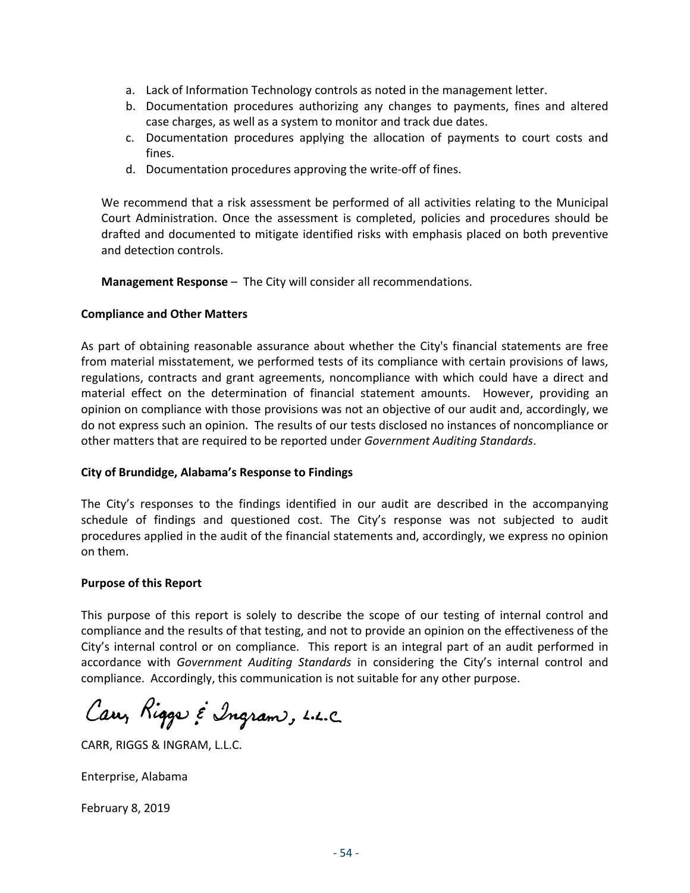a. Lack of Information Technology controls as noted in the management letter.
b. Documentation procedures authorizing any changes to payments, fines and altered case charges, as well as a system to monitor and track due dates.
c. Documentation procedures applying the allocation of payments to court costs and fines.
d. Documentation procedures approving the write-off of fines.

We recommend that a risk assessment be performed of all activities relating to the Municipal Court Administration. Once the assessment is completed, policies and procedures should be drafted and documented to mitigate identified risks with emphasis placed on both preventive and detection controls.

**Management Response** – The City will consider all recommendations.

**Compliance and Other Matters**

As part of obtaining reasonable assurance about whether the City's financial statements are free from material misstatement, we performed tests of its compliance with certain provisions of laws, regulations, contracts and grant agreements, noncompliance with which could have a direct and material effect on the determination of financial statement amounts. However, providing an opinion on compliance with those provisions was not an objective of our audit and, accordingly, we do not express such an opinion. The results of our tests disclosed no instances of noncompliance or other matters that are required to be reported under *Government Auditing Standards*.

**City of Brundidge, Alabama's Response to Findings**

The City's responses to the findings identified in our audit are described in the accompanying schedule of findings and questioned cost. The City's response was not subjected to audit procedures applied in the audit of the financial statements and, accordingly, we express no opinion on them.

**Purpose of this Report**

This purpose of this report is solely to describe the scope of our testing of internal control and compliance and the results of that testing, and not to provide an opinion on the effectiveness of the City's internal control or on compliance. This report is an integral part of an audit performed in accordance with *Government Auditing Standards* in considering the City's internal control and compliance. Accordingly, this communication is not suitable for any other purpose.

Carr, Riggs & Ingram, L.L.C.

CARR, RIGGS & INGRAM, L.L.C.

Enterprise, Alabama

February 8, 2019